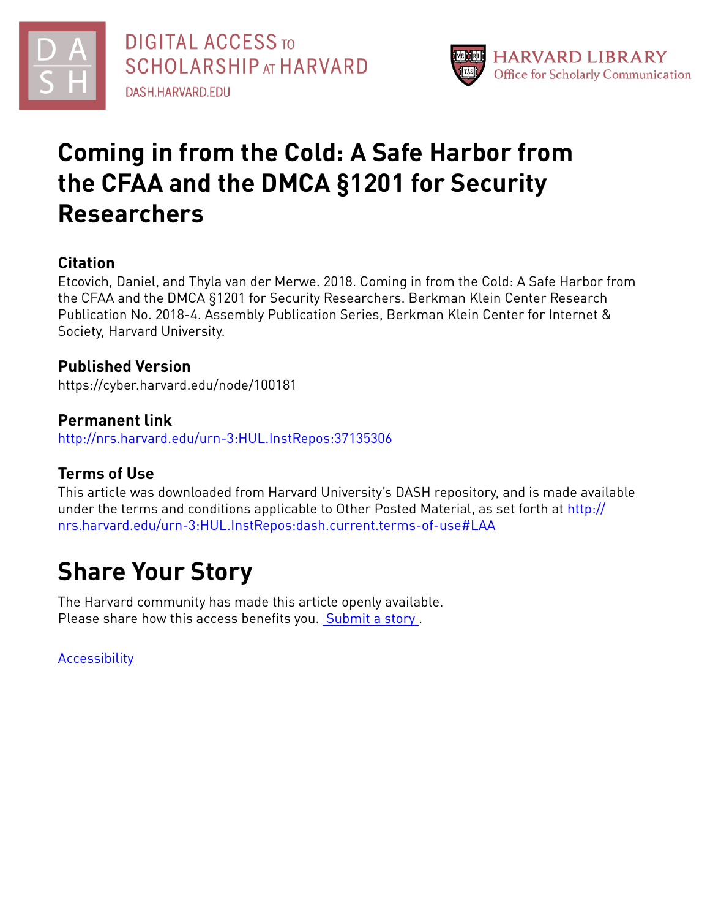DIGITAL ACCESS TO SCHOLARSHIP AT HARVARD
DASH.HARVARD.EDU

HARVARD LIBRARY
Office for Scholarly Communication

# Coming in from the Cold: A Safe Harbor from the CFAA and the DMCA §1201 for Security Researchers

## Citation

Etcovich, Daniel, and Thyla van der Merwe. 2018. Coming in from the Cold: A Safe Harbor from the CFAA and the DMCA §1201 for Security Researchers. Berkman Klein Center Research Publication No. 2018-4. Assembly Publication Series, Berkman Klein Center for Internet & Society, Harvard University.

## Published Version

https://cyber.harvard.edu/node/100181

## Permanent link

http://nrs.harvard.edu/urn-3:HUL.InstRepos:37135306

## Terms of Use

This article was downloaded from Harvard University's DASH repository, and is made available under the terms and conditions applicable to Other Posted Material, as set forth at http://nrs.harvard.edu/urn-3:HUL.InstRepos:dash.current.terms-of-use#LAA

# Share Your Story

The Harvard community has made this article openly available.
Please share how this access benefits you. Submit a story .

Accessibility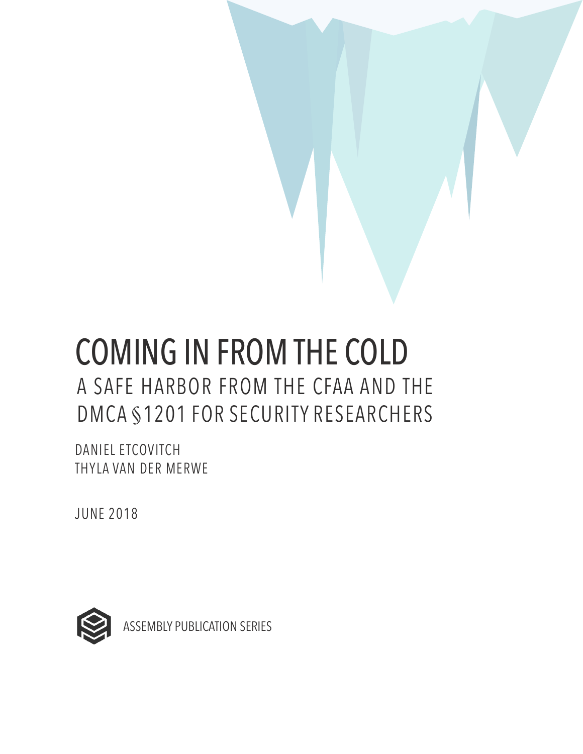# COMING IN FROM THE COLD

## A SAFE HARBOR FROM THE CFAA AND THE DMCA §1201 FOR SECURITY RESEARCHERS

DANIEL ETCOVITCH
THYLA VAN DER MERWE

JUNE 2018

ASSEMBLY PUBLICATION SERIES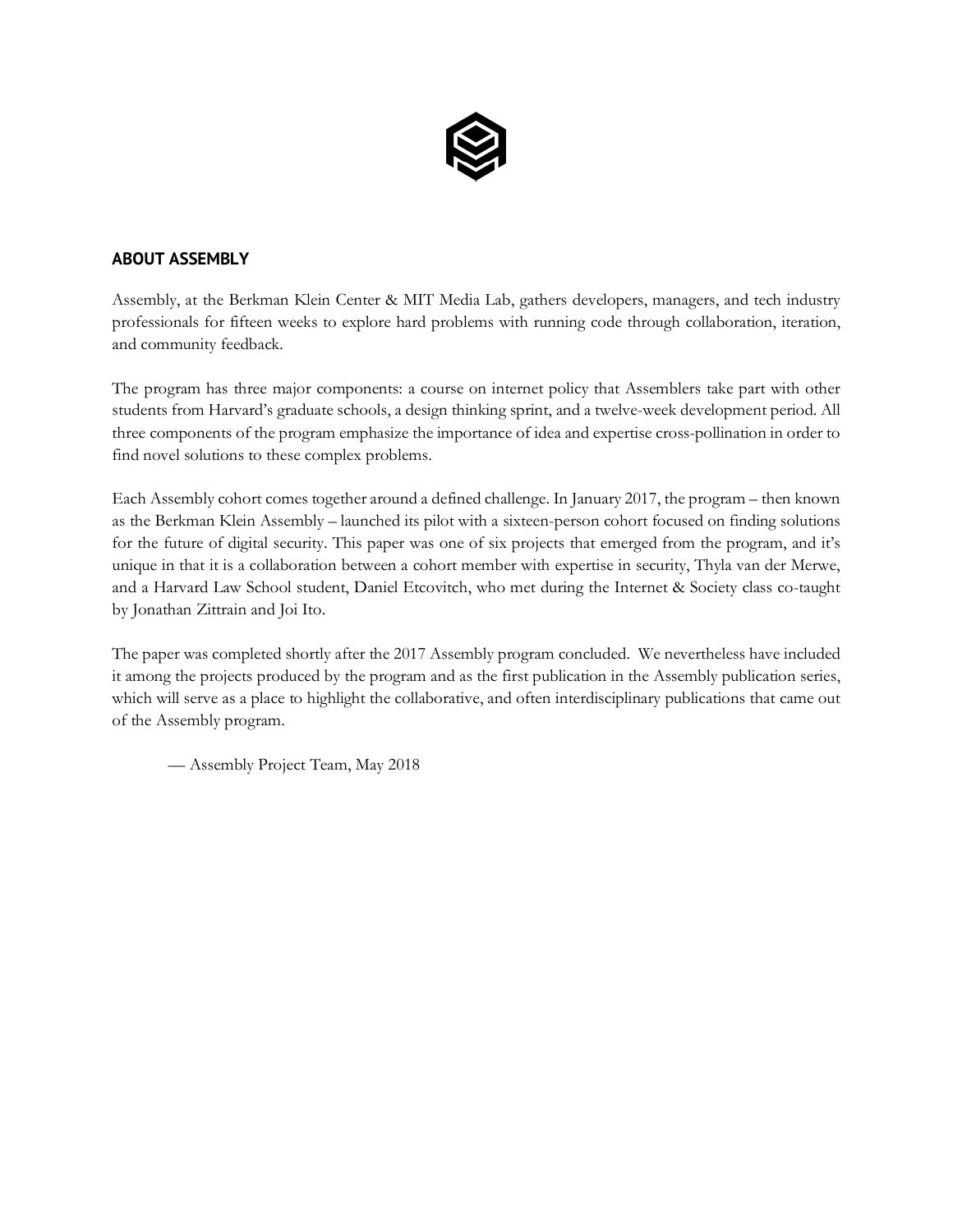## ABOUT ASSEMBLY

Assembly, at the Berkman Klein Center & MIT Media Lab, gathers developers, managers, and tech industry professionals for fifteen weeks to explore hard problems with running code through collaboration, iteration, and community feedback.

The program has three major components: a course on internet policy that Assemblers take part with other students from Harvard's graduate schools, a design thinking sprint, and a twelve-week development period. All three components of the program emphasize the importance of idea and expertise cross-pollination in order to find novel solutions to these complex problems.

Each Assembly cohort comes together around a defined challenge. In January 2017, the program – then known as the Berkman Klein Assembly – launched its pilot with a sixteen-person cohort focused on finding solutions for the future of digital security. This paper was one of six projects that emerged from the program, and it's unique in that it is a collaboration between a cohort member with expertise in security, Thyla van der Merwe, and a Harvard Law School student, Daniel Etcovitch, who met during the Internet & Society class co-taught by Jonathan Zittrain and Joi Ito.

The paper was completed shortly after the 2017 Assembly program concluded. We nevertheless have included it among the projects produced by the program and as the first publication in the Assembly publication series, which will serve as a place to highlight the collaborative, and often interdisciplinary publications that came out of the Assembly program.

— Assembly Project Team, May 2018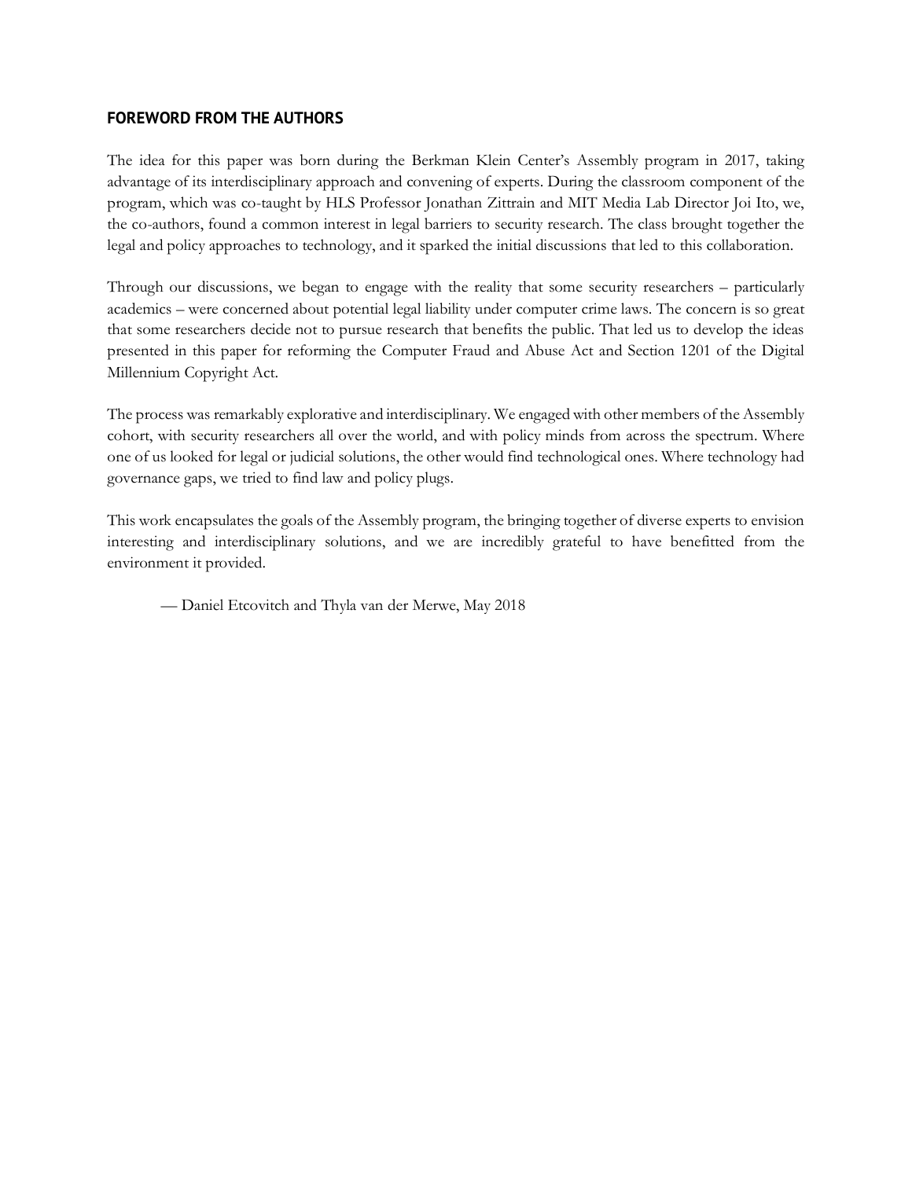## FOREWORD FROM THE AUTHORS

The idea for this paper was born during the Berkman Klein Center's Assembly program in 2017, taking advantage of its interdisciplinary approach and convening of experts. During the classroom component of the program, which was co-taught by HLS Professor Jonathan Zittrain and MIT Media Lab Director Joi Ito, we, the co-authors, found a common interest in legal barriers to security research. The class brought together the legal and policy approaches to technology, and it sparked the initial discussions that led to this collaboration.

Through our discussions, we began to engage with the reality that some security researchers – particularly academics – were concerned about potential legal liability under computer crime laws. The concern is so great that some researchers decide not to pursue research that benefits the public. That led us to develop the ideas presented in this paper for reforming the Computer Fraud and Abuse Act and Section 1201 of the Digital Millennium Copyright Act.

The process was remarkably explorative and interdisciplinary. We engaged with other members of the Assembly cohort, with security researchers all over the world, and with policy minds from across the spectrum. Where one of us looked for legal or judicial solutions, the other would find technological ones. Where technology had governance gaps, we tried to find law and policy plugs.

This work encapsulates the goals of the Assembly program, the bringing together of diverse experts to envision interesting and interdisciplinary solutions, and we are incredibly grateful to have benefitted from the environment it provided.

— Daniel Etcovitch and Thyla van der Merwe, May 2018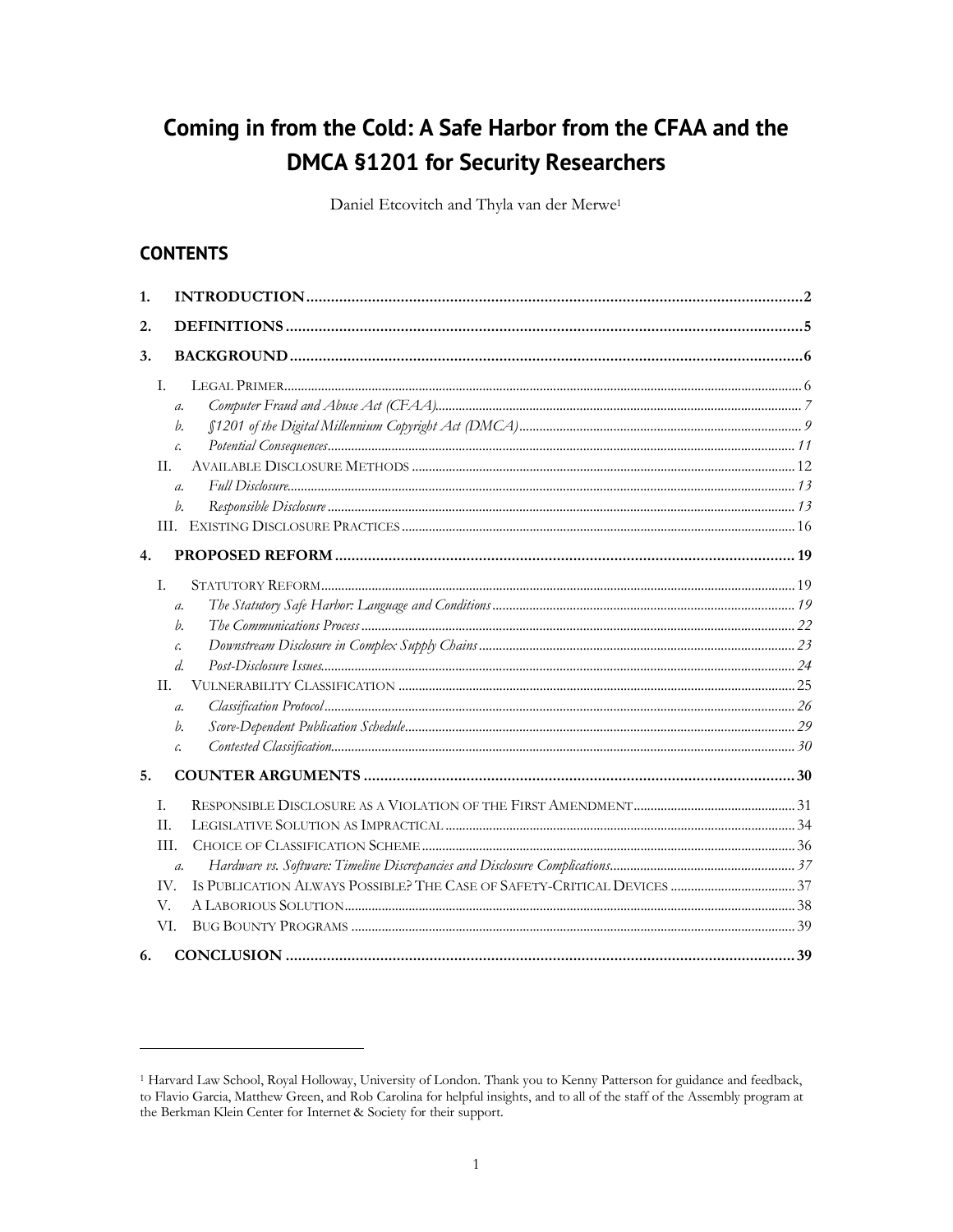# Coming in from the Cold: A Safe Harbor from the CFAA and the DMCA §1201 for Security Researchers

Daniel Etcovitch and Thyla van der Merwe[1]

## CONTENTS

1. **INTRODUCTION** .......... 2
2. **DEFINITIONS** .......... 5
3. **BACKGROUND** .......... 6
   - I. LEGAL PRIMER .......... 6
     - a. *Computer Fraud and Abuse Act (CFAA)* .......... 7
     - b. *§1201 of the Digital Millennium Copyright Act (DMCA)* .......... 9
     - c. *Potential Consequences* .......... 11
   - II. AVAILABLE DISCLOSURE METHODS .......... 12
     - a. *Full Disclosure* .......... 13
     - b. *Responsible Disclosure* .......... 13
   - III. EXISTING DISCLOSURE PRACTICES .......... 16
4. **PROPOSED REFORM** .......... 19
   - I. STATUTORY REFORM .......... 19
     - a. *The Statutory Safe Harbor: Language and Conditions* .......... 19
     - b. *The Communications Process* .......... 22
     - c. *Downstream Disclosure in Complex Supply Chains* .......... 23
     - d. *Post-Disclosure Issues* .......... 24
   - II. VULNERABILITY CLASSIFICATION .......... 25
     - a. *Classification Protocol* .......... 26
     - b. *Score-Dependent Publication Schedule* .......... 29
     - c. *Contested Classification* .......... 30
5. **COUNTER ARGUMENTS** .......... 30
   - I. RESPONSIBLE DISCLOSURE AS A VIOLATION OF THE FIRST AMENDMENT .......... 31
   - II. LEGISLATIVE SOLUTION AS IMPRACTICAL .......... 34
   - III. CHOICE OF CLASSIFICATION SCHEME .......... 36
     - a. *Hardware vs. Software: Timeline Discrepancies and Disclosure Complications* .......... 37
   - IV. IS PUBLICATION ALWAYS POSSIBLE? THE CASE OF SAFETY-CRITICAL DEVICES .......... 37
   - V. A LABORIOUS SOLUTION .......... 38
   - VI. BUG BOUNTY PROGRAMS .......... 39
6. **CONCLUSION** .......... 39

---

[1] Harvard Law School, Royal Holloway, University of London. Thank you to Kenny Patterson for guidance and feedback, to Flavio Garcia, Matthew Green, and Rob Carolina for helpful insights, and to all of the staff of the Assembly program at the Berkman Klein Center for Internet & Society for their support.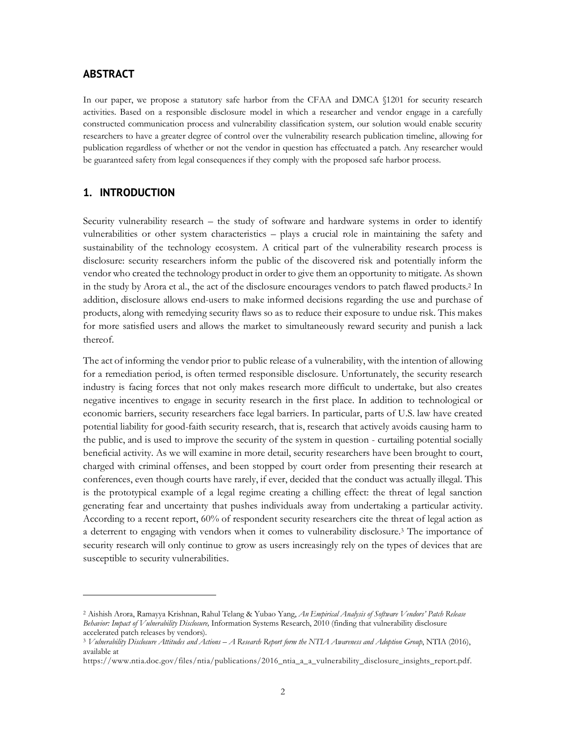## ABSTRACT

In our paper, we propose a statutory safe harbor from the CFAA and DMCA §1201 for security research activities. Based on a responsible disclosure model in which a researcher and vendor engage in a carefully constructed communication process and vulnerability classification system, our solution would enable security researchers to have a greater degree of control over the vulnerability research publication timeline, allowing for publication regardless of whether or not the vendor in question has effectuated a patch. Any researcher would be guaranteed safety from legal consequences if they comply with the proposed safe harbor process.

## 1. INTRODUCTION

Security vulnerability research – the study of software and hardware systems in order to identify vulnerabilities or other system characteristics – plays a crucial role in maintaining the safety and sustainability of the technology ecosystem. A critical part of the vulnerability research process is disclosure: security researchers inform the public of the discovered risk and potentially inform the vendor who created the technology product in order to give them an opportunity to mitigate. As shown in the study by Arora et al., the act of the disclosure encourages vendors to patch flawed products.[2] In addition, disclosure allows end-users to make informed decisions regarding the use and purchase of products, along with remedying security flaws so as to reduce their exposure to undue risk. This makes for more satisfied users and allows the market to simultaneously reward security and punish a lack thereof.

The act of informing the vendor prior to public release of a vulnerability, with the intention of allowing for a remediation period, is often termed responsible disclosure. Unfortunately, the security research industry is facing forces that not only makes research more difficult to undertake, but also creates negative incentives to engage in security research in the first place. In addition to technological or economic barriers, security researchers face legal barriers. In particular, parts of U.S. law have created potential liability for good-faith security research, that is, research that actively avoids causing harm to the public, and is used to improve the security of the system in question - curtailing potential socially beneficial activity. As we will examine in more detail, security researchers have been brought to court, charged with criminal offenses, and been stopped by court order from presenting their research at conferences, even though courts have rarely, if ever, decided that the conduct was actually illegal. This is the prototypical example of a legal regime creating a chilling effect: the threat of legal sanction generating fear and uncertainty that pushes individuals away from undertaking a particular activity. According to a recent report, 60% of respondent security researchers cite the threat of legal action as a deterrent to engaging with vendors when it comes to vulnerability disclosure.[3] The importance of security research will only continue to grow as users increasingly rely on the types of devices that are susceptible to security vulnerabilities.

---

[2] Aishish Arora, Ramayya Krishnan, Rahul Telang & Yubao Yang, *An Empirical Analysis of Software Vendors' Patch Release Behavior: Impact of Vulnerability Disclosure,* Information Systems Research, 2010 (finding that vulnerability disclosure accelerated patch releases by vendors).

[3] *Vulnerability Disclosure Attitudes and Actions – A Research Report form the NTIA Awareness and Adoption Group*, NTIA (2016), available at https://www.ntia.doc.gov/files/ntia/publications/2016_ntia_a_a_vulnerability_disclosure_insights_report.pdf.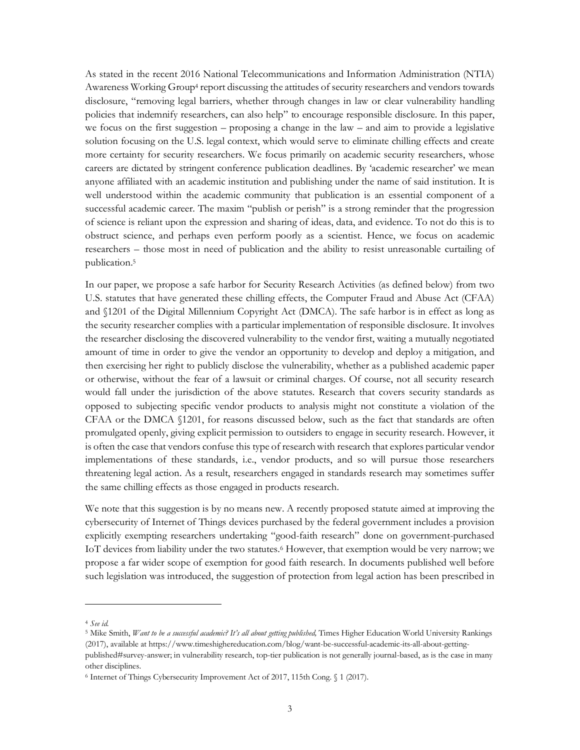As stated in the recent 2016 National Telecommunications and Information Administration (NTIA) Awareness Working Group[4] report discussing the attitudes of security researchers and vendors towards disclosure, "removing legal barriers, whether through changes in law or clear vulnerability handling policies that indemnify researchers, can also help" to encourage responsible disclosure. In this paper, we focus on the first suggestion – proposing a change in the law – and aim to provide a legislative solution focusing on the U.S. legal context, which would serve to eliminate chilling effects and create more certainty for security researchers. We focus primarily on academic security researchers, whose careers are dictated by stringent conference publication deadlines. By 'academic researcher' we mean anyone affiliated with an academic institution and publishing under the name of said institution. It is well understood within the academic community that publication is an essential component of a successful academic career. The maxim "publish or perish" is a strong reminder that the progression of science is reliant upon the expression and sharing of ideas, data, and evidence. To not do this is to obstruct science, and perhaps even perform poorly as a scientist. Hence, we focus on academic researchers – those most in need of publication and the ability to resist unreasonable curtailing of publication.[5]

In our paper, we propose a safe harbor for Security Research Activities (as defined below) from two U.S. statutes that have generated these chilling effects, the Computer Fraud and Abuse Act (CFAA) and §1201 of the Digital Millennium Copyright Act (DMCA). The safe harbor is in effect as long as the security researcher complies with a particular implementation of responsible disclosure. It involves the researcher disclosing the discovered vulnerability to the vendor first, waiting a mutually negotiated amount of time in order to give the vendor an opportunity to develop and deploy a mitigation, and then exercising her right to publicly disclose the vulnerability, whether as a published academic paper or otherwise, without the fear of a lawsuit or criminal charges. Of course, not all security research would fall under the jurisdiction of the above statutes. Research that covers security standards as opposed to subjecting specific vendor products to analysis might not constitute a violation of the CFAA or the DMCA §1201, for reasons discussed below, such as the fact that standards are often promulgated openly, giving explicit permission to outsiders to engage in security research. However, it is often the case that vendors confuse this type of research with research that explores particular vendor implementations of these standards, i.e., vendor products, and so will pursue those researchers threatening legal action. As a result, researchers engaged in standards research may sometimes suffer the same chilling effects as those engaged in products research.

We note that this suggestion is by no means new. A recently proposed statute aimed at improving the cybersecurity of Internet of Things devices purchased by the federal government includes a provision explicitly exempting researchers undertaking "good-faith research" done on government-purchased IoT devices from liability under the two statutes.[6] However, that exemption would be very narrow; we propose a far wider scope of exemption for good faith research. In documents published well before such legislation was introduced, the suggestion of protection from legal action has been prescribed in

---

[4] *See id.*

[5] Mike Smith, *Want to be a successful academic? It's all about getting published,* Times Higher Education World University Rankings (2017), available at https://www.timeshighereducation.com/blog/want-be-successful-academic-its-all-about-getting-published#survey-answer; in vulnerability research, top-tier publication is not generally journal-based, as is the case in many other disciplines.

[6] Internet of Things Cybersecurity Improvement Act of 2017, 115th Cong. § 1 (2017).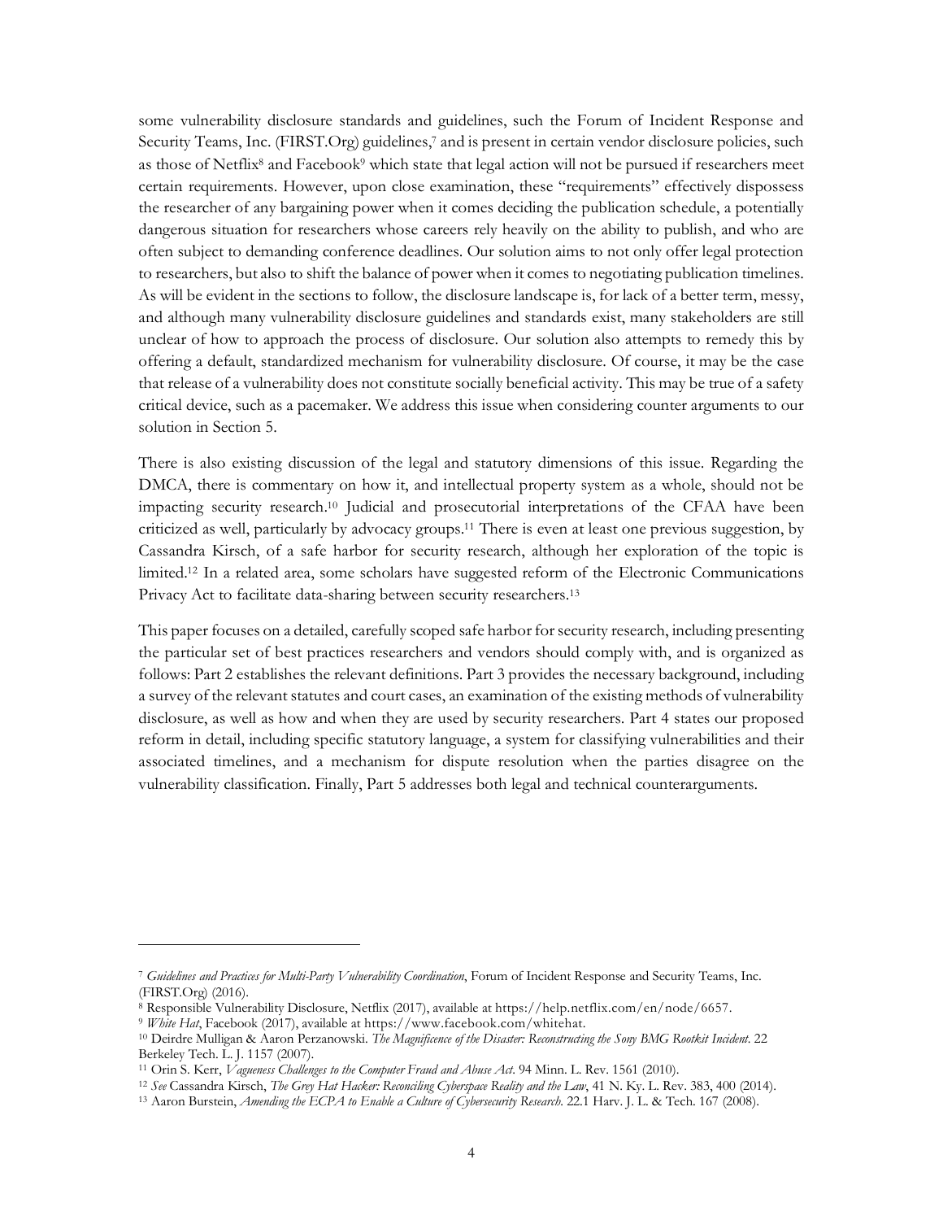some vulnerability disclosure standards and guidelines, such the Forum of Incident Response and Security Teams, Inc. (FIRST.Org) guidelines,[7] and is present in certain vendor disclosure policies, such as those of Netflix[8] and Facebook[9] which state that legal action will not be pursued if researchers meet certain requirements. However, upon close examination, these "requirements" effectively dispossess the researcher of any bargaining power when it comes deciding the publication schedule, a potentially dangerous situation for researchers whose careers rely heavily on the ability to publish, and who are often subject to demanding conference deadlines. Our solution aims to not only offer legal protection to researchers, but also to shift the balance of power when it comes to negotiating publication timelines. As will be evident in the sections to follow, the disclosure landscape is, for lack of a better term, messy, and although many vulnerability disclosure guidelines and standards exist, many stakeholders are still unclear of how to approach the process of disclosure. Our solution also attempts to remedy this by offering a default, standardized mechanism for vulnerability disclosure. Of course, it may be the case that release of a vulnerability does not constitute socially beneficial activity. This may be true of a safety critical device, such as a pacemaker. We address this issue when considering counter arguments to our solution in Section 5.

There is also existing discussion of the legal and statutory dimensions of this issue. Regarding the DMCA, there is commentary on how it, and intellectual property system as a whole, should not be impacting security research.[10] Judicial and prosecutorial interpretations of the CFAA have been criticized as well, particularly by advocacy groups.[11] There is even at least one previous suggestion, by Cassandra Kirsch, of a safe harbor for security research, although her exploration of the topic is limited.[12] In a related area, some scholars have suggested reform of the Electronic Communications Privacy Act to facilitate data-sharing between security researchers.[13]

This paper focuses on a detailed, carefully scoped safe harbor for security research, including presenting the particular set of best practices researchers and vendors should comply with, and is organized as follows: Part 2 establishes the relevant definitions. Part 3 provides the necessary background, including a survey of the relevant statutes and court cases, an examination of the existing methods of vulnerability disclosure, as well as how and when they are used by security researchers. Part 4 states our proposed reform in detail, including specific statutory language, a system for classifying vulnerabilities and their associated timelines, and a mechanism for dispute resolution when the parties disagree on the vulnerability classification. Finally, Part 5 addresses both legal and technical counterarguments.

---

[7] *Guidelines and Practices for Multi-Party Vulnerability Coordination*, Forum of Incident Response and Security Teams, Inc. (FIRST.Org) (2016).

[8] Responsible Vulnerability Disclosure, Netflix (2017), available at https://help.netflix.com/en/node/6657.

[9] *White Hat*, Facebook (2017), available at https://www.facebook.com/whitehat.

[10] Deirdre Mulligan & Aaron Perzanowski. *The Magnificence of the Disaster: Reconstructing the Sony BMG Rootkit Incident*. 22 Berkeley Tech. L. J. 1157 (2007).

[11] Orin S. Kerr, *Vagueness Challenges to the Computer Fraud and Abuse Act*. 94 Minn. L. Rev. 1561 (2010).

[12] *See* Cassandra Kirsch, *The Grey Hat Hacker: Reconciling Cyberspace Reality and the Law*, 41 N. Ky. L. Rev. 383, 400 (2014).

[13] Aaron Burstein, *Amending the ECPA to Enable a Culture of Cybersecurity Research*. 22.1 Harv. J. L. & Tech. 167 (2008).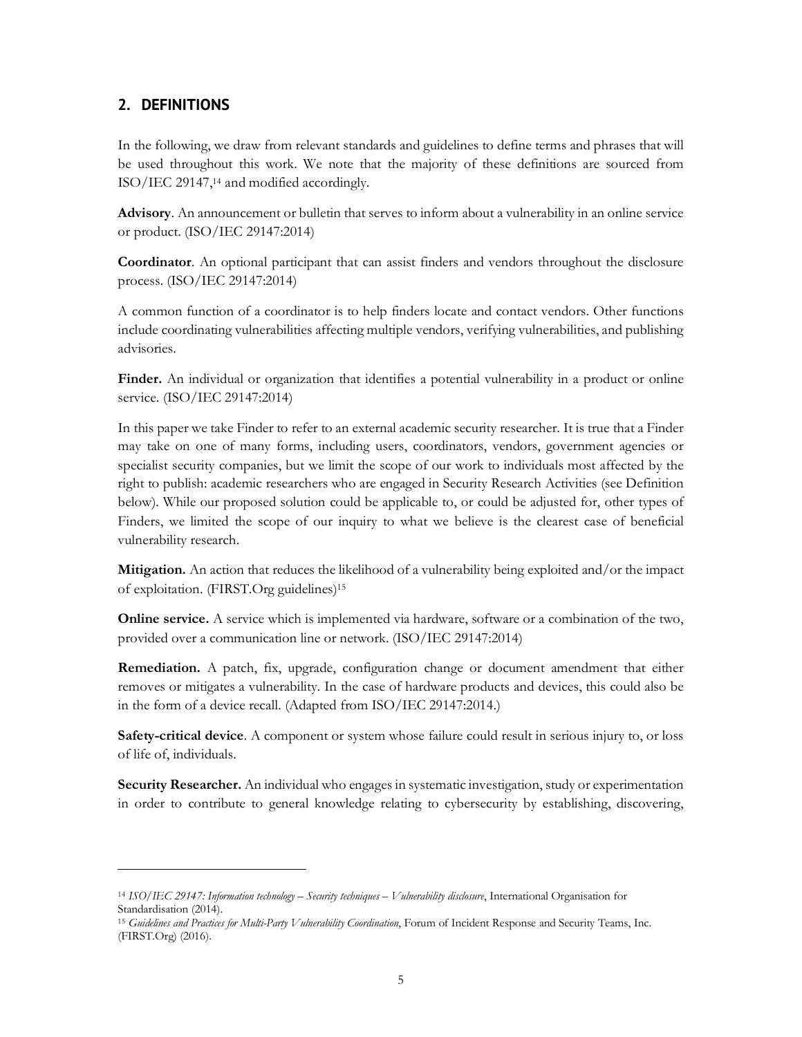## 2. DEFINITIONS

In the following, we draw from relevant standards and guidelines to define terms and phrases that will be used throughout this work. We note that the majority of these definitions are sourced from ISO/IEC 29147,[14] and modified accordingly.

**Advisory**. An announcement or bulletin that serves to inform about a vulnerability in an online service or product. (ISO/IEC 29147:2014)

**Coordinator**. An optional participant that can assist finders and vendors throughout the disclosure process. (ISO/IEC 29147:2014)

A common function of a coordinator is to help finders locate and contact vendors. Other functions include coordinating vulnerabilities affecting multiple vendors, verifying vulnerabilities, and publishing advisories.

**Finder.** An individual or organization that identifies a potential vulnerability in a product or online service. (ISO/IEC 29147:2014)

In this paper we take Finder to refer to an external academic security researcher. It is true that a Finder may take on one of many forms, including users, coordinators, vendors, government agencies or specialist security companies, but we limit the scope of our work to individuals most affected by the right to publish: academic researchers who are engaged in Security Research Activities (see Definition below). While our proposed solution could be applicable to, or could be adjusted for, other types of Finders, we limited the scope of our inquiry to what we believe is the clearest case of beneficial vulnerability research.

**Mitigation.** An action that reduces the likelihood of a vulnerability being exploited and/or the impact of exploitation. (FIRST.Org guidelines)[15]

**Online service.** A service which is implemented via hardware, software or a combination of the two, provided over a communication line or network. (ISO/IEC 29147:2014)

**Remediation.** A patch, fix, upgrade, configuration change or document amendment that either removes or mitigates a vulnerability. In the case of hardware products and devices, this could also be in the form of a device recall. (Adapted from ISO/IEC 29147:2014.)

**Safety-critical device**. A component or system whose failure could result in serious injury to, or loss of life of, individuals.

**Security Researcher.** An individual who engages in systematic investigation, study or experimentation in order to contribute to general knowledge relating to cybersecurity by establishing, discovering,

---

[14] *ISO/IEC 29147: Information technology – Security techniques – Vulnerability disclosure*, International Organisation for Standardisation (2014).

[15] *Guidelines and Practices for Multi-Party Vulnerability Coordination*, Forum of Incident Response and Security Teams, Inc. (FIRST.Org) (2016).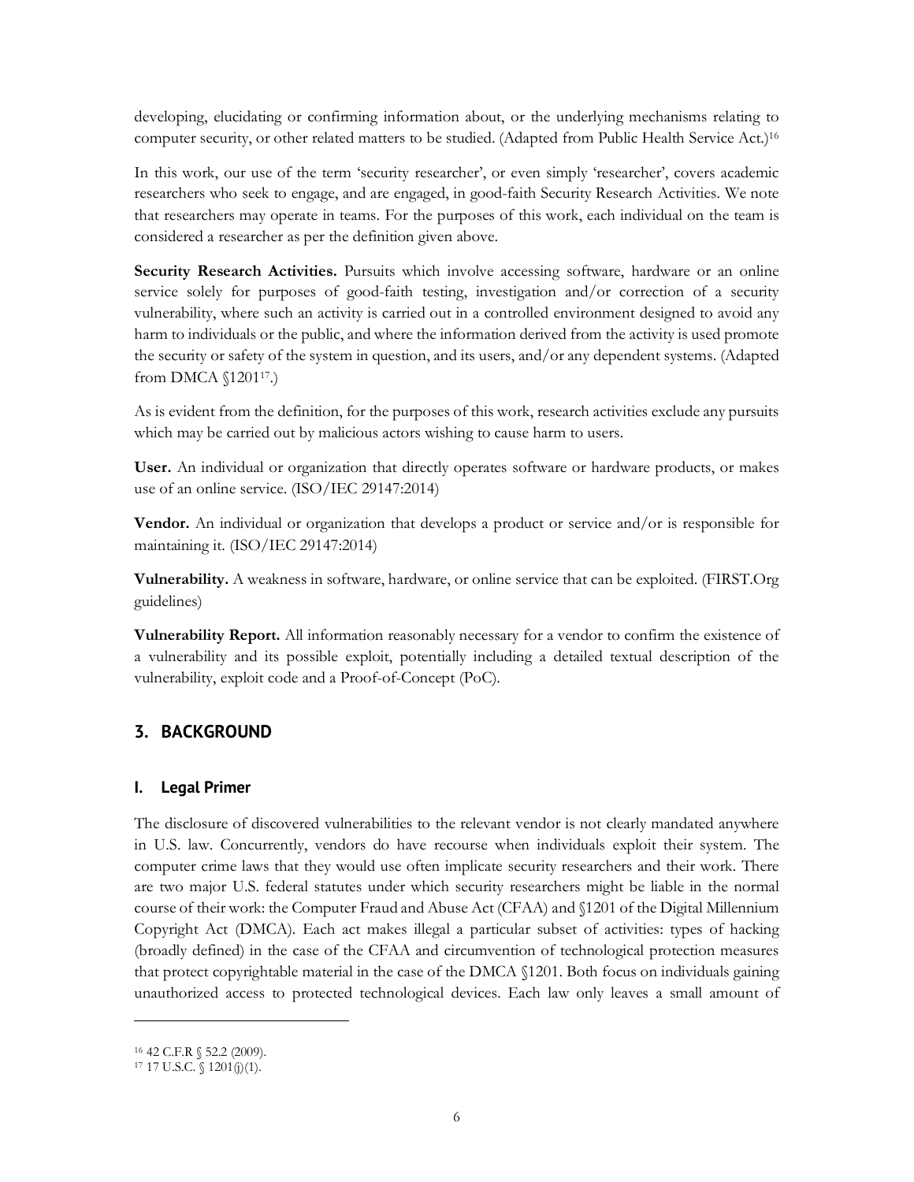developing, elucidating or confirming information about, or the underlying mechanisms relating to computer security, or other related matters to be studied. (Adapted from Public Health Service Act.)[16]

In this work, our use of the term 'security researcher', or even simply 'researcher', covers academic researchers who seek to engage, and are engaged, in good-faith Security Research Activities. We note that researchers may operate in teams. For the purposes of this work, each individual on the team is considered a researcher as per the definition given above.

**Security Research Activities.** Pursuits which involve accessing software, hardware or an online service solely for purposes of good-faith testing, investigation and/or correction of a security vulnerability, where such an activity is carried out in a controlled environment designed to avoid any harm to individuals or the public, and where the information derived from the activity is used promote the security or safety of the system in question, and its users, and/or any dependent systems. (Adapted from DMCA §1201[17].)

As is evident from the definition, for the purposes of this work, research activities exclude any pursuits which may be carried out by malicious actors wishing to cause harm to users.

**User.** An individual or organization that directly operates software or hardware products, or makes use of an online service. (ISO/IEC 29147:2014)

**Vendor.** An individual or organization that develops a product or service and/or is responsible for maintaining it. (ISO/IEC 29147:2014)

**Vulnerability.** A weakness in software, hardware, or online service that can be exploited. (FIRST.Org guidelines)

**Vulnerability Report.** All information reasonably necessary for a vendor to confirm the existence of a vulnerability and its possible exploit, potentially including a detailed textual description of the vulnerability, exploit code and a Proof-of-Concept (PoC).

## 3. BACKGROUND

### I. Legal Primer

The disclosure of discovered vulnerabilities to the relevant vendor is not clearly mandated anywhere in U.S. law. Concurrently, vendors do have recourse when individuals exploit their system. The computer crime laws that they would use often implicate security researchers and their work. There are two major U.S. federal statutes under which security researchers might be liable in the normal course of their work: the Computer Fraud and Abuse Act (CFAA) and §1201 of the Digital Millennium Copyright Act (DMCA). Each act makes illegal a particular subset of activities: types of hacking (broadly defined) in the case of the CFAA and circumvention of technological protection measures that protect copyrightable material in the case of the DMCA §1201. Both focus on individuals gaining unauthorized access to protected technological devices. Each law only leaves a small amount of

---

[16] 42 C.F.R § 52.2 (2009).

[17] 17 U.S.C. § 1201(j)(1).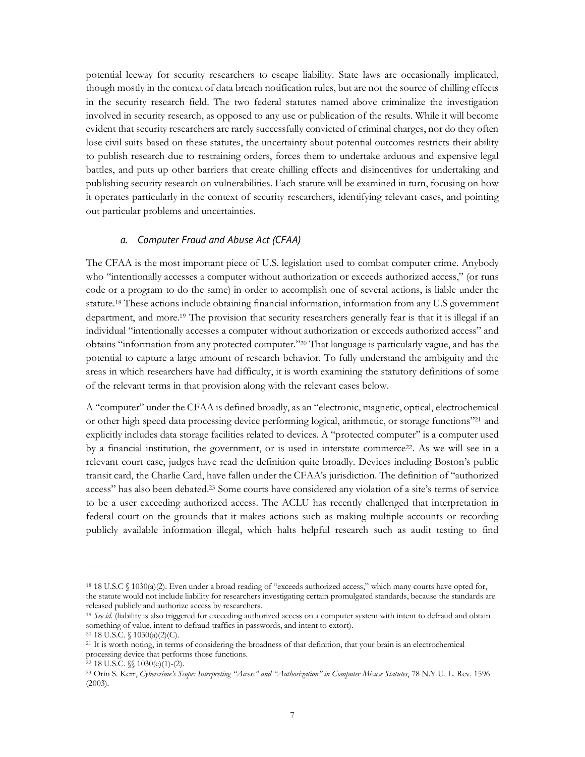potential leeway for security researchers to escape liability. State laws are occasionally implicated, though mostly in the context of data breach notification rules, but are not the source of chilling effects in the security research field. The two federal statutes named above criminalize the investigation involved in security research, as opposed to any use or publication of the results. While it will become evident that security researchers are rarely successfully convicted of criminal charges, nor do they often lose civil suits based on these statutes, the uncertainty about potential outcomes restricts their ability to publish research due to restraining orders, forces them to undertake arduous and expensive legal battles, and puts up other barriers that create chilling effects and disincentives for undertaking and publishing security research on vulnerabilities. Each statute will be examined in turn, focusing on how it operates particularly in the context of security researchers, identifying relevant cases, and pointing out particular problems and uncertainties.

### *a. Computer Fraud and Abuse Act (CFAA)*

The CFAA is the most important piece of U.S. legislation used to combat computer crime. Anybody who "intentionally accesses a computer without authorization or exceeds authorized access," (or runs code or a program to do the same) in order to accomplish one of several actions, is liable under the statute.[18] These actions include obtaining financial information, information from any U.S government department, and more.[19] The provision that security researchers generally fear is that it is illegal if an individual "intentionally accesses a computer without authorization or exceeds authorized access" and obtains "information from any protected computer."[20] That language is particularly vague, and has the potential to capture a large amount of research behavior. To fully understand the ambiguity and the areas in which researchers have had difficulty, it is worth examining the statutory definitions of some of the relevant terms in that provision along with the relevant cases below.

A "computer" under the CFAA is defined broadly, as an "electronic, magnetic, optical, electrochemical or other high speed data processing device performing logical, arithmetic, or storage functions"[21] and explicitly includes data storage facilities related to devices. A "protected computer" is a computer used by a financial institution, the government, or is used in interstate commerce[22]. As we will see in a relevant court case, judges have read the definition quite broadly. Devices including Boston's public transit card, the Charlie Card, have fallen under the CFAA's jurisdiction. The definition of "authorized access" has also been debated.[23] Some courts have considered any violation of a site's terms of service to be a user exceeding authorized access. The ACLU has recently challenged that interpretation in federal court on the grounds that it makes actions such as making multiple accounts or recording publicly available information illegal, which halts helpful research such as audit testing to find

---

[18] 18 U.S.C § 1030(a)(2). Even under a broad reading of "exceeds authorized access," which many courts have opted for, the statute would not include liability for researchers investigating certain promulgated standards, because the standards are released publicly and authorize access by researchers.

[19] *See id.* (liability is also triggered for exceeding authorized access on a computer system with intent to defraud and obtain something of value, intent to defraud traffics in passwords, and intent to extort).

[20] 18 U.S.C. § 1030(a)(2)(C).

[21] It is worth noting, in terms of considering the broadness of that definition, that your brain is an electrochemical processing device that performs those functions.

[22] 18 U.S.C. §§ 1030(e)(1)-(2).

[23] Orin S. Kerr, *Cybercrime's Scope: Interpreting "Access" and "Authorization" in Computer Misuse Statutes*, 78 N.Y.U. L. Rev. 1596 (2003).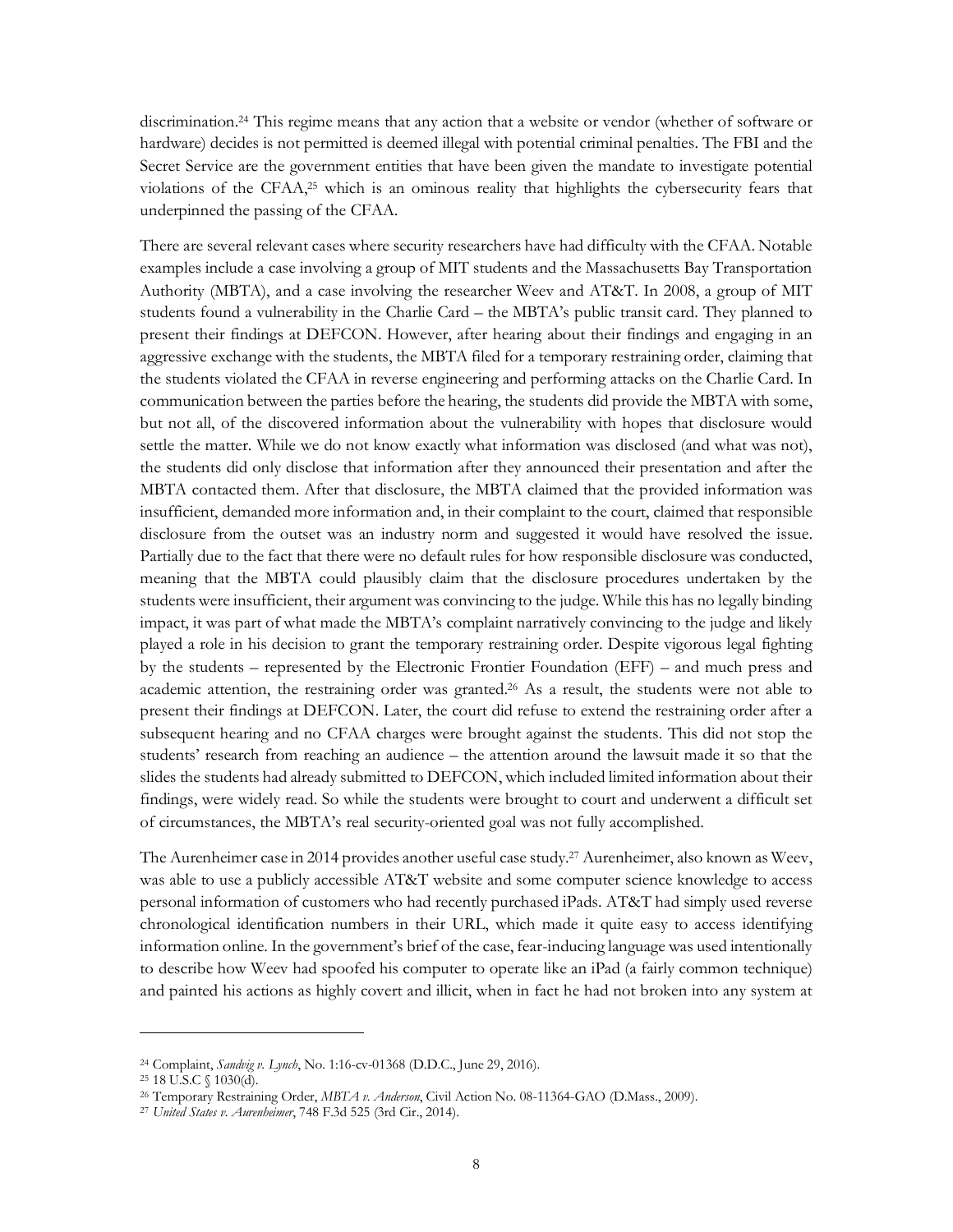discrimination.[24] This regime means that any action that a website or vendor (whether of software or hardware) decides is not permitted is deemed illegal with potential criminal penalties. The FBI and the Secret Service are the government entities that have been given the mandate to investigate potential violations of the CFAA,[25] which is an ominous reality that highlights the cybersecurity fears that underpinned the passing of the CFAA.

There are several relevant cases where security researchers have had difficulty with the CFAA. Notable examples include a case involving a group of MIT students and the Massachusetts Bay Transportation Authority (MBTA), and a case involving the researcher Weev and AT&T. In 2008, a group of MIT students found a vulnerability in the Charlie Card – the MBTA's public transit card. They planned to present their findings at DEFCON. However, after hearing about their findings and engaging in an aggressive exchange with the students, the MBTA filed for a temporary restraining order, claiming that the students violated the CFAA in reverse engineering and performing attacks on the Charlie Card. In communication between the parties before the hearing, the students did provide the MBTA with some, but not all, of the discovered information about the vulnerability with hopes that disclosure would settle the matter. While we do not know exactly what information was disclosed (and what was not), the students did only disclose that information after they announced their presentation and after the MBTA contacted them. After that disclosure, the MBTA claimed that the provided information was insufficient, demanded more information and, in their complaint to the court, claimed that responsible disclosure from the outset was an industry norm and suggested it would have resolved the issue. Partially due to the fact that there were no default rules for how responsible disclosure was conducted, meaning that the MBTA could plausibly claim that the disclosure procedures undertaken by the students were insufficient, their argument was convincing to the judge. While this has no legally binding impact, it was part of what made the MBTA's complaint narratively convincing to the judge and likely played a role in his decision to grant the temporary restraining order. Despite vigorous legal fighting by the students – represented by the Electronic Frontier Foundation (EFF) – and much press and academic attention, the restraining order was granted.[26] As a result, the students were not able to present their findings at DEFCON. Later, the court did refuse to extend the restraining order after a subsequent hearing and no CFAA charges were brought against the students. This did not stop the students' research from reaching an audience – the attention around the lawsuit made it so that the slides the students had already submitted to DEFCON, which included limited information about their findings, were widely read. So while the students were brought to court and underwent a difficult set of circumstances, the MBTA's real security-oriented goal was not fully accomplished.

The Aurenheimer case in 2014 provides another useful case study.[27] Aurenheimer, also known as Weev, was able to use a publicly accessible AT&T website and some computer science knowledge to access personal information of customers who had recently purchased iPads. AT&T had simply used reverse chronological identification numbers in their URL, which made it quite easy to access identifying information online. In the government's brief of the case, fear-inducing language was used intentionally to describe how Weev had spoofed his computer to operate like an iPad (a fairly common technique) and painted his actions as highly covert and illicit, when in fact he had not broken into any system at

---

[24] Complaint, *Sandvig v. Lynch*, No. 1:16-cv-01368 (D.D.C., June 29, 2016).

[25] 18 U.S.C § 1030(d).

[26] Temporary Restraining Order, *MBTA v. Anderson*, Civil Action No. 08-11364-GAO (D.Mass., 2009).

[27] *United States v. Aurenheimer*, 748 F.3d 525 (3rd Cir., 2014).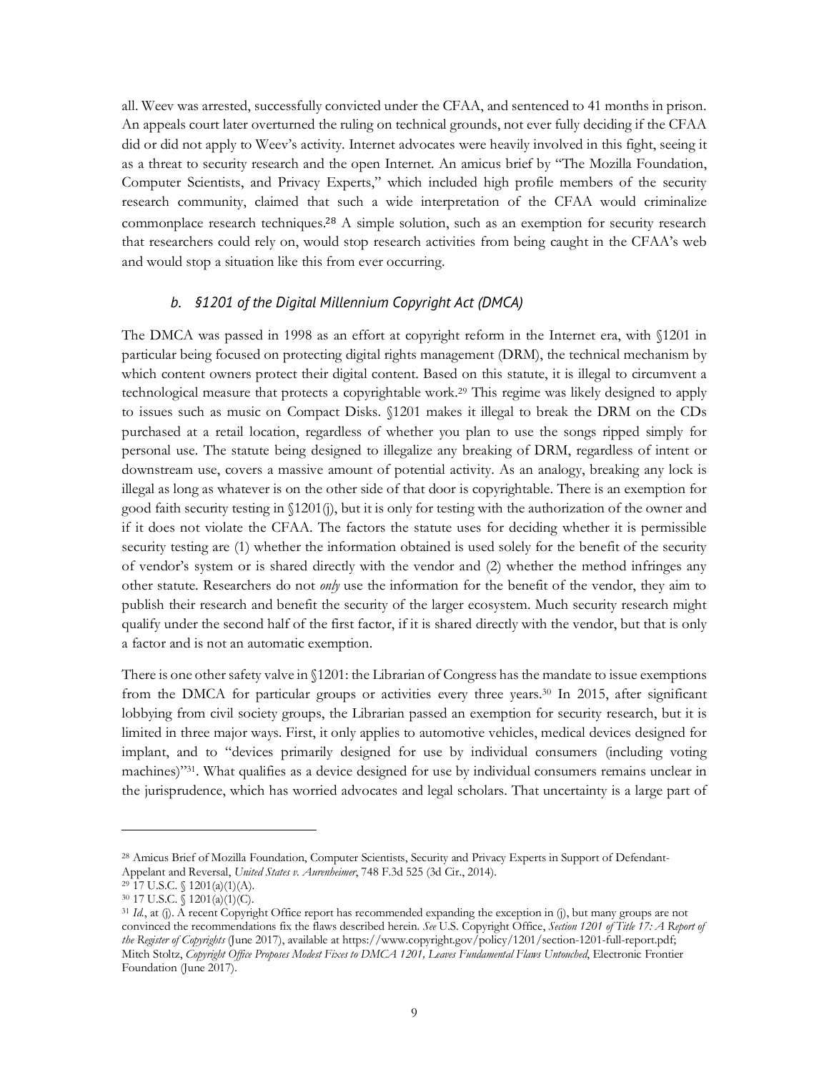all. Weev was arrested, successfully convicted under the CFAA, and sentenced to 41 months in prison. An appeals court later overturned the ruling on technical grounds, not ever fully deciding if the CFAA did or did not apply to Weev's activity. Internet advocates were heavily involved in this fight, seeing it as a threat to security research and the open Internet. An amicus brief by "The Mozilla Foundation, Computer Scientists, and Privacy Experts," which included high profile members of the security research community, claimed that such a wide interpretation of the CFAA would criminalize commonplace research techniques.[28] A simple solution, such as an exemption for security research that researchers could rely on, would stop research activities from being caught in the CFAA's web and would stop a situation like this from ever occurring.

### *b. §1201 of the Digital Millennium Copyright Act (DMCA)*

The DMCA was passed in 1998 as an effort at copyright reform in the Internet era, with §1201 in particular being focused on protecting digital rights management (DRM), the technical mechanism by which content owners protect their digital content. Based on this statute, it is illegal to circumvent a technological measure that protects a copyrightable work.[29] This regime was likely designed to apply to issues such as music on Compact Disks. §1201 makes it illegal to break the DRM on the CDs purchased at a retail location, regardless of whether you plan to use the songs ripped simply for personal use. The statute being designed to illegalize any breaking of DRM, regardless of intent or downstream use, covers a massive amount of potential activity. As an analogy, breaking any lock is illegal as long as whatever is on the other side of that door is copyrightable. There is an exemption for good faith security testing in §1201(j), but it is only for testing with the authorization of the owner and if it does not violate the CFAA. The factors the statute uses for deciding whether it is permissible security testing are (1) whether the information obtained is used solely for the benefit of the security of vendor's system or is shared directly with the vendor and (2) whether the method infringes any other statute. Researchers do not *only* use the information for the benefit of the vendor, they aim to publish their research and benefit the security of the larger ecosystem. Much security research might qualify under the second half of the first factor, if it is shared directly with the vendor, but that is only a factor and is not an automatic exemption.

There is one other safety valve in §1201: the Librarian of Congress has the mandate to issue exemptions from the DMCA for particular groups or activities every three years.[30] In 2015, after significant lobbying from civil society groups, the Librarian passed an exemption for security research, but it is limited in three major ways. First, it only applies to automotive vehicles, medical devices designed for implant, and to "devices primarily designed for use by individual consumers (including voting machines)"[31]. What qualifies as a device designed for use by individual consumers remains unclear in the jurisprudence, which has worried advocates and legal scholars. That uncertainty is a large part of

---

[28] Amicus Brief of Mozilla Foundation, Computer Scientists, Security and Privacy Experts in Support of Defendant-Appelant and Reversal, *United States v. Aurenheimer*, 748 F.3d 525 (3d Cir., 2014).

[29] 17 U.S.C. § 1201(a)(1)(A).

[30] 17 U.S.C. § 1201(a)(1)(C).

[31] *Id.*, at (j). A recent Copyright Office report has recommended expanding the exception in (j), but many groups are not convinced the recommendations fix the flaws described herein. *See* U.S. Copyright Office, *Section 1201 of Title 17: A Report of the Register of Copyrights* (June 2017), available at https://www.copyright.gov/policy/1201/section-1201-full-report.pdf; Mitch Stoltz, *Copyright Office Proposes Modest Fixes to DMCA 1201, Leaves Fundamental Flaws Untouched*, Electronic Frontier Foundation (June 2017).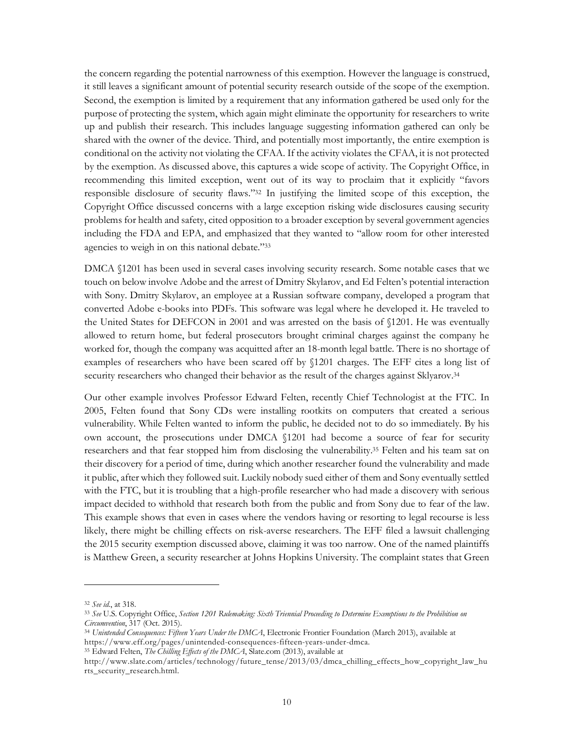the concern regarding the potential narrowness of this exemption. However the language is construed, it still leaves a significant amount of potential security research outside of the scope of the exemption. Second, the exemption is limited by a requirement that any information gathered be used only for the purpose of protecting the system, which again might eliminate the opportunity for researchers to write up and publish their research. This includes language suggesting information gathered can only be shared with the owner of the device. Third, and potentially most importantly, the entire exemption is conditional on the activity not violating the CFAA. If the activity violates the CFAA, it is not protected by the exemption. As discussed above, this captures a wide scope of activity. The Copyright Office, in recommending this limited exception, went out of its way to proclaim that it explicitly "favors responsible disclosure of security flaws."[32] In justifying the limited scope of this exception, the Copyright Office discussed concerns with a large exception risking wide disclosures causing security problems for health and safety, cited opposition to a broader exception by several government agencies including the FDA and EPA, and emphasized that they wanted to "allow room for other interested agencies to weigh in on this national debate."[33]

DMCA §1201 has been used in several cases involving security research. Some notable cases that we touch on below involve Adobe and the arrest of Dmitry Skylarov, and Ed Felten's potential interaction with Sony. Dmitry Skylarov, an employee at a Russian software company, developed a program that converted Adobe e-books into PDFs. This software was legal where he developed it. He traveled to the United States for DEFCON in 2001 and was arrested on the basis of §1201. He was eventually allowed to return home, but federal prosecutors brought criminal charges against the company he worked for, though the company was acquitted after an 18-month legal battle. There is no shortage of examples of researchers who have been scared off by §1201 charges. The EFF cites a long list of security researchers who changed their behavior as the result of the charges against Sklyarov.[34]

Our other example involves Professor Edward Felten, recently Chief Technologist at the FTC. In 2005, Felten found that Sony CDs were installing rootkits on computers that created a serious vulnerability. While Felten wanted to inform the public, he decided not to do so immediately. By his own account, the prosecutions under DMCA §1201 had become a source of fear for security researchers and that fear stopped him from disclosing the vulnerability.[35] Felten and his team sat on their discovery for a period of time, during which another researcher found the vulnerability and made it public, after which they followed suit. Luckily nobody sued either of them and Sony eventually settled with the FTC, but it is troubling that a high-profile researcher who had made a discovery with serious impact decided to withhold that research both from the public and from Sony due to fear of the law. This example shows that even in cases where the vendors having or resorting to legal recourse is less likely, there might be chilling effects on risk-averse researchers. The EFF filed a lawsuit challenging the 2015 security exemption discussed above, claiming it was too narrow. One of the named plaintiffs is Matthew Green, a security researcher at Johns Hopkins University. The complaint states that Green

---

[32] *See id.*, at 318.

[33] *See* U.S. Copyright Office, *Section 1201 Rulemaking: Sixth Triennial Proceeding to Determine Exemptions to the Prohibition on Circumvention*, 317 (Oct. 2015).

[34] *Unintended Consequences: Fifteen Years Under the DMCA*, Electronic Frontier Foundation (March 2013), available at https://www.eff.org/pages/unintended-consequences-fifteen-years-under-dmca.

[35] Edward Felten, *The Chilling Effects of the DMCA*, Slate.com (2013), available at http://www.slate.com/articles/technology/future_tense/2013/03/dmca_chilling_effects_how_copyright_law_hurts_security_research.html.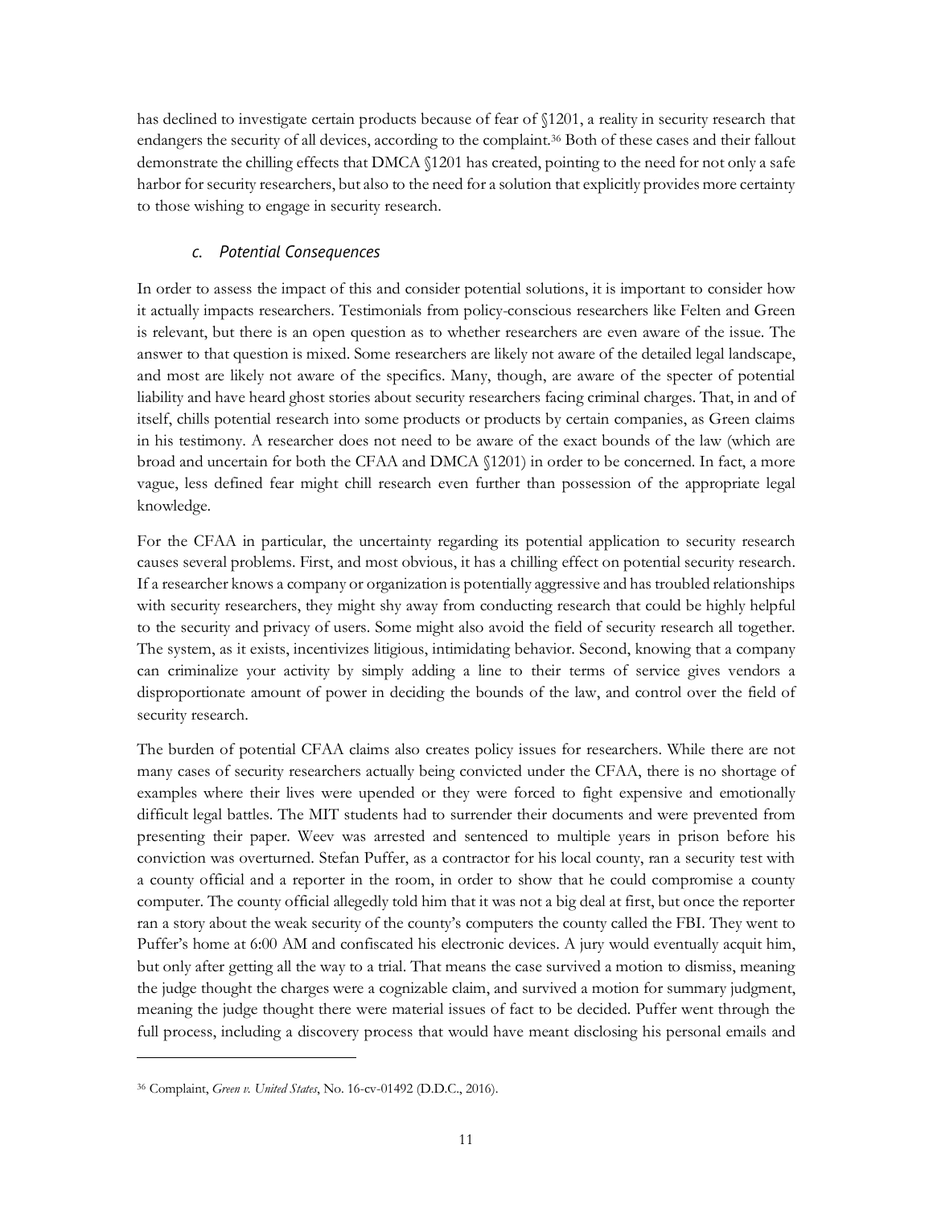has declined to investigate certain products because of fear of §1201, a reality in security research that endangers the security of all devices, according to the complaint.[36] Both of these cases and their fallout demonstrate the chilling effects that DMCA §1201 has created, pointing to the need for not only a safe harbor for security researchers, but also to the need for a solution that explicitly provides more certainty to those wishing to engage in security research.

### *c. Potential Consequences*

In order to assess the impact of this and consider potential solutions, it is important to consider how it actually impacts researchers. Testimonials from policy-conscious researchers like Felten and Green is relevant, but there is an open question as to whether researchers are even aware of the issue. The answer to that question is mixed. Some researchers are likely not aware of the detailed legal landscape, and most are likely not aware of the specifics. Many, though, are aware of the specter of potential liability and have heard ghost stories about security researchers facing criminal charges. That, in and of itself, chills potential research into some products or products by certain companies, as Green claims in his testimony. A researcher does not need to be aware of the exact bounds of the law (which are broad and uncertain for both the CFAA and DMCA §1201) in order to be concerned. In fact, a more vague, less defined fear might chill research even further than possession of the appropriate legal knowledge.

For the CFAA in particular, the uncertainty regarding its potential application to security research causes several problems. First, and most obvious, it has a chilling effect on potential security research. If a researcher knows a company or organization is potentially aggressive and has troubled relationships with security researchers, they might shy away from conducting research that could be highly helpful to the security and privacy of users. Some might also avoid the field of security research all together. The system, as it exists, incentivizes litigious, intimidating behavior. Second, knowing that a company can criminalize your activity by simply adding a line to their terms of service gives vendors a disproportionate amount of power in deciding the bounds of the law, and control over the field of security research.

The burden of potential CFAA claims also creates policy issues for researchers. While there are not many cases of security researchers actually being convicted under the CFAA, there is no shortage of examples where their lives were upended or they were forced to fight expensive and emotionally difficult legal battles. The MIT students had to surrender their documents and were prevented from presenting their paper. Weev was arrested and sentenced to multiple years in prison before his conviction was overturned. Stefan Puffer, as a contractor for his local county, ran a security test with a county official and a reporter in the room, in order to show that he could compromise a county computer. The county official allegedly told him that it was not a big deal at first, but once the reporter ran a story about the weak security of the county's computers the county called the FBI. They went to Puffer's home at 6:00 AM and confiscated his electronic devices. A jury would eventually acquit him, but only after getting all the way to a trial. That means the case survived a motion to dismiss, meaning the judge thought the charges were a cognizable claim, and survived a motion for summary judgment, meaning the judge thought there were material issues of fact to be decided. Puffer went through the full process, including a discovery process that would have meant disclosing his personal emails and

---

[36] Complaint, *Green v. United States*, No. 16-cv-01492 (D.D.C., 2016).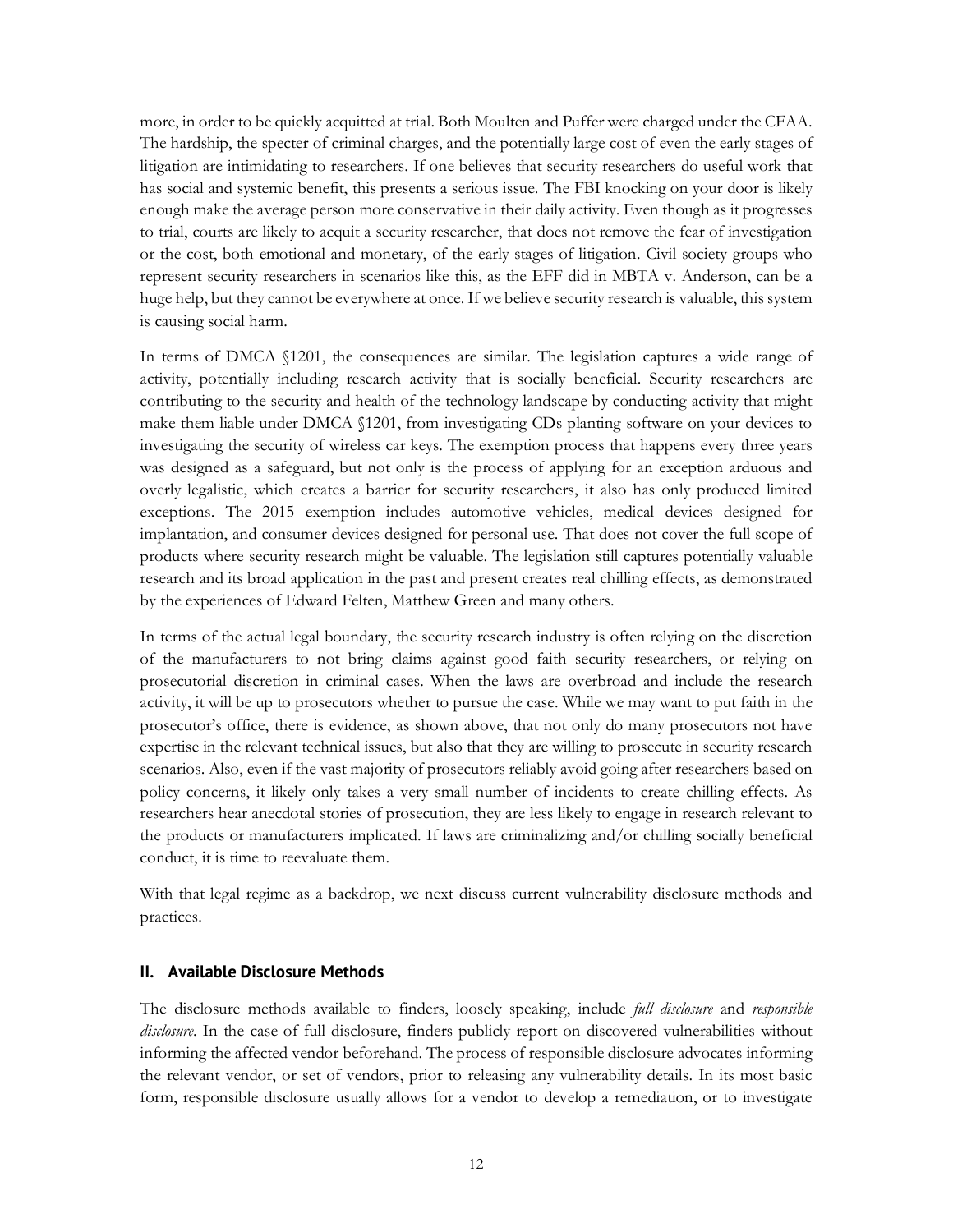more, in order to be quickly acquitted at trial. Both Moulten and Puffer were charged under the CFAA. The hardship, the specter of criminal charges, and the potentially large cost of even the early stages of litigation are intimidating to researchers. If one believes that security researchers do useful work that has social and systemic benefit, this presents a serious issue. The FBI knocking on your door is likely enough make the average person more conservative in their daily activity. Even though as it progresses to trial, courts are likely to acquit a security researcher, that does not remove the fear of investigation or the cost, both emotional and monetary, of the early stages of litigation. Civil society groups who represent security researchers in scenarios like this, as the EFF did in MBTA v. Anderson, can be a huge help, but they cannot be everywhere at once. If we believe security research is valuable, this system is causing social harm.

In terms of DMCA §1201, the consequences are similar. The legislation captures a wide range of activity, potentially including research activity that is socially beneficial. Security researchers are contributing to the security and health of the technology landscape by conducting activity that might make them liable under DMCA §1201, from investigating CDs planting software on your devices to investigating the security of wireless car keys. The exemption process that happens every three years was designed as a safeguard, but not only is the process of applying for an exception arduous and overly legalistic, which creates a barrier for security researchers, it also has only produced limited exceptions. The 2015 exemption includes automotive vehicles, medical devices designed for implantation, and consumer devices designed for personal use. That does not cover the full scope of products where security research might be valuable. The legislation still captures potentially valuable research and its broad application in the past and present creates real chilling effects, as demonstrated by the experiences of Edward Felten, Matthew Green and many others.

In terms of the actual legal boundary, the security research industry is often relying on the discretion of the manufacturers to not bring claims against good faith security researchers, or relying on prosecutorial discretion in criminal cases. When the laws are overbroad and include the research activity, it will be up to prosecutors whether to pursue the case. While we may want to put faith in the prosecutor's office, there is evidence, as shown above, that not only do many prosecutors not have expertise in the relevant technical issues, but also that they are willing to prosecute in security research scenarios. Also, even if the vast majority of prosecutors reliably avoid going after researchers based on policy concerns, it likely only takes a very small number of incidents to create chilling effects. As researchers hear anecdotal stories of prosecution, they are less likely to engage in research relevant to the products or manufacturers implicated. If laws are criminalizing and/or chilling socially beneficial conduct, it is time to reevaluate them.

With that legal regime as a backdrop, we next discuss current vulnerability disclosure methods and practices.

## II. Available Disclosure Methods

The disclosure methods available to finders, loosely speaking, include *full disclosure* and *responsible disclosure*. In the case of full disclosure, finders publicly report on discovered vulnerabilities without informing the affected vendor beforehand. The process of responsible disclosure advocates informing the relevant vendor, or set of vendors, prior to releasing any vulnerability details. In its most basic form, responsible disclosure usually allows for a vendor to develop a remediation, or to investigate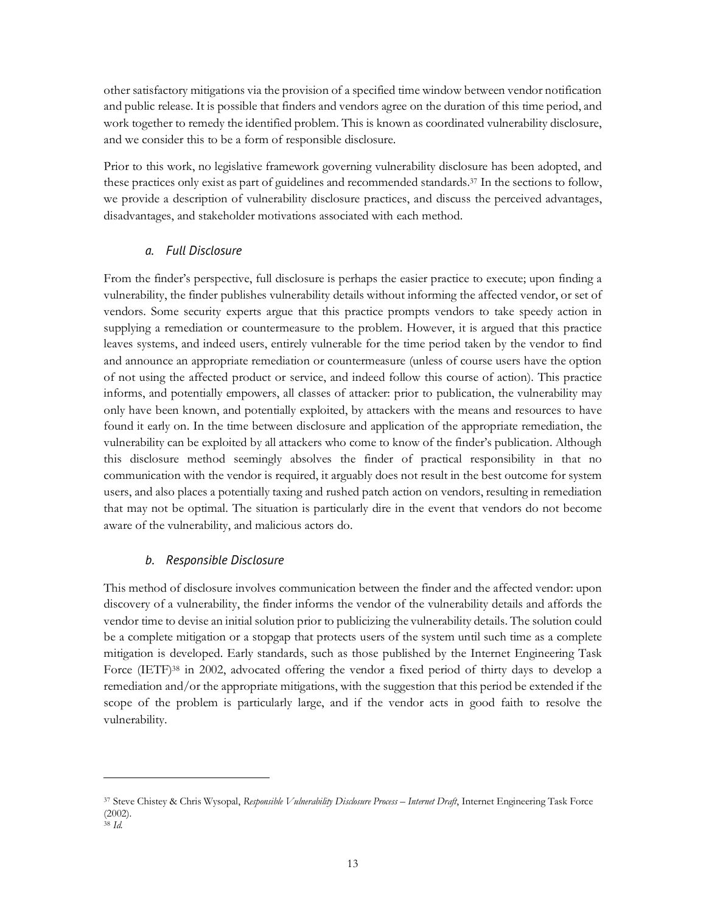other satisfactory mitigations via the provision of a specified time window between vendor notification and public release. It is possible that finders and vendors agree on the duration of this time period, and work together to remedy the identified problem. This is known as coordinated vulnerability disclosure, and we consider this to be a form of responsible disclosure.

Prior to this work, no legislative framework governing vulnerability disclosure has been adopted, and these practices only exist as part of guidelines and recommended standards.[37] In the sections to follow, we provide a description of vulnerability disclosure practices, and discuss the perceived advantages, disadvantages, and stakeholder motivations associated with each method.

### *a. Full Disclosure*

From the finder's perspective, full disclosure is perhaps the easier practice to execute; upon finding a vulnerability, the finder publishes vulnerability details without informing the affected vendor, or set of vendors. Some security experts argue that this practice prompts vendors to take speedy action in supplying a remediation or countermeasure to the problem. However, it is argued that this practice leaves systems, and indeed users, entirely vulnerable for the time period taken by the vendor to find and announce an appropriate remediation or countermeasure (unless of course users have the option of not using the affected product or service, and indeed follow this course of action). This practice informs, and potentially empowers, all classes of attacker: prior to publication, the vulnerability may only have been known, and potentially exploited, by attackers with the means and resources to have found it early on. In the time between disclosure and application of the appropriate remediation, the vulnerability can be exploited by all attackers who come to know of the finder's publication. Although this disclosure method seemingly absolves the finder of practical responsibility in that no communication with the vendor is required, it arguably does not result in the best outcome for system users, and also places a potentially taxing and rushed patch action on vendors, resulting in remediation that may not be optimal. The situation is particularly dire in the event that vendors do not become aware of the vulnerability, and malicious actors do.

### *b. Responsible Disclosure*

This method of disclosure involves communication between the finder and the affected vendor: upon discovery of a vulnerability, the finder informs the vendor of the vulnerability details and affords the vendor time to devise an initial solution prior to publicizing the vulnerability details. The solution could be a complete mitigation or a stopgap that protects users of the system until such time as a complete mitigation is developed. Early standards, such as those published by the Internet Engineering Task Force (IETF)[38] in 2002, advocated offering the vendor a fixed period of thirty days to develop a remediation and/or the appropriate mitigations, with the suggestion that this period be extended if the scope of the problem is particularly large, and if the vendor acts in good faith to resolve the vulnerability.

---

[37] Steve Chistey & Chris Wysopal, *Responsible Vulnerability Disclosure Process – Internet Draft*, Internet Engineering Task Force (2002).

[38] *Id.*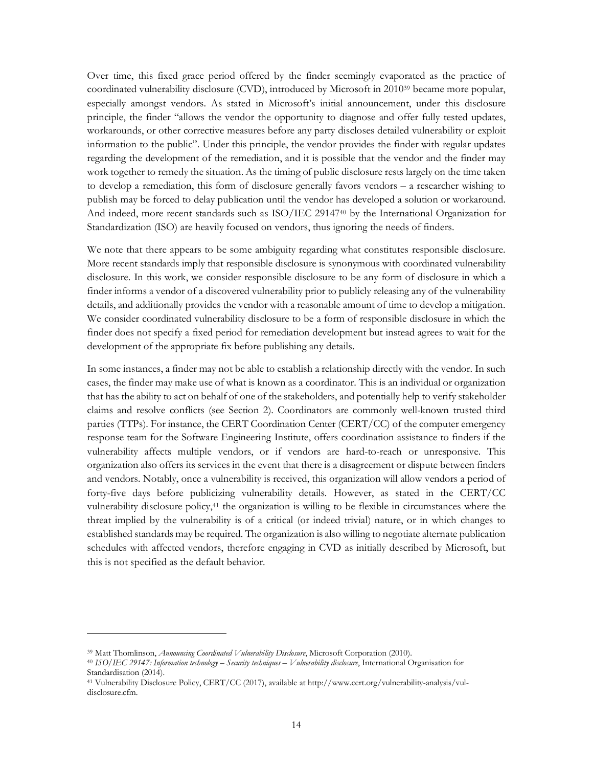Over time, this fixed grace period offered by the finder seemingly evaporated as the practice of coordinated vulnerability disclosure (CVD), introduced by Microsoft in 2010[39] became more popular, especially amongst vendors. As stated in Microsoft's initial announcement, under this disclosure principle, the finder "allows the vendor the opportunity to diagnose and offer fully tested updates, workarounds, or other corrective measures before any party discloses detailed vulnerability or exploit information to the public". Under this principle, the vendor provides the finder with regular updates regarding the development of the remediation, and it is possible that the vendor and the finder may work together to remedy the situation. As the timing of public disclosure rests largely on the time taken to develop a remediation, this form of disclosure generally favors vendors – a researcher wishing to publish may be forced to delay publication until the vendor has developed a solution or workaround. And indeed, more recent standards such as ISO/IEC 29147[40] by the International Organization for Standardization (ISO) are heavily focused on vendors, thus ignoring the needs of finders.

We note that there appears to be some ambiguity regarding what constitutes responsible disclosure. More recent standards imply that responsible disclosure is synonymous with coordinated vulnerability disclosure. In this work, we consider responsible disclosure to be any form of disclosure in which a finder informs a vendor of a discovered vulnerability prior to publicly releasing any of the vulnerability details, and additionally provides the vendor with a reasonable amount of time to develop a mitigation. We consider coordinated vulnerability disclosure to be a form of responsible disclosure in which the finder does not specify a fixed period for remediation development but instead agrees to wait for the development of the appropriate fix before publishing any details.

In some instances, a finder may not be able to establish a relationship directly with the vendor. In such cases, the finder may make use of what is known as a coordinator. This is an individual or organization that has the ability to act on behalf of one of the stakeholders, and potentially help to verify stakeholder claims and resolve conflicts (see Section 2). Coordinators are commonly well-known trusted third parties (TTPs). For instance, the CERT Coordination Center (CERT/CC) of the computer emergency response team for the Software Engineering Institute, offers coordination assistance to finders if the vulnerability affects multiple vendors, or if vendors are hard-to-reach or unresponsive. This organization also offers its services in the event that there is a disagreement or dispute between finders and vendors. Notably, once a vulnerability is received, this organization will allow vendors a period of forty-five days before publicizing vulnerability details. However, as stated in the CERT/CC vulnerability disclosure policy,[41] the organization is willing to be flexible in circumstances where the threat implied by the vulnerability is of a critical (or indeed trivial) nature, or in which changes to established standards may be required. The organization is also willing to negotiate alternate publication schedules with affected vendors, therefore engaging in CVD as initially described by Microsoft, but this is not specified as the default behavior.

---

[39] Matt Thomlinson, *Announcing Coordinated Vulnerability Disclosure*, Microsoft Corporation (2010).

[40] *ISO/IEC 29147: Information technology – Security techniques – Vulnerability disclosure*, International Organisation for Standardisation (2014).

[41] Vulnerability Disclosure Policy, CERT/CC (2017), available at http://www.cert.org/vulnerability-analysis/vul-disclosure.cfm.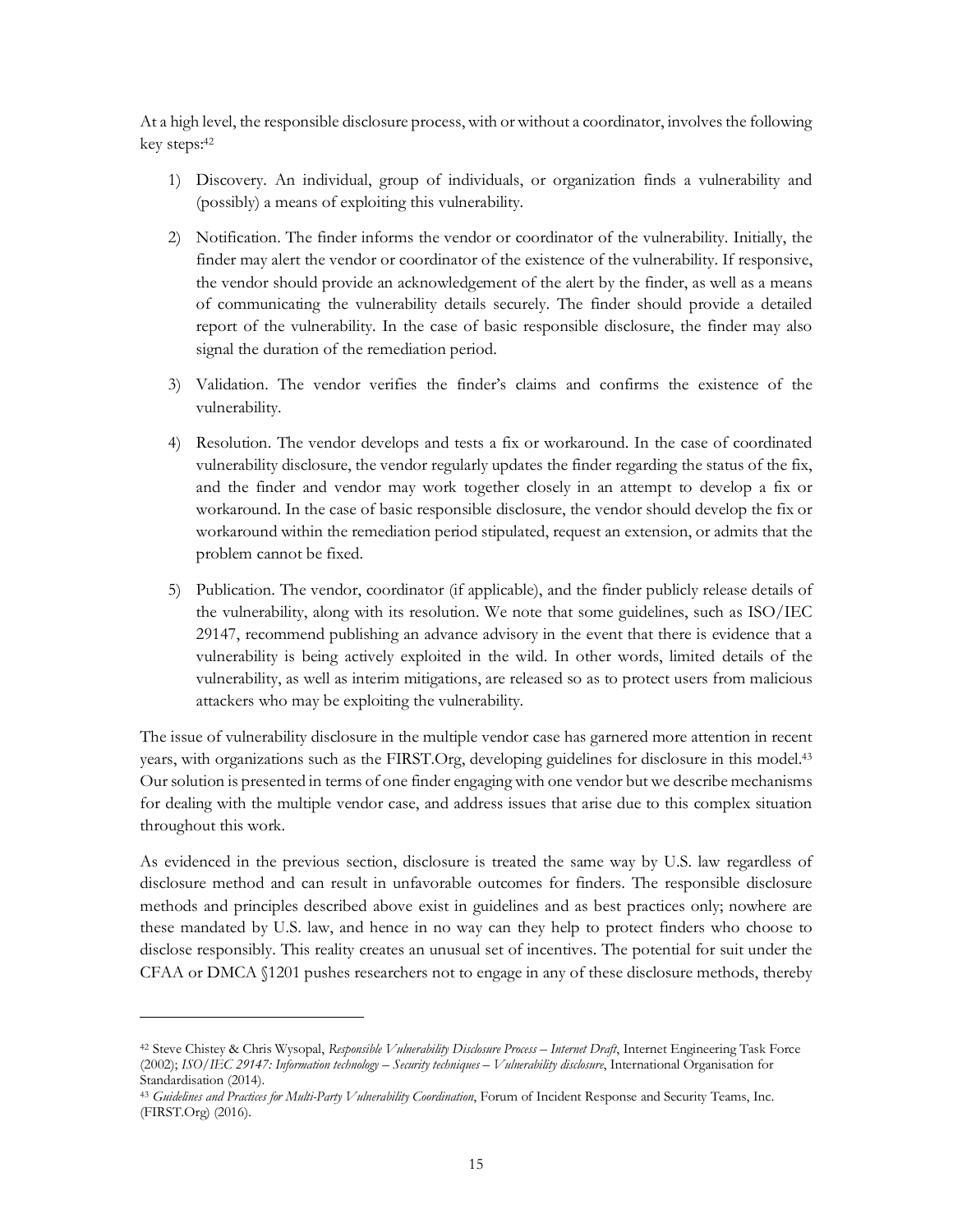At a high level, the responsible disclosure process, with or without a coordinator, involves the following key steps:[42]

1) Discovery. An individual, group of individuals, or organization finds a vulnerability and (possibly) a means of exploiting this vulnerability.

2) Notification. The finder informs the vendor or coordinator of the vulnerability. Initially, the finder may alert the vendor or coordinator of the existence of the vulnerability. If responsive, the vendor should provide an acknowledgement of the alert by the finder, as well as a means of communicating the vulnerability details securely. The finder should provide a detailed report of the vulnerability. In the case of basic responsible disclosure, the finder may also signal the duration of the remediation period.

3) Validation. The vendor verifies the finder's claims and confirms the existence of the vulnerability.

4) Resolution. The vendor develops and tests a fix or workaround. In the case of coordinated vulnerability disclosure, the vendor regularly updates the finder regarding the status of the fix, and the finder and vendor may work together closely in an attempt to develop a fix or workaround. In the case of basic responsible disclosure, the vendor should develop the fix or workaround within the remediation period stipulated, request an extension, or admits that the problem cannot be fixed.

5) Publication. The vendor, coordinator (if applicable), and the finder publicly release details of the vulnerability, along with its resolution. We note that some guidelines, such as ISO/IEC 29147, recommend publishing an advance advisory in the event that there is evidence that a vulnerability is being actively exploited in the wild. In other words, limited details of the vulnerability, as well as interim mitigations, are released so as to protect users from malicious attackers who may be exploiting the vulnerability.

The issue of vulnerability disclosure in the multiple vendor case has garnered more attention in recent years, with organizations such as the FIRST.Org, developing guidelines for disclosure in this model.[43] Our solution is presented in terms of one finder engaging with one vendor but we describe mechanisms for dealing with the multiple vendor case, and address issues that arise due to this complex situation throughout this work.

As evidenced in the previous section, disclosure is treated the same way by U.S. law regardless of disclosure method and can result in unfavorable outcomes for finders. The responsible disclosure methods and principles described above exist in guidelines and as best practices only; nowhere are these mandated by U.S. law, and hence in no way can they help to protect finders who choose to disclose responsibly. This reality creates an unusual set of incentives. The potential for suit under the CFAA or DMCA §1201 pushes researchers not to engage in any of these disclosure methods, thereby

---

[42] Steve Chistey & Chris Wysopal, *Responsible Vulnerability Disclosure Process – Internet Draft*, Internet Engineering Task Force (2002); *ISO/IEC 29147: Information technology – Security techniques – Vulnerability disclosure*, International Organisation for Standardisation (2014).

[43] *Guidelines and Practices for Multi-Party Vulnerability Coordination*, Forum of Incident Response and Security Teams, Inc. (FIRST.Org) (2016).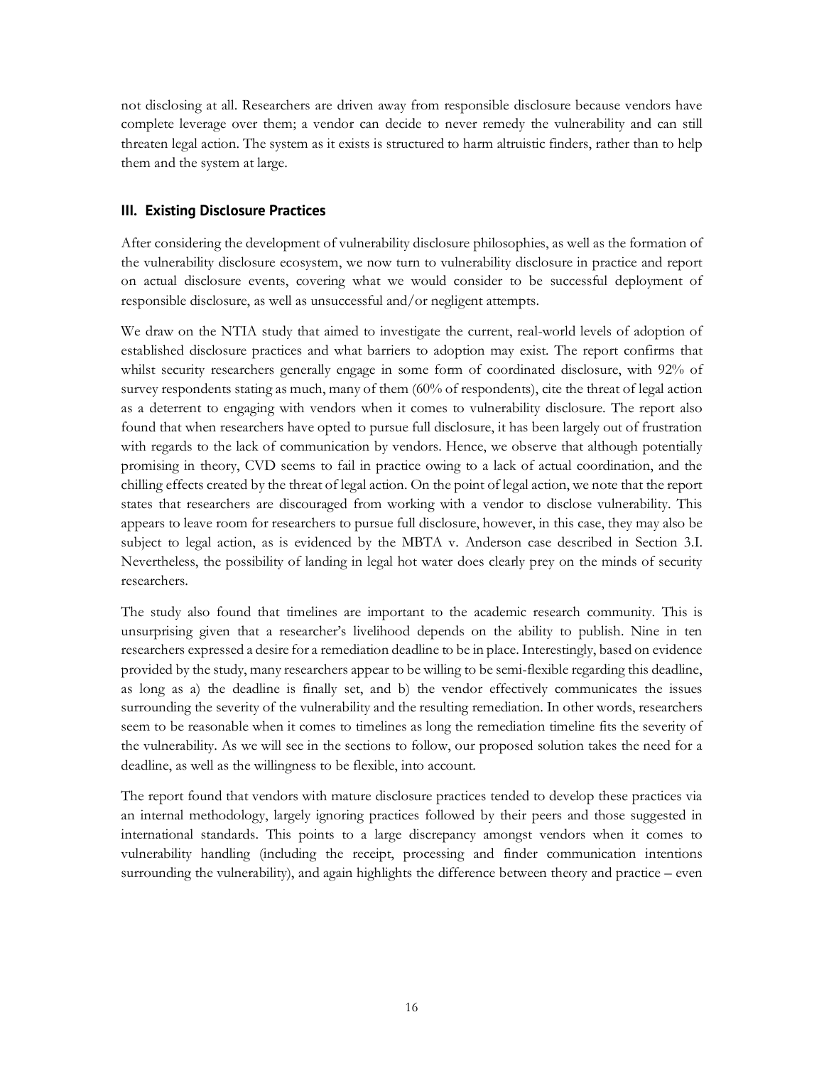not disclosing at all. Researchers are driven away from responsible disclosure because vendors have complete leverage over them; a vendor can decide to never remedy the vulnerability and can still threaten legal action. The system as it exists is structured to harm altruistic finders, rather than to help them and the system at large.

### III. Existing Disclosure Practices

After considering the development of vulnerability disclosure philosophies, as well as the formation of the vulnerability disclosure ecosystem, we now turn to vulnerability disclosure in practice and report on actual disclosure events, covering what we would consider to be successful deployment of responsible disclosure, as well as unsuccessful and/or negligent attempts.

We draw on the NTIA study that aimed to investigate the current, real-world levels of adoption of established disclosure practices and what barriers to adoption may exist. The report confirms that whilst security researchers generally engage in some form of coordinated disclosure, with 92% of survey respondents stating as much, many of them (60% of respondents), cite the threat of legal action as a deterrent to engaging with vendors when it comes to vulnerability disclosure. The report also found that when researchers have opted to pursue full disclosure, it has been largely out of frustration with regards to the lack of communication by vendors. Hence, we observe that although potentially promising in theory, CVD seems to fail in practice owing to a lack of actual coordination, and the chilling effects created by the threat of legal action. On the point of legal action, we note that the report states that researchers are discouraged from working with a vendor to disclose vulnerability. This appears to leave room for researchers to pursue full disclosure, however, in this case, they may also be subject to legal action, as is evidenced by the MBTA v. Anderson case described in Section 3.I. Nevertheless, the possibility of landing in legal hot water does clearly prey on the minds of security researchers.

The study also found that timelines are important to the academic research community. This is unsurprising given that a researcher's livelihood depends on the ability to publish. Nine in ten researchers expressed a desire for a remediation deadline to be in place. Interestingly, based on evidence provided by the study, many researchers appear to be willing to be semi-flexible regarding this deadline, as long as a) the deadline is finally set, and b) the vendor effectively communicates the issues surrounding the severity of the vulnerability and the resulting remediation. In other words, researchers seem to be reasonable when it comes to timelines as long the remediation timeline fits the severity of the vulnerability. As we will see in the sections to follow, our proposed solution takes the need for a deadline, as well as the willingness to be flexible, into account.

The report found that vendors with mature disclosure practices tended to develop these practices via an internal methodology, largely ignoring practices followed by their peers and those suggested in international standards. This points to a large discrepancy amongst vendors when it comes to vulnerability handling (including the receipt, processing and finder communication intentions surrounding the vulnerability), and again highlights the difference between theory and practice – even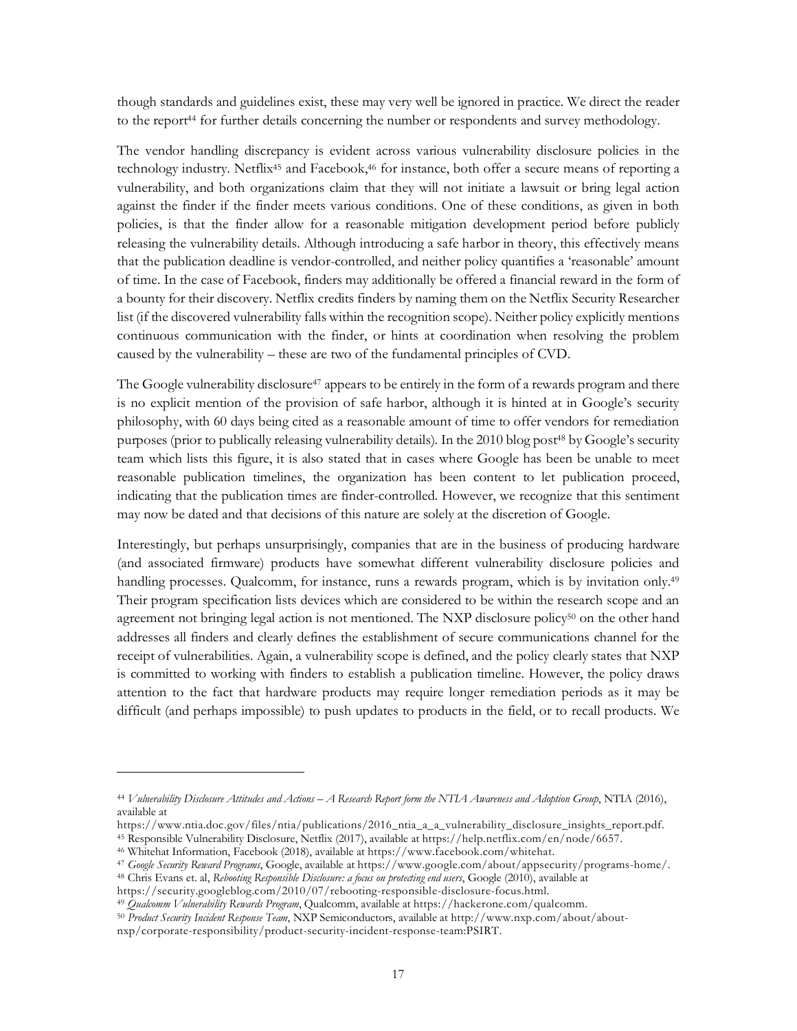though standards and guidelines exist, these may very well be ignored in practice. We direct the reader to the report[44] for further details concerning the number or respondents and survey methodology.

The vendor handling discrepancy is evident across various vulnerability disclosure policies in the technology industry. Netflix[45] and Facebook,[46] for instance, both offer a secure means of reporting a vulnerability, and both organizations claim that they will not initiate a lawsuit or bring legal action against the finder if the finder meets various conditions. One of these conditions, as given in both policies, is that the finder allow for a reasonable mitigation development period before publicly releasing the vulnerability details. Although introducing a safe harbor in theory, this effectively means that the publication deadline is vendor-controlled, and neither policy quantifies a 'reasonable' amount of time. In the case of Facebook, finders may additionally be offered a financial reward in the form of a bounty for their discovery. Netflix credits finders by naming them on the Netflix Security Researcher list (if the discovered vulnerability falls within the recognition scope). Neither policy explicitly mentions continuous communication with the finder, or hints at coordination when resolving the problem caused by the vulnerability – these are two of the fundamental principles of CVD.

The Google vulnerability disclosure[47] appears to be entirely in the form of a rewards program and there is no explicit mention of the provision of safe harbor, although it is hinted at in Google's security philosophy, with 60 days being cited as a reasonable amount of time to offer vendors for remediation purposes (prior to publically releasing vulnerability details). In the 2010 blog post[48] by Google's security team which lists this figure, it is also stated that in cases where Google has been be unable to meet reasonable publication timelines, the organization has been content to let publication proceed, indicating that the publication times are finder-controlled. However, we recognize that this sentiment may now be dated and that decisions of this nature are solely at the discretion of Google.

Interestingly, but perhaps unsurprisingly, companies that are in the business of producing hardware (and associated firmware) products have somewhat different vulnerability disclosure policies and handling processes. Qualcomm, for instance, runs a rewards program, which is by invitation only.[49] Their program specification lists devices which are considered to be within the research scope and an agreement not bringing legal action is not mentioned. The NXP disclosure policy[50] on the other hand addresses all finders and clearly defines the establishment of secure communications channel for the receipt of vulnerabilities. Again, a vulnerability scope is defined, and the policy clearly states that NXP is committed to working with finders to establish a publication timeline. However, the policy draws attention to the fact that hardware products may require longer remediation periods as it may be difficult (and perhaps impossible) to push updates to products in the field, or to recall products. We

---

[44] *Vulnerability Disclosure Attitudes and Actions – A Research Report form the NTIA Awareness and Adoption Group*, NTIA (2016), available at https://www.ntia.doc.gov/files/ntia/publications/2016_ntia_a_a_vulnerability_disclosure_insights_report.pdf.

[45] Responsible Vulnerability Disclosure, Netflix (2017), available at https://help.netflix.com/en/node/6657.

[46] Whitehat Information, Facebook (2018), available at https://www.facebook.com/whitehat.

[47] *Google Security Reward Programs*, Google, available at https://www.google.com/about/appsecurity/programs-home/.

[48] Chris Evans et. al, *Rebooting Responsible Disclosure: a focus on protecting end users*, Google (2010), available at https://security.googleblog.com/2010/07/rebooting-responsible-disclosure-focus.html.

[49] *Qualcomm Vulnerability Rewards Program*, Qualcomm, available at https://hackerone.com/qualcomm.

[50] *Product Security Incident Response Team*, NXP Semiconductors, available at http://www.nxp.com/about/about-nxp/corporate-responsibility/product-security-incident-response-team:PSIRT.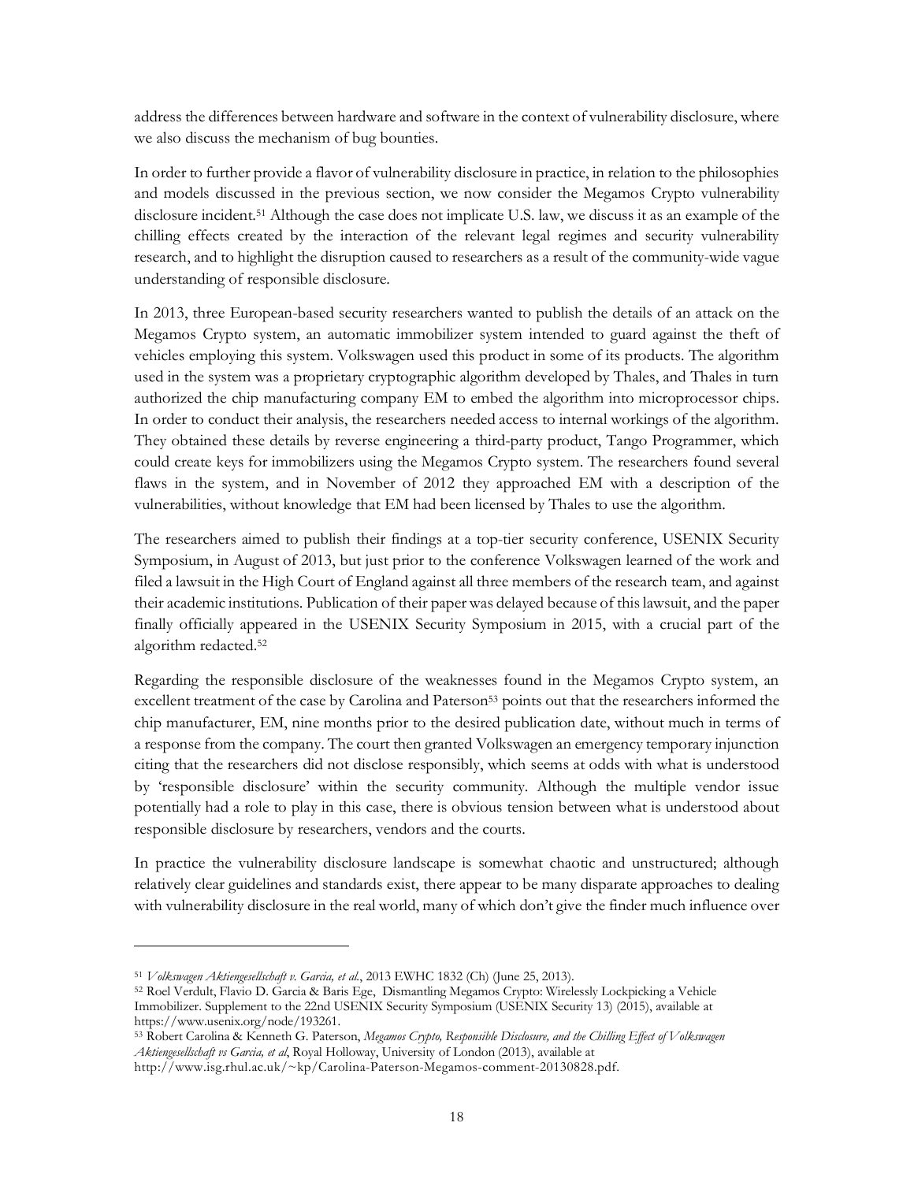address the differences between hardware and software in the context of vulnerability disclosure, where we also discuss the mechanism of bug bounties.

In order to further provide a flavor of vulnerability disclosure in practice, in relation to the philosophies and models discussed in the previous section, we now consider the Megamos Crypto vulnerability disclosure incident.[51] Although the case does not implicate U.S. law, we discuss it as an example of the chilling effects created by the interaction of the relevant legal regimes and security vulnerability research, and to highlight the disruption caused to researchers as a result of the community-wide vague understanding of responsible disclosure.

In 2013, three European-based security researchers wanted to publish the details of an attack on the Megamos Crypto system, an automatic immobilizer system intended to guard against the theft of vehicles employing this system. Volkswagen used this product in some of its products. The algorithm used in the system was a proprietary cryptographic algorithm developed by Thales, and Thales in turn authorized the chip manufacturing company EM to embed the algorithm into microprocessor chips. In order to conduct their analysis, the researchers needed access to internal workings of the algorithm. They obtained these details by reverse engineering a third-party product, Tango Programmer, which could create keys for immobilizers using the Megamos Crypto system. The researchers found several flaws in the system, and in November of 2012 they approached EM with a description of the vulnerabilities, without knowledge that EM had been licensed by Thales to use the algorithm.

The researchers aimed to publish their findings at a top-tier security conference, USENIX Security Symposium, in August of 2013, but just prior to the conference Volkswagen learned of the work and filed a lawsuit in the High Court of England against all three members of the research team, and against their academic institutions. Publication of their paper was delayed because of this lawsuit, and the paper finally officially appeared in the USENIX Security Symposium in 2015, with a crucial part of the algorithm redacted.[52]

Regarding the responsible disclosure of the weaknesses found in the Megamos Crypto system, an excellent treatment of the case by Carolina and Paterson[53] points out that the researchers informed the chip manufacturer, EM, nine months prior to the desired publication date, without much in terms of a response from the company. The court then granted Volkswagen an emergency temporary injunction citing that the researchers did not disclose responsibly, which seems at odds with what is understood by 'responsible disclosure' within the security community. Although the multiple vendor issue potentially had a role to play in this case, there is obvious tension between what is understood about responsible disclosure by researchers, vendors and the courts.

In practice the vulnerability disclosure landscape is somewhat chaotic and unstructured; although relatively clear guidelines and standards exist, there appear to be many disparate approaches to dealing with vulnerability disclosure in the real world, many of which don't give the finder much influence over

---

[51] *Volkswagen Aktiengesellschaft v. Garcia, et al.*, 2013 EWHC 1832 (Ch) (June 25, 2013).

[52] Roel Verdult, Flavio D. Garcia & Baris Ege, Dismantling Megamos Crypto: Wirelessly Lockpicking a Vehicle Immobilizer. Supplement to the 22nd USENIX Security Symposium (USENIX Security 13) (2015), available at https://www.usenix.org/node/193261.

[53] Robert Carolina & Kenneth G. Paterson, *Megamos Crypto, Responsible Disclosure, and the Chilling Effect of Volkswagen Aktiengesellschaft vs Garcia, et al*, Royal Holloway, University of London (2013), available at http://www.isg.rhul.ac.uk/~kp/Carolina-Paterson-Megamos-comment-20130828.pdf.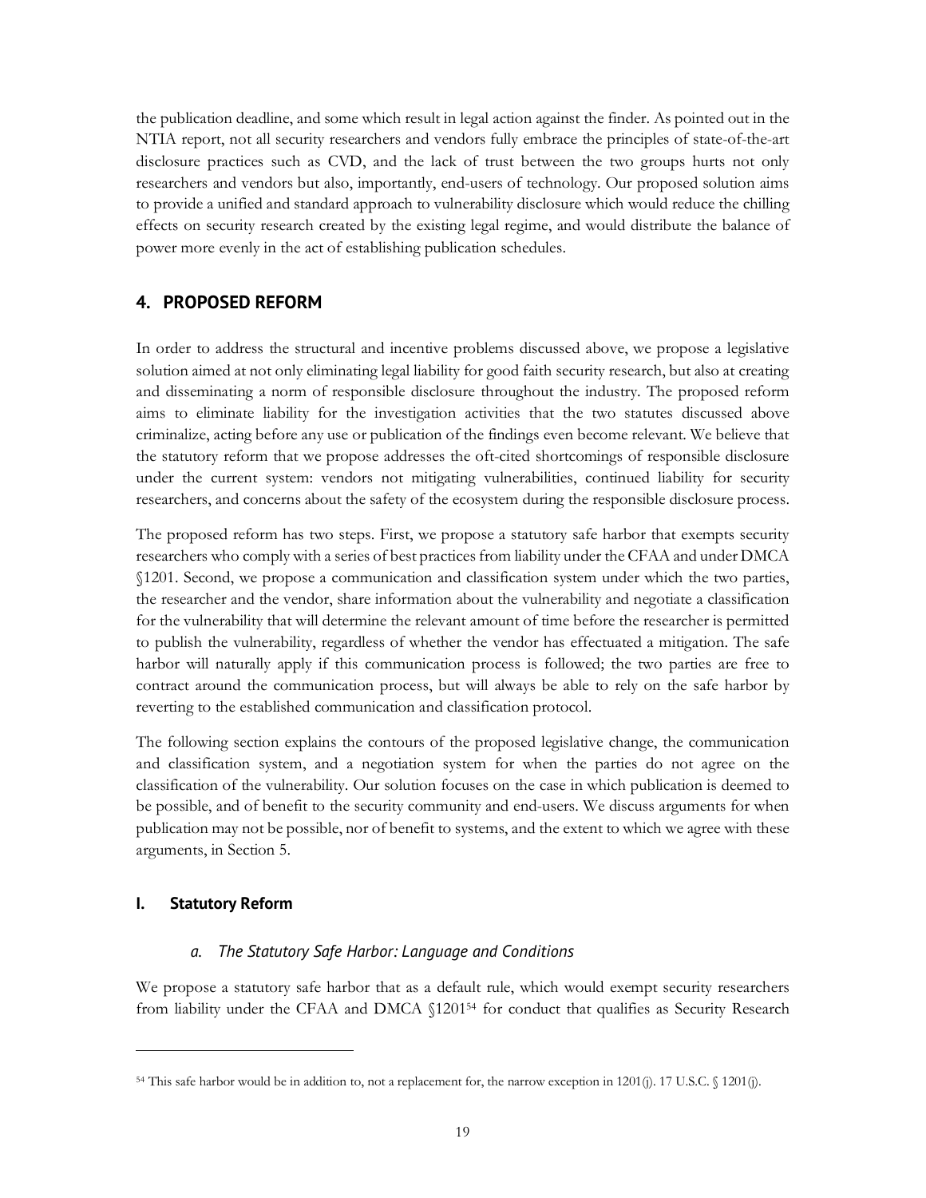the publication deadline, and some which result in legal action against the finder. As pointed out in the NTIA report, not all security researchers and vendors fully embrace the principles of state-of-the-art disclosure practices such as CVD, and the lack of trust between the two groups hurts not only researchers and vendors but also, importantly, end-users of technology. Our proposed solution aims to provide a unified and standard approach to vulnerability disclosure which would reduce the chilling effects on security research created by the existing legal regime, and would distribute the balance of power more evenly in the act of establishing publication schedules.

## 4. PROPOSED REFORM

In order to address the structural and incentive problems discussed above, we propose a legislative solution aimed at not only eliminating legal liability for good faith security research, but also at creating and disseminating a norm of responsible disclosure throughout the industry. The proposed reform aims to eliminate liability for the investigation activities that the two statutes discussed above criminalize, acting before any use or publication of the findings even become relevant. We believe that the statutory reform that we propose addresses the oft-cited shortcomings of responsible disclosure under the current system: vendors not mitigating vulnerabilities, continued liability for security researchers, and concerns about the safety of the ecosystem during the responsible disclosure process.

The proposed reform has two steps. First, we propose a statutory safe harbor that exempts security researchers who comply with a series of best practices from liability under the CFAA and under DMCA §1201. Second, we propose a communication and classification system under which the two parties, the researcher and the vendor, share information about the vulnerability and negotiate a classification for the vulnerability that will determine the relevant amount of time before the researcher is permitted to publish the vulnerability, regardless of whether the vendor has effectuated a mitigation. The safe harbor will naturally apply if this communication process is followed; the two parties are free to contract around the communication process, but will always be able to rely on the safe harbor by reverting to the established communication and classification protocol.

The following section explains the contours of the proposed legislative change, the communication and classification system, and a negotiation system for when the parties do not agree on the classification of the vulnerability. Our solution focuses on the case in which publication is deemed to be possible, and of benefit to the security community and end-users. We discuss arguments for when publication may not be possible, nor of benefit to systems, and the extent to which we agree with these arguments, in Section 5.

### I. Statutory Reform

#### *a. The Statutory Safe Harbor: Language and Conditions*

We propose a statutory safe harbor that as a default rule, which would exempt security researchers from liability under the CFAA and DMCA §1201[54] for conduct that qualifies as Security Research

---

[54] This safe harbor would be in addition to, not a replacement for, the narrow exception in 1201(j). 17 U.S.C. § 1201(j).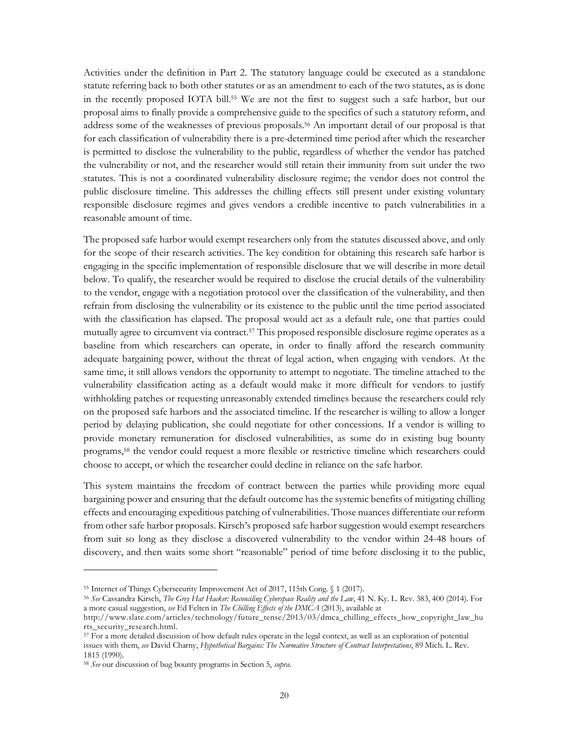Activities under the definition in Part 2. The statutory language could be executed as a standalone statute referring back to both other statutes or as an amendment to each of the two statutes, as is done in the recently proposed IOTA bill.[55] We are not the first to suggest such a safe harbor, but our proposal aims to finally provide a comprehensive guide to the specifics of such a statutory reform, and address some of the weaknesses of previous proposals.[56] An important detail of our proposal is that for each classification of vulnerability there is a pre-determined time period after which the researcher is permitted to disclose the vulnerability to the public, regardless of whether the vendor has patched the vulnerability or not, and the researcher would still retain their immunity from suit under the two statutes. This is not a coordinated vulnerability disclosure regime; the vendor does not control the public disclosure timeline. This addresses the chilling effects still present under existing voluntary responsible disclosure regimes and gives vendors a credible incentive to patch vulnerabilities in a reasonable amount of time.

The proposed safe harbor would exempt researchers only from the statutes discussed above, and only for the scope of their research activities. The key condition for obtaining this research safe harbor is engaging in the specific implementation of responsible disclosure that we will describe in more detail below. To qualify, the researcher would be required to disclose the crucial details of the vulnerability to the vendor, engage with a negotiation protocol over the classification of the vulnerability, and then refrain from disclosing the vulnerability or its existence to the public until the time period associated with the classification has elapsed. The proposal would act as a default rule, one that parties could mutually agree to circumvent via contract.[57] This proposed responsible disclosure regime operates as a baseline from which researchers can operate, in order to finally afford the research community adequate bargaining power, without the threat of legal action, when engaging with vendors. At the same time, it still allows vendors the opportunity to attempt to negotiate. The timeline attached to the vulnerability classification acting as a default would make it more difficult for vendors to justify withholding patches or requesting unreasonably extended timelines because the researchers could rely on the proposed safe harbors and the associated timeline. If the researcher is willing to allow a longer period by delaying publication, she could negotiate for other concessions. If a vendor is willing to provide monetary remuneration for disclosed vulnerabilities, as some do in existing bug bounty programs,[58] the vendor could request a more flexible or restrictive timeline which researchers could choose to accept, or which the researcher could decline in reliance on the safe harbor.

This system maintains the freedom of contract between the parties while providing more equal bargaining power and ensuring that the default outcome has the systemic benefits of mitigating chilling effects and encouraging expeditious patching of vulnerabilities. Those nuances differentiate our reform from other safe harbor proposals. Kirsch's proposed safe harbor suggestion would exempt researchers from suit so long as they disclose a discovered vulnerability to the vendor within 24-48 hours of discovery, and then waits some short "reasonable" period of time before disclosing it to the public,

---

[55] Internet of Things Cybersecurity Improvement Act of 2017, 115th Cong. § 1 (2017).

[56] *See* Cassandra Kirsch, *The Grey Hat Hacker: Reconciling Cyberspace Reality and the Law*, 41 N. Ky. L. Rev. 383, 400 (2014). For a more casual suggestion, *see* Ed Felten in *The Chilling Effects of the DMCA* (2013), available at http://www.slate.com/articles/technology/future_tense/2013/03/dmca_chilling_effects_how_copyright_law_hurts_security_research.html.

[57] For a more detailed discussion of how default rules operate in the legal context, as well as an exploration of potential issues with them, *see* David Charny, *Hypothetical Bargains: The Normative Structure of Contract Interpretations*, 89 Mich. L. Rev. 1815 (1990).

[58] *See* our discussion of bug bounty programs in Section 5, *supra*.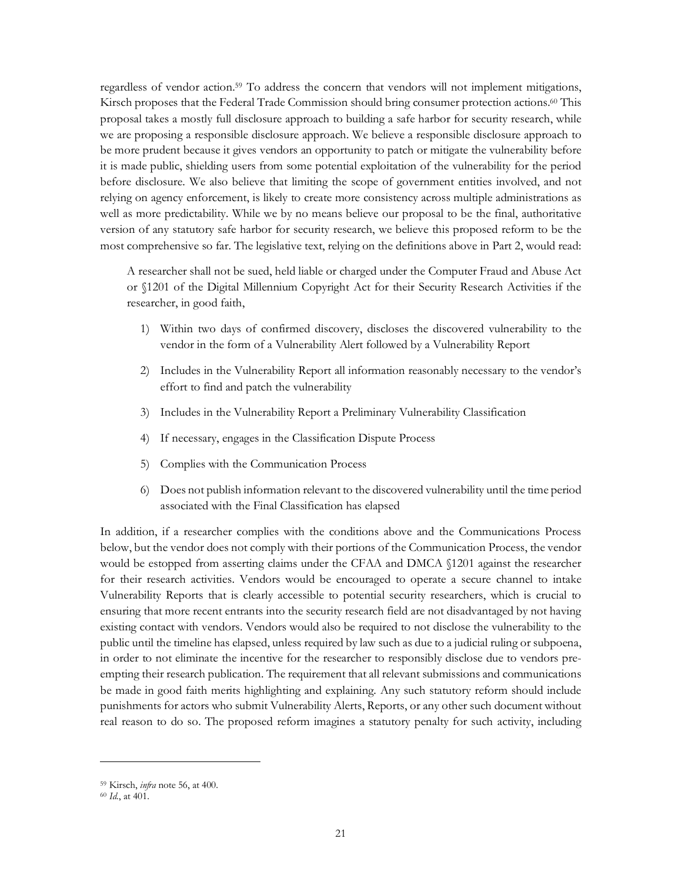regardless of vendor action.[59] To address the concern that vendors will not implement mitigations, Kirsch proposes that the Federal Trade Commission should bring consumer protection actions.[60] This proposal takes a mostly full disclosure approach to building a safe harbor for security research, while we are proposing a responsible disclosure approach. We believe a responsible disclosure approach to be more prudent because it gives vendors an opportunity to patch or mitigate the vulnerability before it is made public, shielding users from some potential exploitation of the vulnerability for the period before disclosure. We also believe that limiting the scope of government entities involved, and not relying on agency enforcement, is likely to create more consistency across multiple administrations as well as more predictability. While we by no means believe our proposal to be the final, authoritative version of any statutory safe harbor for security research, we believe this proposed reform to be the most comprehensive so far. The legislative text, relying on the definitions above in Part 2, would read:

> A researcher shall not be sued, held liable or charged under the Computer Fraud and Abuse Act or §1201 of the Digital Millennium Copyright Act for their Security Research Activities if the researcher, in good faith,
>
> 1) Within two days of confirmed discovery, discloses the discovered vulnerability to the vendor in the form of a Vulnerability Alert followed by a Vulnerability Report
> 2) Includes in the Vulnerability Report all information reasonably necessary to the vendor's effort to find and patch the vulnerability
> 3) Includes in the Vulnerability Report a Preliminary Vulnerability Classification
> 4) If necessary, engages in the Classification Dispute Process
> 5) Complies with the Communication Process
> 6) Does not publish information relevant to the discovered vulnerability until the time period associated with the Final Classification has elapsed

In addition, if a researcher complies with the conditions above and the Communications Process below, but the vendor does not comply with their portions of the Communication Process, the vendor would be estopped from asserting claims under the CFAA and DMCA §1201 against the researcher for their research activities. Vendors would be encouraged to operate a secure channel to intake Vulnerability Reports that is clearly accessible to potential security researchers, which is crucial to ensuring that more recent entrants into the security research field are not disadvantaged by not having existing contact with vendors. Vendors would also be required to not disclose the vulnerability to the public until the timeline has elapsed, unless required by law such as due to a judicial ruling or subpoena, in order to not eliminate the incentive for the researcher to responsibly disclose due to vendors pre-empting their research publication. The requirement that all relevant submissions and communications be made in good faith merits highlighting and explaining. Any such statutory reform should include punishments for actors who submit Vulnerability Alerts, Reports, or any other such document without real reason to do so. The proposed reform imagines a statutory penalty for such activity, including

---

[59] Kirsch, *infra* note 56, at 400.

[60] *Id.*, at 401.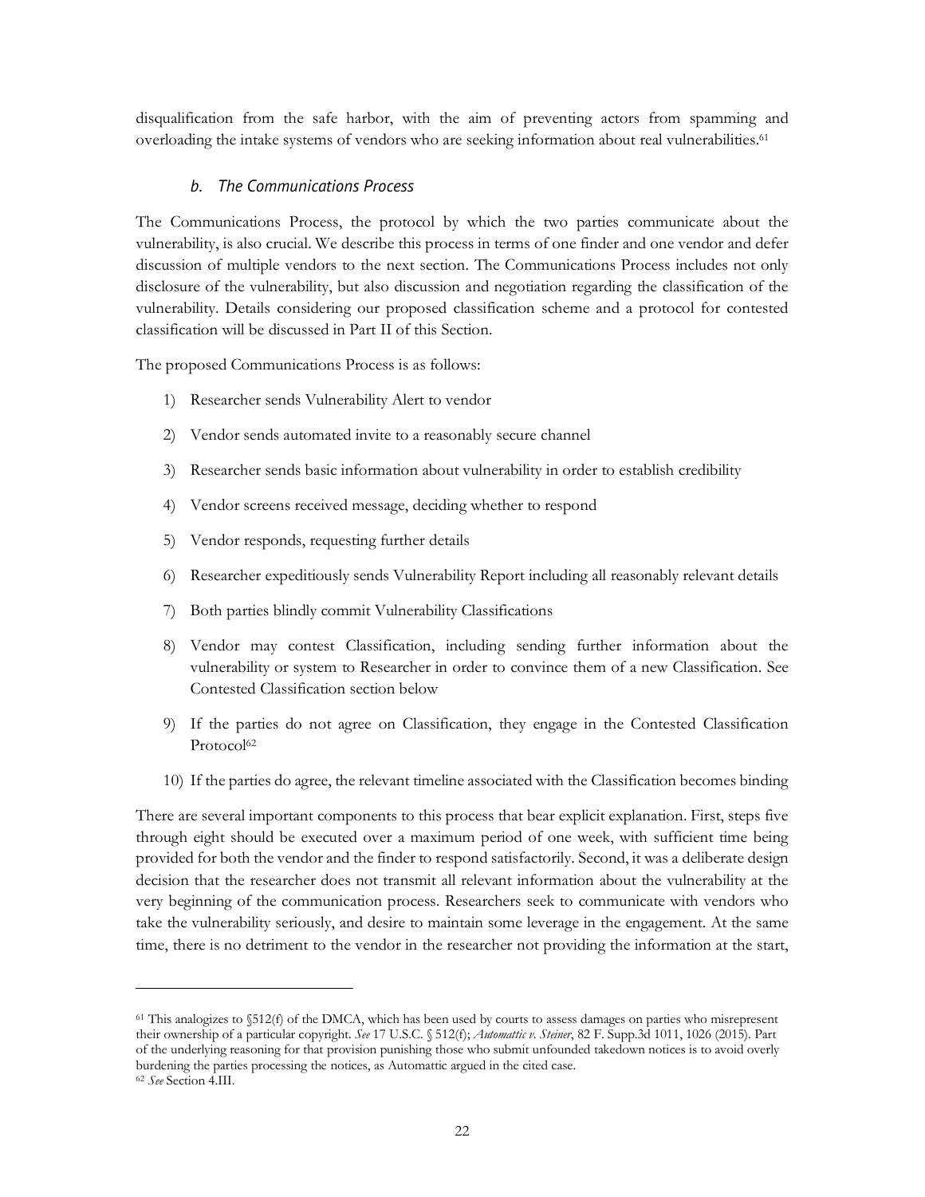disqualification from the safe harbor, with the aim of preventing actors from spamming and overloading the intake systems of vendors who are seeking information about real vulnerabilities.[61]

### *b. The Communications Process*

The Communications Process, the protocol by which the two parties communicate about the vulnerability, is also crucial. We describe this process in terms of one finder and one vendor and defer discussion of multiple vendors to the next section. The Communications Process includes not only disclosure of the vulnerability, but also discussion and negotiation regarding the classification of the vulnerability. Details considering our proposed classification scheme and a protocol for contested classification will be discussed in Part II of this Section.

The proposed Communications Process is as follows:

1) Researcher sends Vulnerability Alert to vendor
2) Vendor sends automated invite to a reasonably secure channel
3) Researcher sends basic information about vulnerability in order to establish credibility
4) Vendor screens received message, deciding whether to respond
5) Vendor responds, requesting further details
6) Researcher expeditiously sends Vulnerability Report including all reasonably relevant details
7) Both parties blindly commit Vulnerability Classifications
8) Vendor may contest Classification, including sending further information about the vulnerability or system to Researcher in order to convince them of a new Classification. See Contested Classification section below
9) If the parties do not agree on Classification, they engage in the Contested Classification Protocol[62]
10) If the parties do agree, the relevant timeline associated with the Classification becomes binding

There are several important components to this process that bear explicit explanation. First, steps five through eight should be executed over a maximum period of one week, with sufficient time being provided for both the vendor and the finder to respond satisfactorily. Second, it was a deliberate design decision that the researcher does not transmit all relevant information about the vulnerability at the very beginning of the communication process. Researchers seek to communicate with vendors who take the vulnerability seriously, and desire to maintain some leverage in the engagement. At the same time, there is no detriment to the vendor in the researcher not providing the information at the start,

---

[61] This analogizes to §512(f) of the DMCA, which has been used by courts to assess damages on parties who misrepresent their ownership of a particular copyright. *See* 17 U.S.C. § 512(f); *Automattic v. Steiner*, 82 F. Supp.3d 1011, 1026 (2015). Part of the underlying reasoning for that provision punishing those who submit unfounded takedown notices is to avoid overly burdening the parties processing the notices, as Automattic argued in the cited case.

[62] *See* Section 4.III.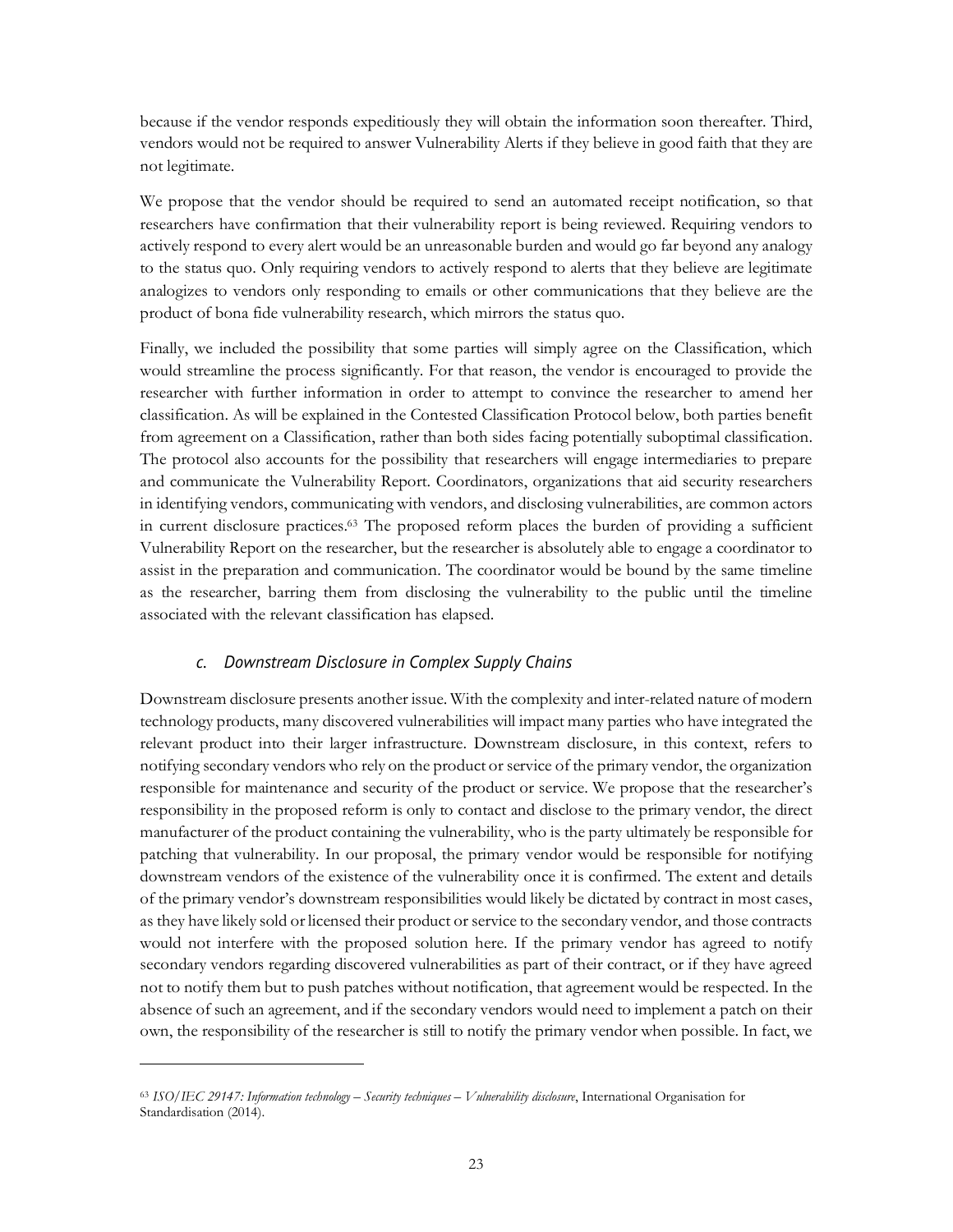because if the vendor responds expeditiously they will obtain the information soon thereafter. Third, vendors would not be required to answer Vulnerability Alerts if they believe in good faith that they are not legitimate.

We propose that the vendor should be required to send an automated receipt notification, so that researchers have confirmation that their vulnerability report is being reviewed. Requiring vendors to actively respond to every alert would be an unreasonable burden and would go far beyond any analogy to the status quo. Only requiring vendors to actively respond to alerts that they believe are legitimate analogizes to vendors only responding to emails or other communications that they believe are the product of bona fide vulnerability research, which mirrors the status quo.

Finally, we included the possibility that some parties will simply agree on the Classification, which would streamline the process significantly. For that reason, the vendor is encouraged to provide the researcher with further information in order to attempt to convince the researcher to amend her classification. As will be explained in the Contested Classification Protocol below, both parties benefit from agreement on a Classification, rather than both sides facing potentially suboptimal classification. The protocol also accounts for the possibility that researchers will engage intermediaries to prepare and communicate the Vulnerability Report. Coordinators, organizations that aid security researchers in identifying vendors, communicating with vendors, and disclosing vulnerabilities, are common actors in current disclosure practices.[63] The proposed reform places the burden of providing a sufficient Vulnerability Report on the researcher, but the researcher is absolutely able to engage a coordinator to assist in the preparation and communication. The coordinator would be bound by the same timeline as the researcher, barring them from disclosing the vulnerability to the public until the timeline associated with the relevant classification has elapsed.

### *c. Downstream Disclosure in Complex Supply Chains*

Downstream disclosure presents another issue. With the complexity and inter-related nature of modern technology products, many discovered vulnerabilities will impact many parties who have integrated the relevant product into their larger infrastructure. Downstream disclosure, in this context, refers to notifying secondary vendors who rely on the product or service of the primary vendor, the organization responsible for maintenance and security of the product or service. We propose that the researcher's responsibility in the proposed reform is only to contact and disclose to the primary vendor, the direct manufacturer of the product containing the vulnerability, who is the party ultimately be responsible for patching that vulnerability. In our proposal, the primary vendor would be responsible for notifying downstream vendors of the existence of the vulnerability once it is confirmed. The extent and details of the primary vendor's downstream responsibilities would likely be dictated by contract in most cases, as they have likely sold or licensed their product or service to the secondary vendor, and those contracts would not interfere with the proposed solution here. If the primary vendor has agreed to notify secondary vendors regarding discovered vulnerabilities as part of their contract, or if they have agreed not to notify them but to push patches without notification, that agreement would be respected. In the absence of such an agreement, and if the secondary vendors would need to implement a patch on their own, the responsibility of the researcher is still to notify the primary vendor when possible. In fact, we

---

[63] *ISO/IEC 29147: Information technology – Security techniques – Vulnerability disclosure*, International Organisation for Standardisation (2014).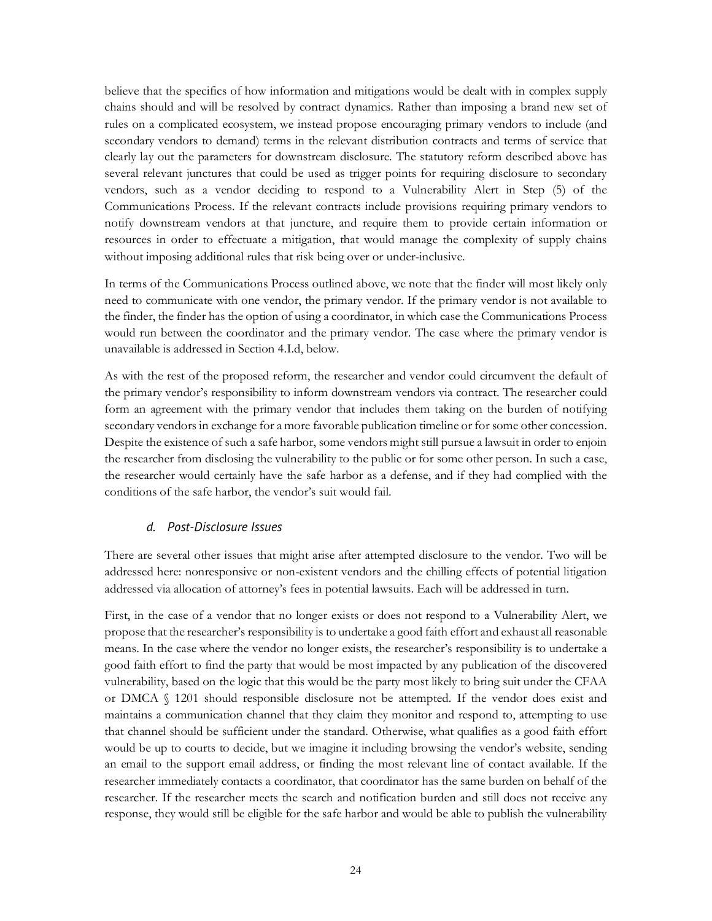believe that the specifics of how information and mitigations would be dealt with in complex supply chains should and will be resolved by contract dynamics. Rather than imposing a brand new set of rules on a complicated ecosystem, we instead propose encouraging primary vendors to include (and secondary vendors to demand) terms in the relevant distribution contracts and terms of service that clearly lay out the parameters for downstream disclosure. The statutory reform described above has several relevant junctures that could be used as trigger points for requiring disclosure to secondary vendors, such as a vendor deciding to respond to a Vulnerability Alert in Step (5) of the Communications Process. If the relevant contracts include provisions requiring primary vendors to notify downstream vendors at that juncture, and require them to provide certain information or resources in order to effectuate a mitigation, that would manage the complexity of supply chains without imposing additional rules that risk being over or under-inclusive.

In terms of the Communications Process outlined above, we note that the finder will most likely only need to communicate with one vendor, the primary vendor. If the primary vendor is not available to the finder, the finder has the option of using a coordinator, in which case the Communications Process would run between the coordinator and the primary vendor. The case where the primary vendor is unavailable is addressed in Section 4.I.d, below.

As with the rest of the proposed reform, the researcher and vendor could circumvent the default of the primary vendor's responsibility to inform downstream vendors via contract. The researcher could form an agreement with the primary vendor that includes them taking on the burden of notifying secondary vendors in exchange for a more favorable publication timeline or for some other concession. Despite the existence of such a safe harbor, some vendors might still pursue a lawsuit in order to enjoin the researcher from disclosing the vulnerability to the public or for some other person. In such a case, the researcher would certainly have the safe harbor as a defense, and if they had complied with the conditions of the safe harbor, the vendor's suit would fail.

### *d. Post-Disclosure Issues*

There are several other issues that might arise after attempted disclosure to the vendor. Two will be addressed here: nonresponsive or non-existent vendors and the chilling effects of potential litigation addressed via allocation of attorney's fees in potential lawsuits. Each will be addressed in turn.

First, in the case of a vendor that no longer exists or does not respond to a Vulnerability Alert, we propose that the researcher's responsibility is to undertake a good faith effort and exhaust all reasonable means. In the case where the vendor no longer exists, the researcher's responsibility is to undertake a good faith effort to find the party that would be most impacted by any publication of the discovered vulnerability, based on the logic that this would be the party most likely to bring suit under the CFAA or DMCA § 1201 should responsible disclosure not be attempted. If the vendor does exist and maintains a communication channel that they claim they monitor and respond to, attempting to use that channel should be sufficient under the standard. Otherwise, what qualifies as a good faith effort would be up to courts to decide, but we imagine it including browsing the vendor's website, sending an email to the support email address, or finding the most relevant line of contact available. If the researcher immediately contacts a coordinator, that coordinator has the same burden on behalf of the researcher. If the researcher meets the search and notification burden and still does not receive any response, they would still be eligible for the safe harbor and would be able to publish the vulnerability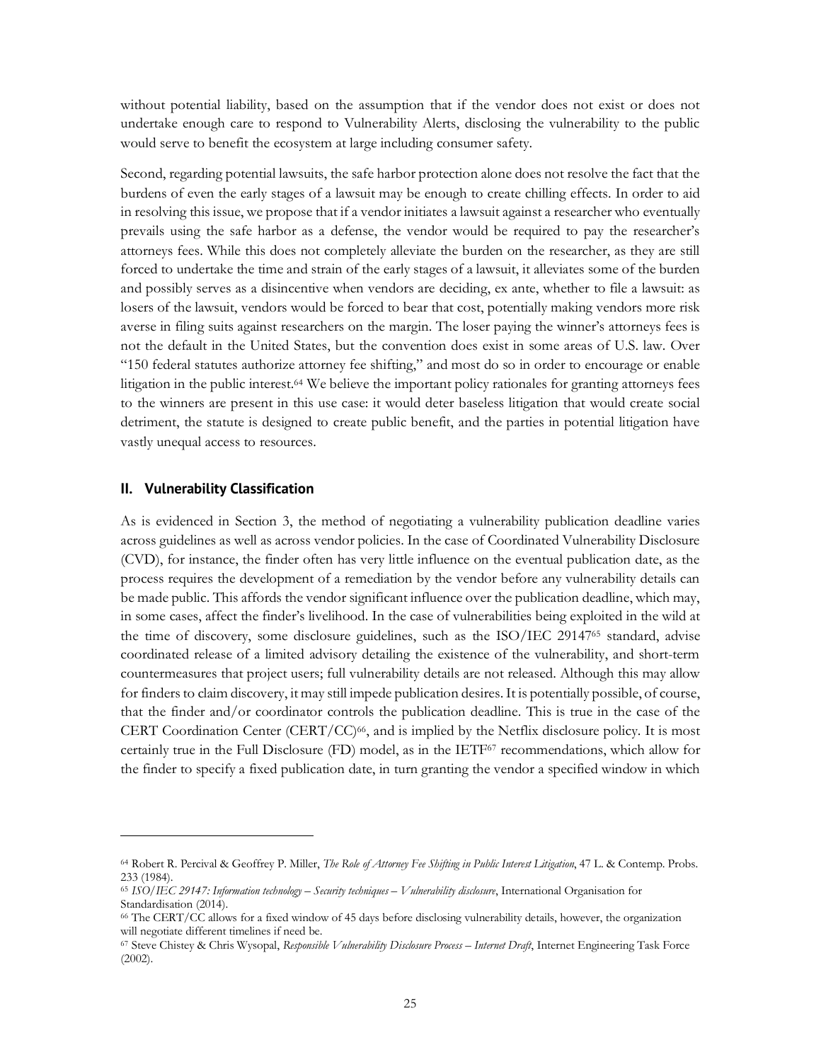without potential liability, based on the assumption that if the vendor does not exist or does not undertake enough care to respond to Vulnerability Alerts, disclosing the vulnerability to the public would serve to benefit the ecosystem at large including consumer safety.

Second, regarding potential lawsuits, the safe harbor protection alone does not resolve the fact that the burdens of even the early stages of a lawsuit may be enough to create chilling effects. In order to aid in resolving this issue, we propose that if a vendor initiates a lawsuit against a researcher who eventually prevails using the safe harbor as a defense, the vendor would be required to pay the researcher's attorneys fees. While this does not completely alleviate the burden on the researcher, as they are still forced to undertake the time and strain of the early stages of a lawsuit, it alleviates some of the burden and possibly serves as a disincentive when vendors are deciding, ex ante, whether to file a lawsuit: as losers of the lawsuit, vendors would be forced to bear that cost, potentially making vendors more risk averse in filing suits against researchers on the margin. The loser paying the winner's attorneys fees is not the default in the United States, but the convention does exist in some areas of U.S. law. Over "150 federal statutes authorize attorney fee shifting," and most do so in order to encourage or enable litigation in the public interest.[64] We believe the important policy rationales for granting attorneys fees to the winners are present in this use case: it would deter baseless litigation that would create social detriment, the statute is designed to create public benefit, and the parties in potential litigation have vastly unequal access to resources.

### II. Vulnerability Classification

As is evidenced in Section 3, the method of negotiating a vulnerability publication deadline varies across guidelines as well as across vendor policies. In the case of Coordinated Vulnerability Disclosure (CVD), for instance, the finder often has very little influence on the eventual publication date, as the process requires the development of a remediation by the vendor before any vulnerability details can be made public. This affords the vendor significant influence over the publication deadline, which may, in some cases, affect the finder's livelihood. In the case of vulnerabilities being exploited in the wild at the time of discovery, some disclosure guidelines, such as the ISO/IEC 29147[65] standard, advise coordinated release of a limited advisory detailing the existence of the vulnerability, and short-term countermeasures that project users; full vulnerability details are not released. Although this may allow for finders to claim discovery, it may still impede publication desires. It is potentially possible, of course, that the finder and/or coordinator controls the publication deadline. This is true in the case of the CERT Coordination Center (CERT/CC)[66], and is implied by the Netflix disclosure policy. It is most certainly true in the Full Disclosure (FD) model, as in the IETF[67] recommendations, which allow for the finder to specify a fixed publication date, in turn granting the vendor a specified window in which

---

[64] Robert R. Percival & Geoffrey P. Miller, *The Role of Attorney Fee Shifting in Public Interest Litigation*, 47 L. & Contemp. Probs. 233 (1984).

[65] *ISO/IEC 29147: Information technology – Security techniques – Vulnerability disclosure*, International Organisation for Standardisation (2014).

[66] The CERT/CC allows for a fixed window of 45 days before disclosing vulnerability details, however, the organization will negotiate different timelines if need be.

[67] Steve Chistey & Chris Wysopal, *Responsible Vulnerability Disclosure Process – Internet Draft*, Internet Engineering Task Force (2002).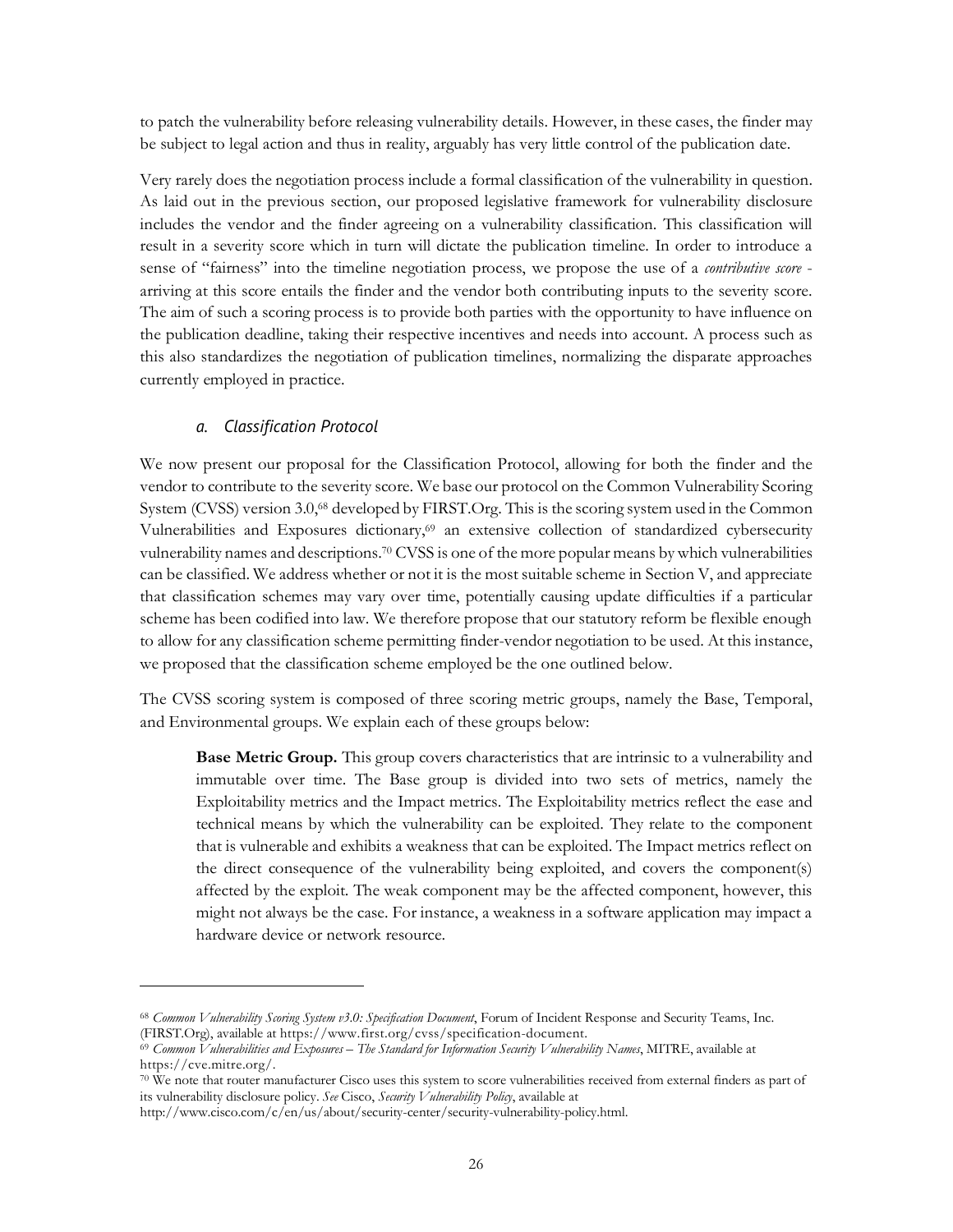to patch the vulnerability before releasing vulnerability details. However, in these cases, the finder may be subject to legal action and thus in reality, arguably has very little control of the publication date.

Very rarely does the negotiation process include a formal classification of the vulnerability in question. As laid out in the previous section, our proposed legislative framework for vulnerability disclosure includes the vendor and the finder agreeing on a vulnerability classification. This classification will result in a severity score which in turn will dictate the publication timeline. In order to introduce a sense of "fairness" into the timeline negotiation process, we propose the use of a *contributive score* - arriving at this score entails the finder and the vendor both contributing inputs to the severity score. The aim of such a scoring process is to provide both parties with the opportunity to have influence on the publication deadline, taking their respective incentives and needs into account. A process such as this also standardizes the negotiation of publication timelines, normalizing the disparate approaches currently employed in practice.

### *a. Classification Protocol*

We now present our proposal for the Classification Protocol, allowing for both the finder and the vendor to contribute to the severity score. We base our protocol on the Common Vulnerability Scoring System (CVSS) version 3.0,[68] developed by FIRST.Org. This is the scoring system used in the Common Vulnerabilities and Exposures dictionary,[69] an extensive collection of standardized cybersecurity vulnerability names and descriptions.[70] CVSS is one of the more popular means by which vulnerabilities can be classified. We address whether or not it is the most suitable scheme in Section V, and appreciate that classification schemes may vary over time, potentially causing update difficulties if a particular scheme has been codified into law. We therefore propose that our statutory reform be flexible enough to allow for any classification scheme permitting finder-vendor negotiation to be used. At this instance, we proposed that the classification scheme employed be the one outlined below.

The CVSS scoring system is composed of three scoring metric groups, namely the Base, Temporal, and Environmental groups. We explain each of these groups below:

> **Base Metric Group.** This group covers characteristics that are intrinsic to a vulnerability and immutable over time. The Base group is divided into two sets of metrics, namely the Exploitability metrics and the Impact metrics. The Exploitability metrics reflect the ease and technical means by which the vulnerability can be exploited. They relate to the component that is vulnerable and exhibits a weakness that can be exploited. The Impact metrics reflect on the direct consequence of the vulnerability being exploited, and covers the component(s) affected by the exploit. The weak component may be the affected component, however, this might not always be the case. For instance, a weakness in a software application may impact a hardware device or network resource.

---

[68] *Common Vulnerability Scoring System v3.0: Specification Document*, Forum of Incident Response and Security Teams, Inc. (FIRST.Org), available at https://www.first.org/cvss/specification-document.

[69] *Common Vulnerabilities and Exposures – The Standard for Information Security Vulnerability Names*, MITRE, available at https://cve.mitre.org/.

[70] We note that router manufacturer Cisco uses this system to score vulnerabilities received from external finders as part of its vulnerability disclosure policy. *See* Cisco, *Security Vulnerability Policy*, available at http://www.cisco.com/c/en/us/about/security-center/security-vulnerability-policy.html.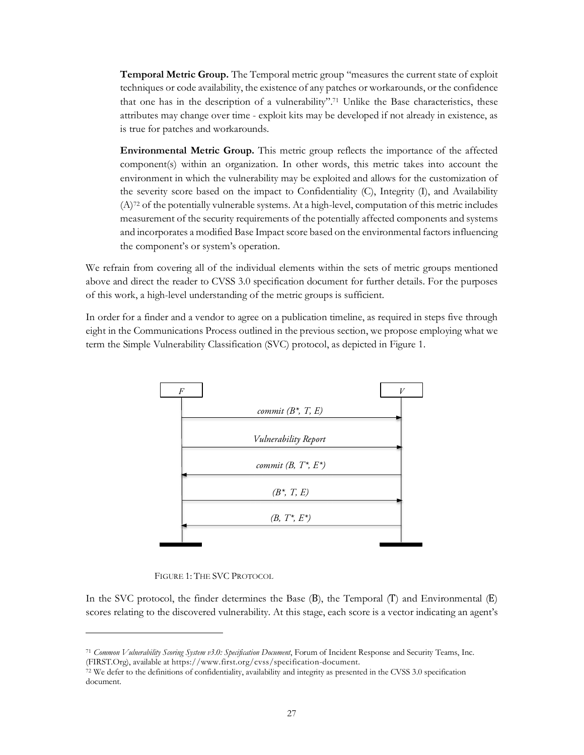**Temporal Metric Group.** The Temporal metric group "measures the current state of exploit techniques or code availability, the existence of any patches or workarounds, or the confidence that one has in the description of a vulnerability".[71] Unlike the Base characteristics, these attributes may change over time - exploit kits may be developed if not already in existence, as is true for patches and workarounds.

**Environmental Metric Group.** This metric group reflects the importance of the affected component(s) within an organization. In other words, this metric takes into account the environment in which the vulnerability may be exploited and allows for the customization of the severity score based on the impact to Confidentiality (C), Integrity (I), and Availability (A)[72] of the potentially vulnerable systems. At a high-level, computation of this metric includes measurement of the security requirements of the potentially affected components and systems and incorporates a modified Base Impact score based on the environmental factors influencing the component's or system's operation.

We refrain from covering all of the individual elements within the sets of metric groups mentioned above and direct the reader to CVSS 3.0 specification document for further details. For the purposes of this work, a high-level understanding of the metric groups is sufficient.

In order for a finder and a vendor to agree on a publication timeline, as required in steps five through eight in the Communications Process outlined in the previous section, we propose employing what we term the Simple Vulnerability Classification (SVC) protocol, as depicted in Figure 1.

```
F                                   V
|  ---- commit (B*, T, E) ------->  |
|  ---- Vulnerability Report ---->  |
|  <--- commit (B, T*, E*) -------  |
|  ---- (B*, T, E) -------------->  |
|  <--- (B, T*, E*) --------------  |
```

FIGURE 1: THE SVC PROTOCOL

In the SVC protocol, the finder determines the Base (B), the Temporal (T) and Environmental (E) scores relating to the discovered vulnerability. At this stage, each score is a vector indicating an agent's

[71] *Common Vulnerability Scoring System v3.0: Specification Document*, Forum of Incident Response and Security Teams, Inc. (FIRST.Org), available at https://www.first.org/cvss/specification-document.

[72] We defer to the definitions of confidentiality, availability and integrity as presented in the CVSS 3.0 specification document.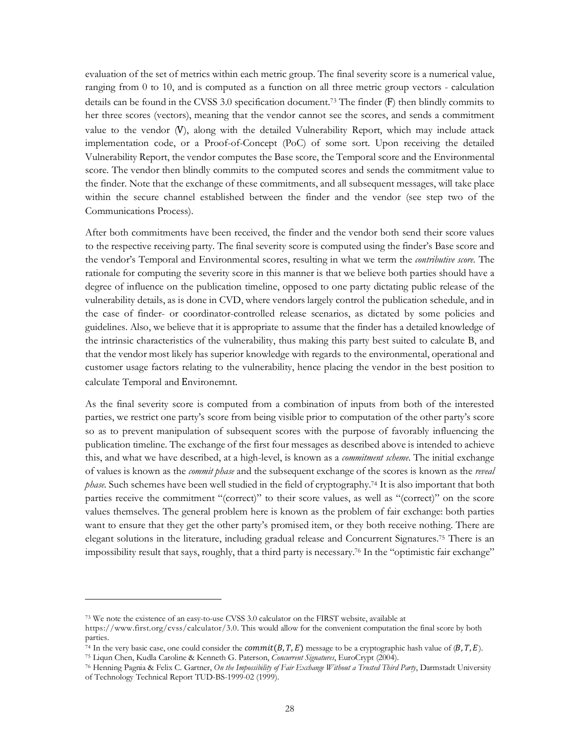evaluation of the set of metrics within each metric group. The final severity score is a numerical value, ranging from 0 to 10, and is computed as a function on all three metric group vectors - calculation details can be found in the CVSS 3.0 specification document.[73] The finder (F) then blindly commits to her three scores (vectors), meaning that the vendor cannot see the scores, and sends a commitment value to the vendor (V), along with the detailed Vulnerability Report, which may include attack implementation code, or a Proof-of-Concept (PoC) of some sort. Upon receiving the detailed Vulnerability Report, the vendor computes the Base score, the Temporal score and the Environmental score. The vendor then blindly commits to the computed scores and sends the commitment value to the finder. Note that the exchange of these commitments, and all subsequent messages, will take place within the secure channel established between the finder and the vendor (see step two of the Communications Process).

After both commitments have been received, the finder and the vendor both send their score values to the respective receiving party. The final severity score is computed using the finder's Base score and the vendor's Temporal and Environmental scores, resulting in what we term the *contributive score*. The rationale for computing the severity score in this manner is that we believe both parties should have a degree of influence on the publication timeline, opposed to one party dictating public release of the vulnerability details, as is done in CVD, where vendors largely control the publication schedule, and in the case of finder- or coordinator-controlled release scenarios, as dictated by some policies and guidelines. Also, we believe that it is appropriate to assume that the finder has a detailed knowledge of the intrinsic characteristics of the vulnerability, thus making this party best suited to calculate B, and that the vendor most likely has superior knowledge with regards to the environmental, operational and customer usage factors relating to the vulnerability, hence placing the vendor in the best position to calculate Temporal and Environemnt.

As the final severity score is computed from a combination of inputs from both of the interested parties, we restrict one party's score from being visible prior to computation of the other party's score so as to prevent manipulation of subsequent scores with the purpose of favorably influencing the publication timeline. The exchange of the first four messages as described above is intended to achieve this, and what we have described, at a high-level, is known as a *commitment scheme*. The initial exchange of values is known as the *commit phase* and the subsequent exchange of the scores is known as the *reveal phase*. Such schemes have been well studied in the field of cryptography.[74] It is also important that both parties receive the commitment "(correct)" to their score values, as well as "(correct)" on the score values themselves. The general problem here is known as the problem of fair exchange: both parties want to ensure that they get the other party's promised item, or they both receive nothing. There are elegant solutions in the literature, including gradual release and Concurrent Signatures.[75] There is an impossibility result that says, roughly, that a third party is necessary.[76] In the "optimistic fair exchange"

---

[73] We note the existence of an easy-to-use CVSS 3.0 calculator on the FIRST website, available at https://www.first.org/cvss/calculator/3.0. This would allow for the convenient computation the final score by both parties.

[74] In the very basic case, one could consider the $commit(B, T, E)$ message to be a cryptographic hash value of $(B, T, E)$.

[75] Liqun Chen, Kudla Caroline & Kenneth G. Paterson, *Concurrent Signatures*, EuroCrypt (2004).

[76] Henning Pagnia & Felix C. Gartner, *On the Impossibility of Fair Exchange Without a Trusted Third Party*, Darmstadt University of Technology Technical Report TUD-BS-1999-02 (1999).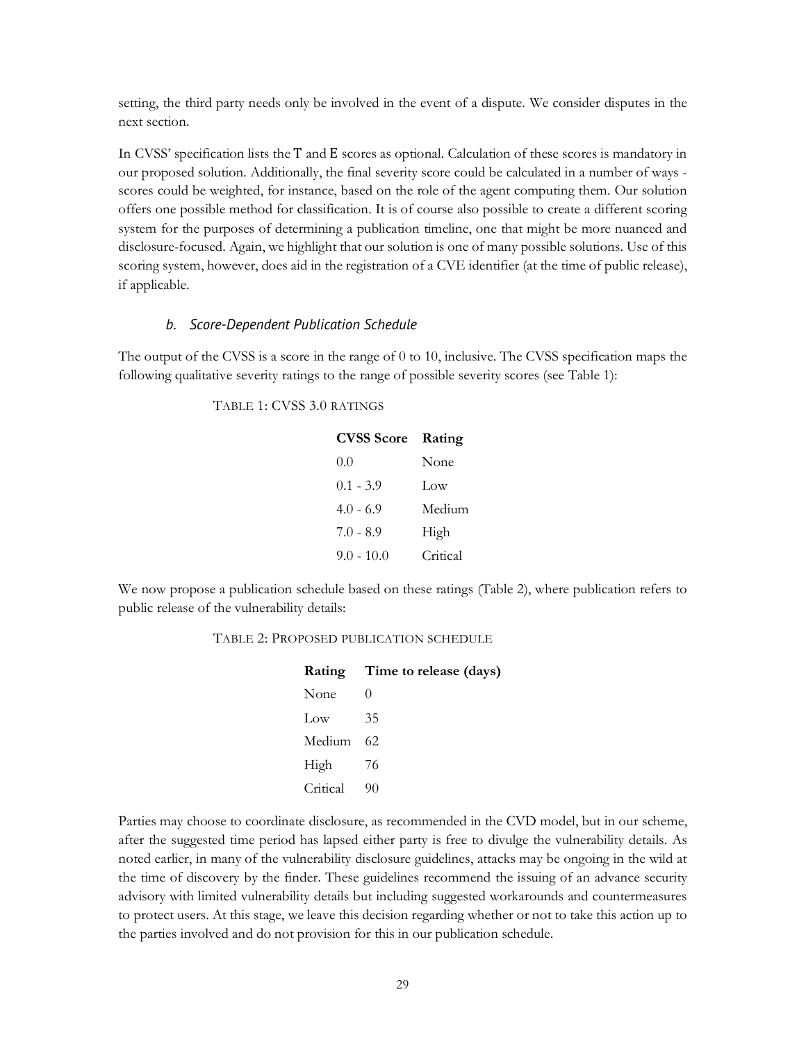setting, the third party needs only be involved in the event of a dispute. We consider disputes in the next section.

In CVSS' specification lists the T and E scores as optional. Calculation of these scores is mandatory in our proposed solution. Additionally, the final severity score could be calculated in a number of ways - scores could be weighted, for instance, based on the role of the agent computing them. Our solution offers one possible method for classification. It is of course also possible to create a different scoring system for the purposes of determining a publication timeline, one that might be more nuanced and disclosure-focused. Again, we highlight that our solution is one of many possible solutions. Use of this scoring system, however, does aid in the registration of a CVE identifier (at the time of public release), if applicable.

### *b. Score-Dependent Publication Schedule*

The output of the CVSS is a score in the range of 0 to 10, inclusive. The CVSS specification maps the following qualitative severity ratings to the range of possible severity scores (see Table 1):

TABLE 1: CVSS 3.0 RATINGS

| CVSS Score | Rating |
| --- | --- |
| 0.0 | None |
| 0.1 - 3.9 | Low |
| 4.0 - 6.9 | Medium |
| 7.0 - 8.9 | High |
| 9.0 - 10.0 | Critical |

We now propose a publication schedule based on these ratings (Table 2), where publication refers to public release of the vulnerability details:

TABLE 2: PROPOSED PUBLICATION SCHEDULE

| Rating | Time to release (days) |
| --- | --- |
| None | 0 |
| Low | 35 |
| Medium | 62 |
| High | 76 |
| Critical | 90 |

Parties may choose to coordinate disclosure, as recommended in the CVD model, but in our scheme, after the suggested time period has lapsed either party is free to divulge the vulnerability details. As noted earlier, in many of the vulnerability disclosure guidelines, attacks may be ongoing in the wild at the time of discovery by the finder. These guidelines recommend the issuing of an advance security advisory with limited vulnerability details but including suggested workarounds and countermeasures to protect users. At this stage, we leave this decision regarding whether or not to take this action up to the parties involved and do not provision for this in our publication schedule.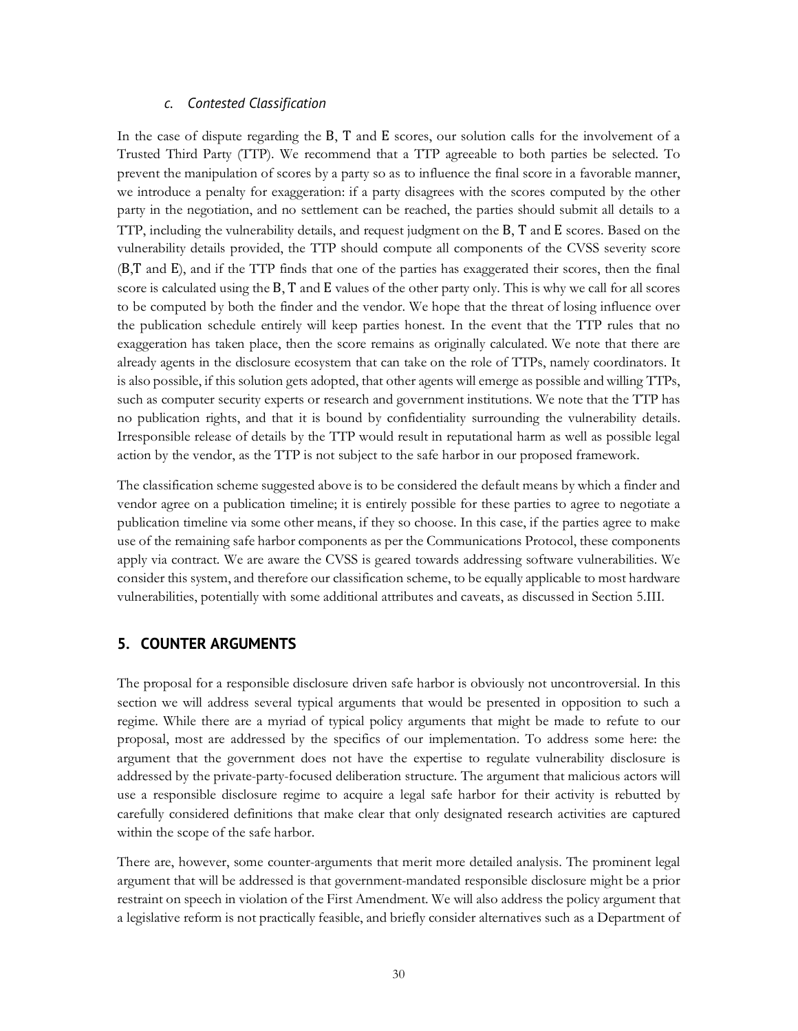### *c. Contested Classification*

In the case of dispute regarding the B, T and E scores, our solution calls for the involvement of a Trusted Third Party (TTP). We recommend that a TTP agreeable to both parties be selected. To prevent the manipulation of scores by a party so as to influence the final score in a favorable manner, we introduce a penalty for exaggeration: if a party disagrees with the scores computed by the other party in the negotiation, and no settlement can be reached, the parties should submit all details to a TTP, including the vulnerability details, and request judgment on the B, T and E scores. Based on the vulnerability details provided, the TTP should compute all components of the CVSS severity score (B,T and E), and if the TTP finds that one of the parties has exaggerated their scores, then the final score is calculated using the B, T and E values of the other party only. This is why we call for all scores to be computed by both the finder and the vendor. We hope that the threat of losing influence over the publication schedule entirely will keep parties honest. In the event that the TTP rules that no exaggeration has taken place, then the score remains as originally calculated. We note that there are already agents in the disclosure ecosystem that can take on the role of TTPs, namely coordinators. It is also possible, if this solution gets adopted, that other agents will emerge as possible and willing TTPs, such as computer security experts or research and government institutions. We note that the TTP has no publication rights, and that it is bound by confidentiality surrounding the vulnerability details. Irresponsible release of details by the TTP would result in reputational harm as well as possible legal action by the vendor, as the TTP is not subject to the safe harbor in our proposed framework.

The classification scheme suggested above is to be considered the default means by which a finder and vendor agree on a publication timeline; it is entirely possible for these parties to agree to negotiate a publication timeline via some other means, if they so choose. In this case, if the parties agree to make use of the remaining safe harbor components as per the Communications Protocol, these components apply via contract. We are aware the CVSS is geared towards addressing software vulnerabilities. We consider this system, and therefore our classification scheme, to be equally applicable to most hardware vulnerabilities, potentially with some additional attributes and caveats, as discussed in Section 5.III.

## 5. COUNTER ARGUMENTS

The proposal for a responsible disclosure driven safe harbor is obviously not uncontroversial. In this section we will address several typical arguments that would be presented in opposition to such a regime. While there are a myriad of typical policy arguments that might be made to refute to our proposal, most are addressed by the specifics of our implementation. To address some here: the argument that the government does not have the expertise to regulate vulnerability disclosure is addressed by the private-party-focused deliberation structure. The argument that malicious actors will use a responsible disclosure regime to acquire a legal safe harbor for their activity is rebutted by carefully considered definitions that make clear that only designated research activities are captured within the scope of the safe harbor.

There are, however, some counter-arguments that merit more detailed analysis. The prominent legal argument that will be addressed is that government-mandated responsible disclosure might be a prior restraint on speech in violation of the First Amendment. We will also address the policy argument that a legislative reform is not practically feasible, and briefly consider alternatives such as a Department of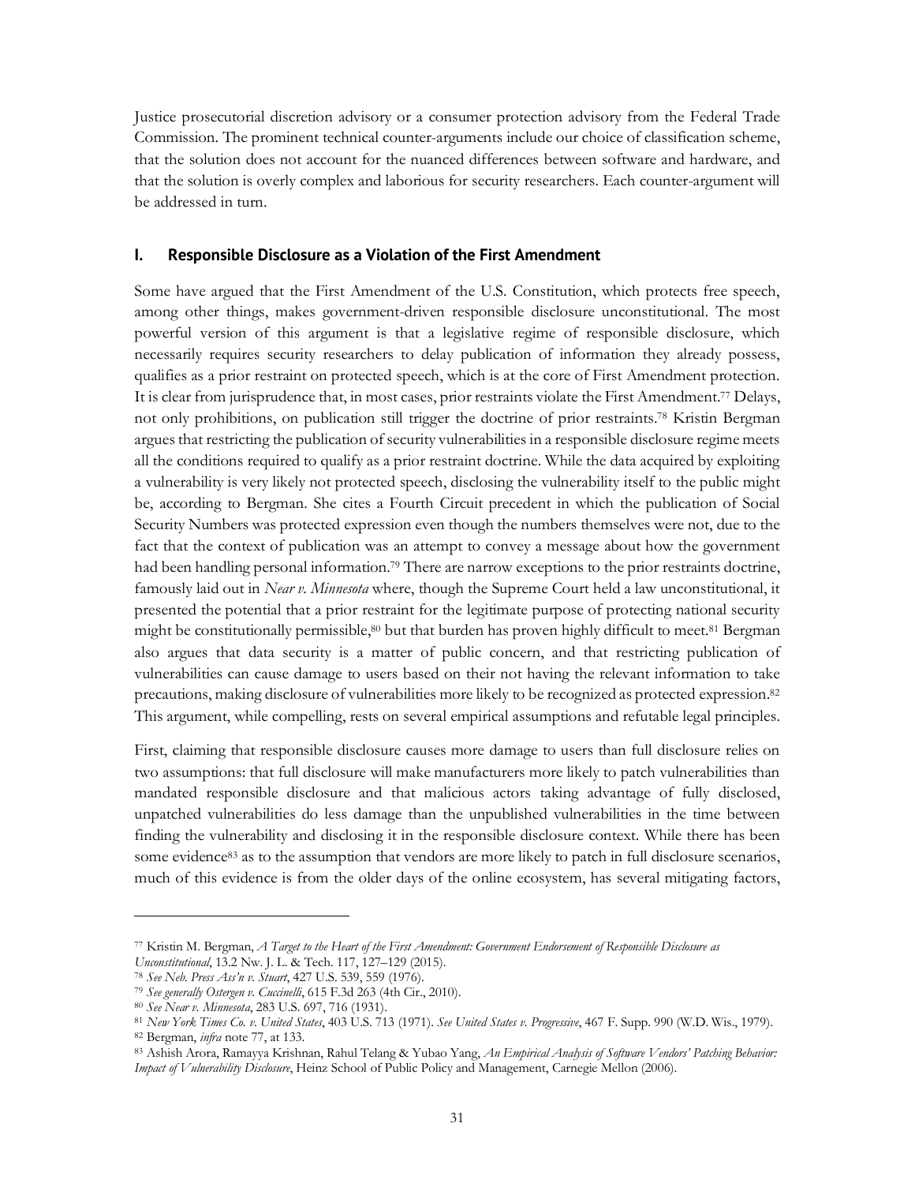Justice prosecutorial discretion advisory or a consumer protection advisory from the Federal Trade Commission. The prominent technical counter-arguments include our choice of classification scheme, that the solution does not account for the nuanced differences between software and hardware, and that the solution is overly complex and laborious for security researchers. Each counter-argument will be addressed in turn.

## I. Responsible Disclosure as a Violation of the First Amendment

Some have argued that the First Amendment of the U.S. Constitution, which protects free speech, among other things, makes government-driven responsible disclosure unconstitutional. The most powerful version of this argument is that a legislative regime of responsible disclosure, which necessarily requires security researchers to delay publication of information they already possess, qualifies as a prior restraint on protected speech, which is at the core of First Amendment protection. It is clear from jurisprudence that, in most cases, prior restraints violate the First Amendment.[77] Delays, not only prohibitions, on publication still trigger the doctrine of prior restraints.[78] Kristin Bergman argues that restricting the publication of security vulnerabilities in a responsible disclosure regime meets all the conditions required to qualify as a prior restraint doctrine. While the data acquired by exploiting a vulnerability is very likely not protected speech, disclosing the vulnerability itself to the public might be, according to Bergman. She cites a Fourth Circuit precedent in which the publication of Social Security Numbers was protected expression even though the numbers themselves were not, due to the fact that the context of publication was an attempt to convey a message about how the government had been handling personal information.[79] There are narrow exceptions to the prior restraints doctrine, famously laid out in *Near v. Minnesota* where, though the Supreme Court held a law unconstitutional, it presented the potential that a prior restraint for the legitimate purpose of protecting national security might be constitutionally permissible,[80] but that burden has proven highly difficult to meet.[81] Bergman also argues that data security is a matter of public concern, and that restricting publication of vulnerabilities can cause damage to users based on their not having the relevant information to take precautions, making disclosure of vulnerabilities more likely to be recognized as protected expression.[82] This argument, while compelling, rests on several empirical assumptions and refutable legal principles.

First, claiming that responsible disclosure causes more damage to users than full disclosure relies on two assumptions: that full disclosure will make manufacturers more likely to patch vulnerabilities than mandated responsible disclosure and that malicious actors taking advantage of fully disclosed, unpatched vulnerabilities do less damage than the unpublished vulnerabilities in the time between finding the vulnerability and disclosing it in the responsible disclosure context. While there has been some evidence[83] as to the assumption that vendors are more likely to patch in full disclosure scenarios, much of this evidence is from the older days of the online ecosystem, has several mitigating factors,

---

[77] Kristin M. Bergman, *A Target to the Heart of the First Amendment: Government Endorsement of Responsible Disclosure as Unconstitutional*, 13.2 Nw. J. L. & Tech. 117, 127–129 (2015).

[78] *See Neb. Press Ass'n v. Stuart*, 427 U.S. 539, 559 (1976).

[79] *See generally Ostergen v. Cuccinelli*, 615 F.3d 263 (4th Cir., 2010).

[80] *See Near v. Minnesota*, 283 U.S. 697, 716 (1931).

[81] *New York Times Co. v. United States*, 403 U.S. 713 (1971). *See United States v. Progressive*, 467 F. Supp. 990 (W.D. Wis., 1979).

[82] Bergman, *infra* note 77, at 133.

[83] Ashish Arora, Ramayya Krishnan, Rahul Telang & Yubao Yang, *An Empirical Analysis of Software Vendors' Patching Behavior: Impact of Vulnerability Disclosure*, Heinz School of Public Policy and Management, Carnegie Mellon (2006).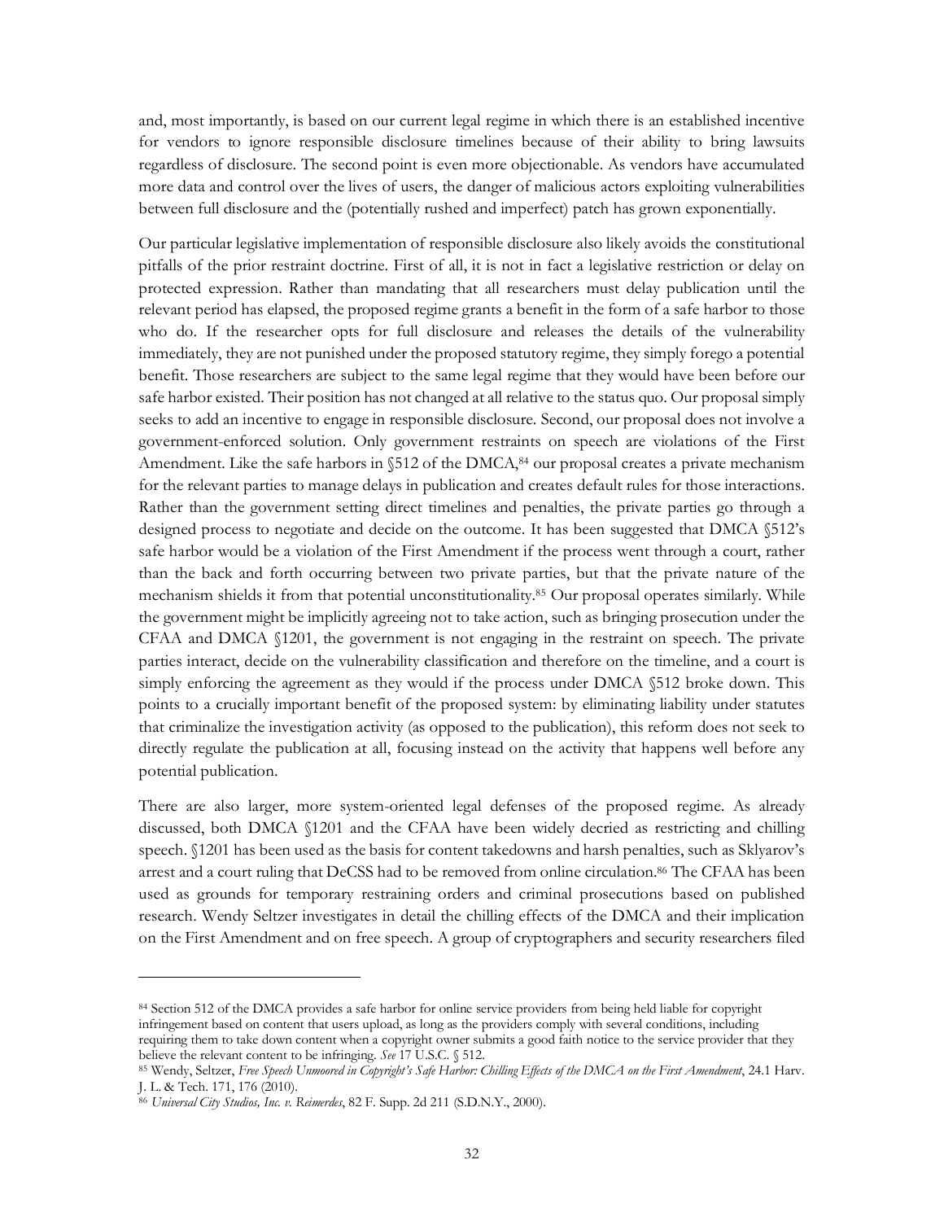and, most importantly, is based on our current legal regime in which there is an established incentive for vendors to ignore responsible disclosure timelines because of their ability to bring lawsuits regardless of disclosure. The second point is even more objectionable. As vendors have accumulated more data and control over the lives of users, the danger of malicious actors exploiting vulnerabilities between full disclosure and the (potentially rushed and imperfect) patch has grown exponentially.

Our particular legislative implementation of responsible disclosure also likely avoids the constitutional pitfalls of the prior restraint doctrine. First of all, it is not in fact a legislative restriction or delay on protected expression. Rather than mandating that all researchers must delay publication until the relevant period has elapsed, the proposed regime grants a benefit in the form of a safe harbor to those who do. If the researcher opts for full disclosure and releases the details of the vulnerability immediately, they are not punished under the proposed statutory regime, they simply forego a potential benefit. Those researchers are subject to the same legal regime that they would have been before our safe harbor existed. Their position has not changed at all relative to the status quo. Our proposal simply seeks to add an incentive to engage in responsible disclosure. Second, our proposal does not involve a government-enforced solution. Only government restraints on speech are violations of the First Amendment. Like the safe harbors in §512 of the DMCA,[84] our proposal creates a private mechanism for the relevant parties to manage delays in publication and creates default rules for those interactions. Rather than the government setting direct timelines and penalties, the private parties go through a designed process to negotiate and decide on the outcome. It has been suggested that DMCA §512's safe harbor would be a violation of the First Amendment if the process went through a court, rather than the back and forth occurring between two private parties, but that the private nature of the mechanism shields it from that potential unconstitutionality.[85] Our proposal operates similarly. While the government might be implicitly agreeing not to take action, such as bringing prosecution under the CFAA and DMCA §1201, the government is not engaging in the restraint on speech. The private parties interact, decide on the vulnerability classification and therefore on the timeline, and a court is simply enforcing the agreement as they would if the process under DMCA §512 broke down. This points to a crucially important benefit of the proposed system: by eliminating liability under statutes that criminalize the investigation activity (as opposed to the publication), this reform does not seek to directly regulate the publication at all, focusing instead on the activity that happens well before any potential publication.

There are also larger, more system-oriented legal defenses of the proposed regime. As already discussed, both DMCA §1201 and the CFAA have been widely decried as restricting and chilling speech. §1201 has been used as the basis for content takedowns and harsh penalties, such as Sklyarov's arrest and a court ruling that DeCSS had to be removed from online circulation.[86] The CFAA has been used as grounds for temporary restraining orders and criminal prosecutions based on published research. Wendy Seltzer investigates in detail the chilling effects of the DMCA and their implication on the First Amendment and on free speech. A group of cryptographers and security researchers filed

---

[84] Section 512 of the DMCA provides a safe harbor for online service providers from being held liable for copyright infringement based on content that users upload, as long as the providers comply with several conditions, including requiring them to take down content when a copyright owner submits a good faith notice to the service provider that they believe the relevant content to be infringing. *See* 17 U.S.C. § 512.

[85] Wendy, Seltzer, *Free Speech Unmoored in Copyright's Safe Harbor: Chilling Effects of the DMCA on the First Amendment*, 24.1 Harv. J. L. & Tech. 171, 176 (2010).

[86] *Universal City Studios, Inc. v. Reimerdes*, 82 F. Supp. 2d 211 (S.D.N.Y., 2000).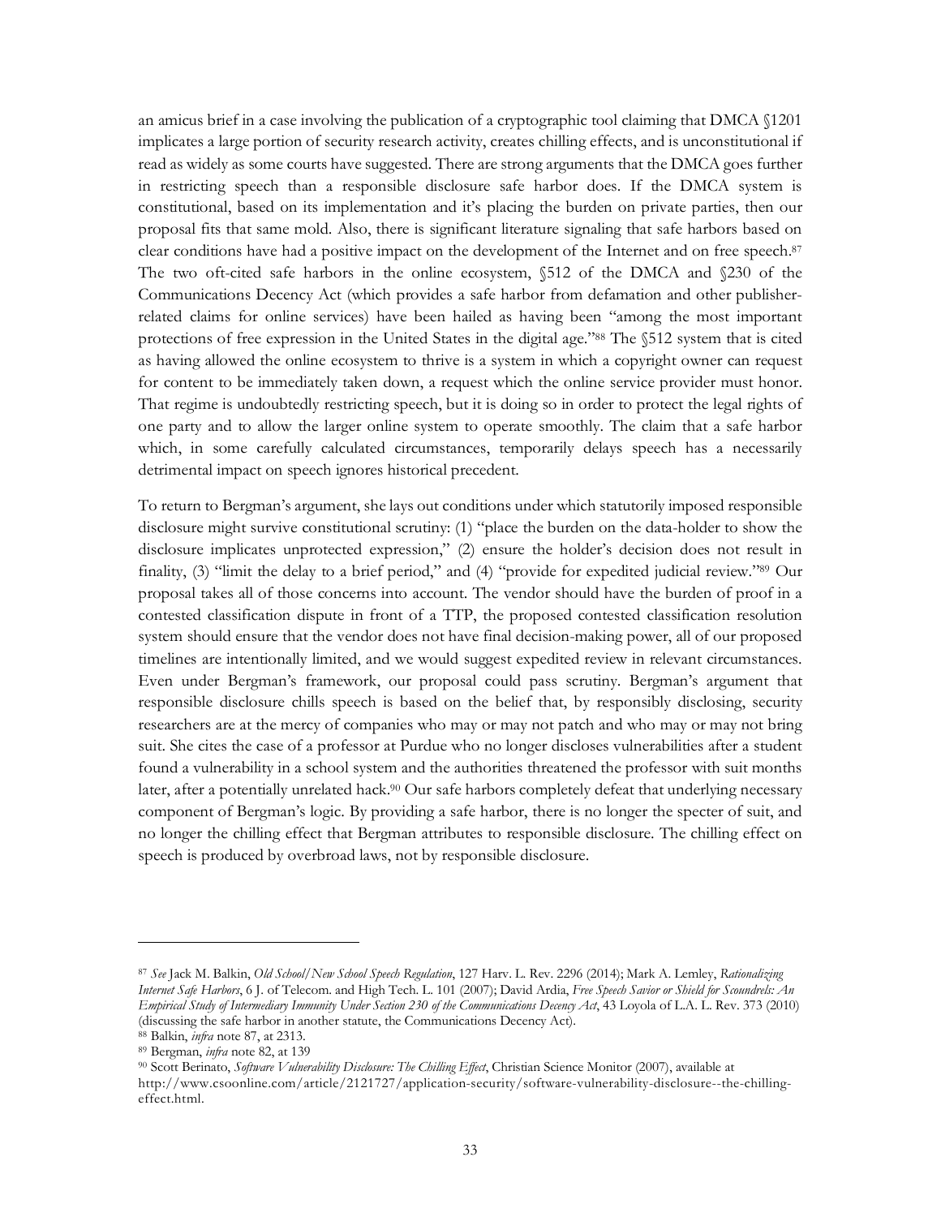an amicus brief in a case involving the publication of a cryptographic tool claiming that DMCA §1201 implicates a large portion of security research activity, creates chilling effects, and is unconstitutional if read as widely as some courts have suggested. There are strong arguments that the DMCA goes further in restricting speech than a responsible disclosure safe harbor does. If the DMCA system is constitutional, based on its implementation and it's placing the burden on private parties, then our proposal fits that same mold. Also, there is significant literature signaling that safe harbors based on clear conditions have had a positive impact on the development of the Internet and on free speech.[87] The two oft-cited safe harbors in the online ecosystem, §512 of the DMCA and §230 of the Communications Decency Act (which provides a safe harbor from defamation and other publisher-related claims for online services) have been hailed as having been "among the most important protections of free expression in the United States in the digital age."[88] The §512 system that is cited as having allowed the online ecosystem to thrive is a system in which a copyright owner can request for content to be immediately taken down, a request which the online service provider must honor. That regime is undoubtedly restricting speech, but it is doing so in order to protect the legal rights of one party and to allow the larger online system to operate smoothly. The claim that a safe harbor which, in some carefully calculated circumstances, temporarily delays speech has a necessarily detrimental impact on speech ignores historical precedent.

To return to Bergman's argument, she lays out conditions under which statutorily imposed responsible disclosure might survive constitutional scrutiny: (1) "place the burden on the data-holder to show the disclosure implicates unprotected expression," (2) ensure the holder's decision does not result in finality, (3) "limit the delay to a brief period," and (4) "provide for expedited judicial review."[89] Our proposal takes all of those concerns into account. The vendor should have the burden of proof in a contested classification dispute in front of a TTP, the proposed contested classification resolution system should ensure that the vendor does not have final decision-making power, all of our proposed timelines are intentionally limited, and we would suggest expedited review in relevant circumstances. Even under Bergman's framework, our proposal could pass scrutiny. Bergman's argument that responsible disclosure chills speech is based on the belief that, by responsibly disclosing, security researchers are at the mercy of companies who may or may not patch and who may or may not bring suit. She cites the case of a professor at Purdue who no longer discloses vulnerabilities after a student found a vulnerability in a school system and the authorities threatened the professor with suit months later, after a potentially unrelated hack.[90] Our safe harbors completely defeat that underlying necessary component of Bergman's logic. By providing a safe harbor, there is no longer the specter of suit, and no longer the chilling effect that Bergman attributes to responsible disclosure. The chilling effect on speech is produced by overbroad laws, not by responsible disclosure.

---

[87] *See* Jack M. Balkin, *Old School/New School Speech Regulation*, 127 Harv. L. Rev. 2296 (2014); Mark A. Lemley, *Rationalizing Internet Safe Harbors*, 6 J. of Telecom. and High Tech. L. 101 (2007); David Ardia, *Free Speech Savior or Shield for Scoundrels: An Empirical Study of Intermediary Immunity Under Section 230 of the Communications Decency Act*, 43 Loyola of L.A. L. Rev. 373 (2010) (discussing the safe harbor in another statute, the Communications Decency Act).

[88] Balkin, *infra* note 87, at 2313.

[89] Bergman, *infra* note 82, at 139

[90] Scott Berinato, *Software Vulnerability Disclosure: The Chilling Effect*, Christian Science Monitor (2007), available at http://www.csoonline.com/article/2121727/application-security/software-vulnerability-disclosure--the-chilling-effect.html.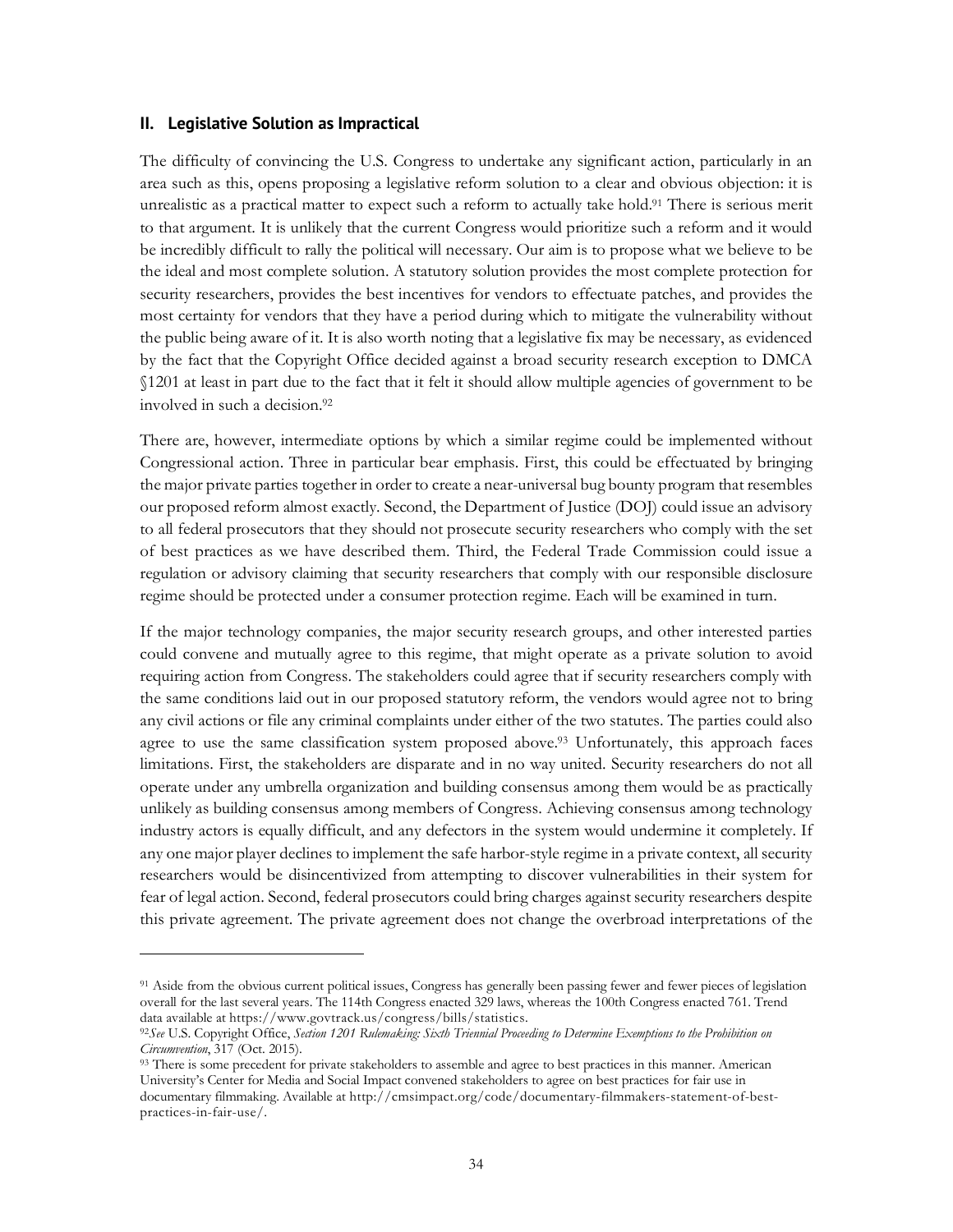## II. Legislative Solution as Impractical

The difficulty of convincing the U.S. Congress to undertake any significant action, particularly in an area such as this, opens proposing a legislative reform solution to a clear and obvious objection: it is unrealistic as a practical matter to expect such a reform to actually take hold.[91] There is serious merit to that argument. It is unlikely that the current Congress would prioritize such a reform and it would be incredibly difficult to rally the political will necessary. Our aim is to propose what we believe to be the ideal and most complete solution. A statutory solution provides the most complete protection for security researchers, provides the best incentives for vendors to effectuate patches, and provides the most certainty for vendors that they have a period during which to mitigate the vulnerability without the public being aware of it. It is also worth noting that a legislative fix may be necessary, as evidenced by the fact that the Copyright Office decided against a broad security research exception to DMCA §1201 at least in part due to the fact that it felt it should allow multiple agencies of government to be involved in such a decision.[92]

There are, however, intermediate options by which a similar regime could be implemented without Congressional action. Three in particular bear emphasis. First, this could be effectuated by bringing the major private parties together in order to create a near-universal bug bounty program that resembles our proposed reform almost exactly. Second, the Department of Justice (DOJ) could issue an advisory to all federal prosecutors that they should not prosecute security researchers who comply with the set of best practices as we have described them. Third, the Federal Trade Commission could issue a regulation or advisory claiming that security researchers that comply with our responsible disclosure regime should be protected under a consumer protection regime. Each will be examined in turn.

If the major technology companies, the major security research groups, and other interested parties could convene and mutually agree to this regime, that might operate as a private solution to avoid requiring action from Congress. The stakeholders could agree that if security researchers comply with the same conditions laid out in our proposed statutory reform, the vendors would agree not to bring any civil actions or file any criminal complaints under either of the two statutes. The parties could also agree to use the same classification system proposed above.[93] Unfortunately, this approach faces limitations. First, the stakeholders are disparate and in no way united. Security researchers do not all operate under any umbrella organization and building consensus among them would be as practically unlikely as building consensus among members of Congress. Achieving consensus among technology industry actors is equally difficult, and any defectors in the system would undermine it completely. If any one major player declines to implement the safe harbor-style regime in a private context, all security researchers would be disincentivized from attempting to discover vulnerabilities in their system for fear of legal action. Second, federal prosecutors could bring charges against security researchers despite this private agreement. The private agreement does not change the overbroad interpretations of the

---

[91] Aside from the obvious current political issues, Congress has generally been passing fewer and fewer pieces of legislation overall for the last several years. The 114th Congress enacted 329 laws, whereas the 100th Congress enacted 761. Trend data available at https://www.govtrack.us/congress/bills/statistics.

[92] *See* U.S. Copyright Office, *Section 1201 Rulemaking: Sixth Triennial Proceeding to Determine Exemptions to the Prohibition on Circumvention*, 317 (Oct. 2015).

[93] There is some precedent for private stakeholders to assemble and agree to best practices in this manner. American University's Center for Media and Social Impact convened stakeholders to agree on best practices for fair use in documentary filmmaking. Available at http://cmsimpact.org/code/documentary-filmmakers-statement-of-best-practices-in-fair-use/.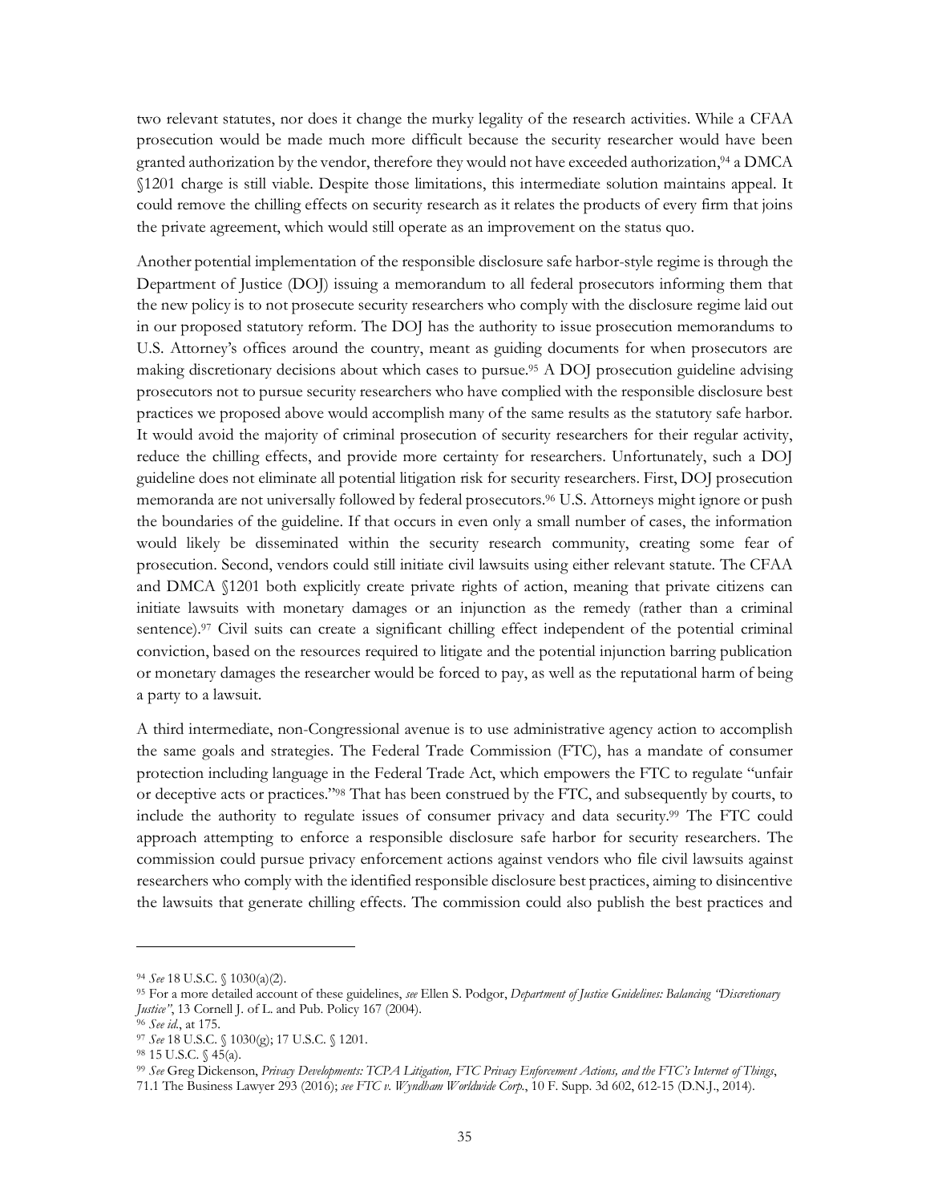two relevant statutes, nor does it change the murky legality of the research activities. While a CFAA prosecution would be made much more difficult because the security researcher would have been granted authorization by the vendor, therefore they would not have exceeded authorization,[94] a DMCA §1201 charge is still viable. Despite those limitations, this intermediate solution maintains appeal. It could remove the chilling effects on security research as it relates the products of every firm that joins the private agreement, which would still operate as an improvement on the status quo.

Another potential implementation of the responsible disclosure safe harbor-style regime is through the Department of Justice (DOJ) issuing a memorandum to all federal prosecutors informing them that the new policy is to not prosecute security researchers who comply with the disclosure regime laid out in our proposed statutory reform. The DOJ has the authority to issue prosecution memorandums to U.S. Attorney's offices around the country, meant as guiding documents for when prosecutors are making discretionary decisions about which cases to pursue.[95] A DOJ prosecution guideline advising prosecutors not to pursue security researchers who have complied with the responsible disclosure best practices we proposed above would accomplish many of the same results as the statutory safe harbor. It would avoid the majority of criminal prosecution of security researchers for their regular activity, reduce the chilling effects, and provide more certainty for researchers. Unfortunately, such a DOJ guideline does not eliminate all potential litigation risk for security researchers. First, DOJ prosecution memoranda are not universally followed by federal prosecutors.[96] U.S. Attorneys might ignore or push the boundaries of the guideline. If that occurs in even only a small number of cases, the information would likely be disseminated within the security research community, creating some fear of prosecution. Second, vendors could still initiate civil lawsuits using either relevant statute. The CFAA and DMCA §1201 both explicitly create private rights of action, meaning that private citizens can initiate lawsuits with monetary damages or an injunction as the remedy (rather than a criminal sentence).[97] Civil suits can create a significant chilling effect independent of the potential criminal conviction, based on the resources required to litigate and the potential injunction barring publication or monetary damages the researcher would be forced to pay, as well as the reputational harm of being a party to a lawsuit.

A third intermediate, non-Congressional avenue is to use administrative agency action to accomplish the same goals and strategies. The Federal Trade Commission (FTC), has a mandate of consumer protection including language in the Federal Trade Act, which empowers the FTC to regulate "unfair or deceptive acts or practices."[98] That has been construed by the FTC, and subsequently by courts, to include the authority to regulate issues of consumer privacy and data security.[99] The FTC could approach attempting to enforce a responsible disclosure safe harbor for security researchers. The commission could pursue privacy enforcement actions against vendors who file civil lawsuits against researchers who comply with the identified responsible disclosure best practices, aiming to disincentive the lawsuits that generate chilling effects. The commission could also publish the best practices and

---

[94] *See* 18 U.S.C. § 1030(a)(2).

[95] For a more detailed account of these guidelines, *see* Ellen S. Podgor, *Department of Justice Guidelines: Balancing "Discretionary Justice"*, 13 Cornell J. of L. and Pub. Policy 167 (2004).

[96] *See id.*, at 175.

[97] *See* 18 U.S.C. § 1030(g); 17 U.S.C. § 1201.

[98] 15 U.S.C. § 45(a).

[99] *See* Greg Dickenson, *Privacy Developments: TCPA Litigation, FTC Privacy Enforcement Actions, and the FTC's Internet of Things*, 71.1 The Business Lawyer 293 (2016); *see FTC v. Wyndham Worldwide Corp.*, 10 F. Supp. 3d 602, 612-15 (D.N.J., 2014).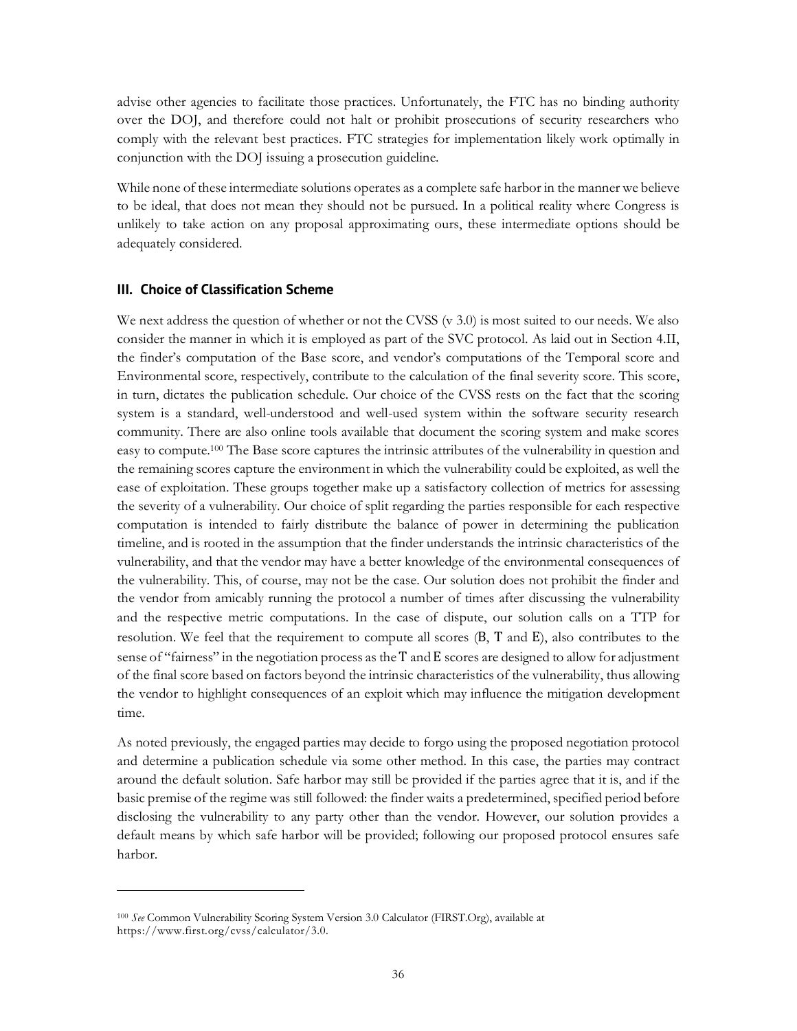advise other agencies to facilitate those practices. Unfortunately, the FTC has no binding authority over the DOJ, and therefore could not halt or prohibit prosecutions of security researchers who comply with the relevant best practices. FTC strategies for implementation likely work optimally in conjunction with the DOJ issuing a prosecution guideline.

While none of these intermediate solutions operates as a complete safe harbor in the manner we believe to be ideal, that does not mean they should not be pursued. In a political reality where Congress is unlikely to take action on any proposal approximating ours, these intermediate options should be adequately considered.

### III. Choice of Classification Scheme

We next address the question of whether or not the CVSS (v 3.0) is most suited to our needs. We also consider the manner in which it is employed as part of the SVC protocol. As laid out in Section 4.II, the finder's computation of the Base score, and vendor's computations of the Temporal score and Environmental score, respectively, contribute to the calculation of the final severity score. This score, in turn, dictates the publication schedule. Our choice of the CVSS rests on the fact that the scoring system is a standard, well-understood and well-used system within the software security research community. There are also online tools available that document the scoring system and make scores easy to compute.[100] The Base score captures the intrinsic attributes of the vulnerability in question and the remaining scores capture the environment in which the vulnerability could be exploited, as well the ease of exploitation. These groups together make up a satisfactory collection of metrics for assessing the severity of a vulnerability. Our choice of split regarding the parties responsible for each respective computation is intended to fairly distribute the balance of power in determining the publication timeline, and is rooted in the assumption that the finder understands the intrinsic characteristics of the vulnerability, and that the vendor may have a better knowledge of the environmental consequences of the vulnerability. This, of course, may not be the case. Our solution does not prohibit the finder and the vendor from amicably running the protocol a number of times after discussing the vulnerability and the respective metric computations. In the case of dispute, our solution calls on a TTP for resolution. We feel that the requirement to compute all scores (B, T and E), also contributes to the sense of "fairness" in the negotiation process as the T and E scores are designed to allow for adjustment of the final score based on factors beyond the intrinsic characteristics of the vulnerability, thus allowing the vendor to highlight consequences of an exploit which may influence the mitigation development time.

As noted previously, the engaged parties may decide to forgo using the proposed negotiation protocol and determine a publication schedule via some other method. In this case, the parties may contract around the default solution. Safe harbor may still be provided if the parties agree that it is, and if the basic premise of the regime was still followed: the finder waits a predetermined, specified period before disclosing the vulnerability to any party other than the vendor. However, our solution provides a default means by which safe harbor will be provided; following our proposed protocol ensures safe harbor.

---

[100] *See* Common Vulnerability Scoring System Version 3.0 Calculator (FIRST.Org), available at https://www.first.org/cvss/calculator/3.0.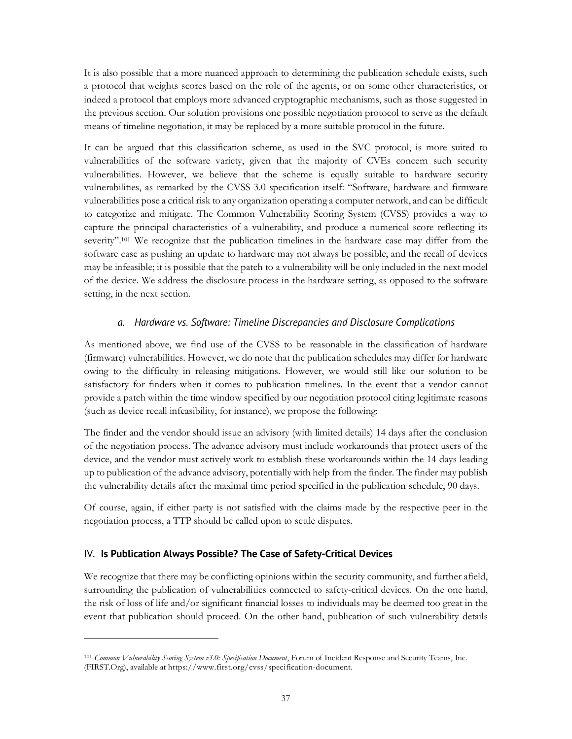It is also possible that a more nuanced approach to determining the publication schedule exists, such a protocol that weights scores based on the role of the agents, or on some other characteristics, or indeed a protocol that employs more advanced cryptographic mechanisms, such as those suggested in the previous section. Our solution provisions one possible negotiation protocol to serve as the default means of timeline negotiation, it may be replaced by a more suitable protocol in the future.

It can be argued that this classification scheme, as used in the SVC protocol, is more suited to vulnerabilities of the software variety, given that the majority of CVEs concern such security vulnerabilities. However, we believe that the scheme is equally suitable to hardware security vulnerabilities, as remarked by the CVSS 3.0 specification itself: "Software, hardware and firmware vulnerabilities pose a critical risk to any organization operating a computer network, and can be difficult to categorize and mitigate. The Common Vulnerability Scoring System (CVSS) provides a way to capture the principal characteristics of a vulnerability, and produce a numerical score reflecting its severity".[101] We recognize that the publication timelines in the hardware case may differ from the software case as pushing an update to hardware may not always be possible, and the recall of devices may be infeasible; it is possible that the patch to a vulnerability will be only included in the next model of the device. We address the disclosure process in the hardware setting, as opposed to the software setting, in the next section.

### *a. Hardware vs. Software: Timeline Discrepancies and Disclosure Complications*

As mentioned above, we find use of the CVSS to be reasonable in the classification of hardware (firmware) vulnerabilities. However, we do note that the publication schedules may differ for hardware owing to the difficulty in releasing mitigations. However, we would still like our solution to be satisfactory for finders when it comes to publication timelines. In the event that a vendor cannot provide a patch within the time window specified by our negotiation protocol citing legitimate reasons (such as device recall infeasibility, for instance), we propose the following:

The finder and the vendor should issue an advisory (with limited details) 14 days after the conclusion of the negotiation process. The advance advisory must include workarounds that protect users of the device, and the vendor must actively work to establish these workarounds within the 14 days leading up to publication of the advance advisory, potentially with help from the finder. The finder may publish the vulnerability details after the maximal time period specified in the publication schedule, 90 days.

Of course, again, if either party is not satisfied with the claims made by the respective peer in the negotiation process, a TTP should be called upon to settle disputes.

## IV. **Is Publication Always Possible? The Case of Safety-Critical Devices**

We recognize that there may be conflicting opinions within the security community, and further afield, surrounding the publication of vulnerabilities connected to safety-critical devices. On the one hand, the risk of loss of life and/or significant financial losses to individuals may be deemed too great in the event that publication should proceed. On the other hand, publication of such vulnerability details

---

[101] *Common Vulnerability Scoring System v3.0: Specification Document*, Forum of Incident Response and Security Teams, Inc. (FIRST.Org), available at https://www.first.org/cvss/specification-document.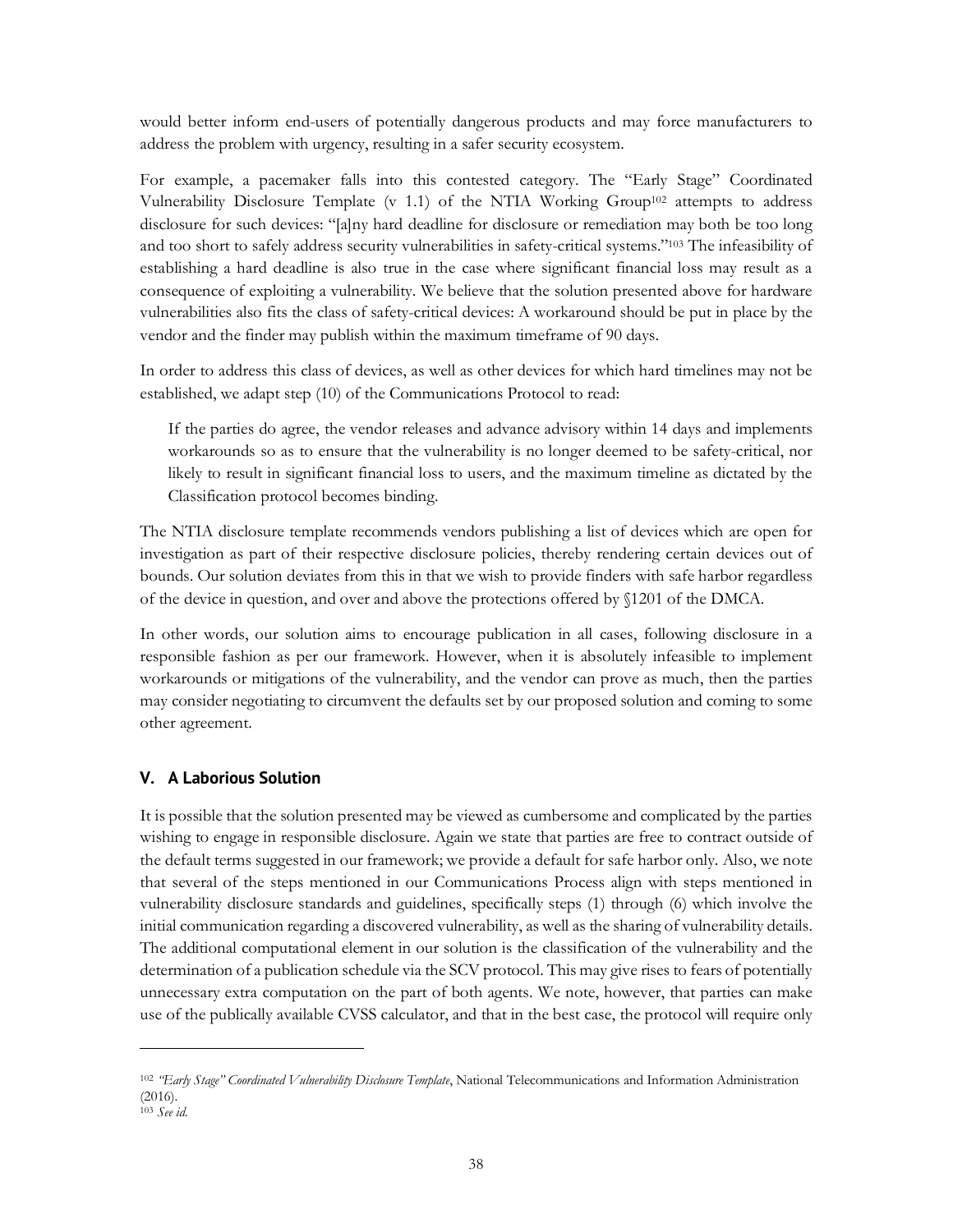would better inform end-users of potentially dangerous products and may force manufacturers to address the problem with urgency, resulting in a safer security ecosystem.

For example, a pacemaker falls into this contested category. The "Early Stage" Coordinated Vulnerability Disclosure Template (v 1.1) of the NTIA Working Group[102] attempts to address disclosure for such devices: "[a]ny hard deadline for disclosure or remediation may both be too long and too short to safely address security vulnerabilities in safety-critical systems."[103] The infeasibility of establishing a hard deadline is also true in the case where significant financial loss may result as a consequence of exploiting a vulnerability. We believe that the solution presented above for hardware vulnerabilities also fits the class of safety-critical devices: A workaround should be put in place by the vendor and the finder may publish within the maximum timeframe of 90 days.

In order to address this class of devices, as well as other devices for which hard timelines may not be established, we adapt step (10) of the Communications Protocol to read:

> If the parties do agree, the vendor releases and advance advisory within 14 days and implements workarounds so as to ensure that the vulnerability is no longer deemed to be safety-critical, nor likely to result in significant financial loss to users, and the maximum timeline as dictated by the Classification protocol becomes binding.

The NTIA disclosure template recommends vendors publishing a list of devices which are open for investigation as part of their respective disclosure policies, thereby rendering certain devices out of bounds. Our solution deviates from this in that we wish to provide finders with safe harbor regardless of the device in question, and over and above the protections offered by §1201 of the DMCA.

In other words, our solution aims to encourage publication in all cases, following disclosure in a responsible fashion as per our framework. However, when it is absolutely infeasible to implement workarounds or mitigations of the vulnerability, and the vendor can prove as much, then the parties may consider negotiating to circumvent the defaults set by our proposed solution and coming to some other agreement.

## V. A Laborious Solution

It is possible that the solution presented may be viewed as cumbersome and complicated by the parties wishing to engage in responsible disclosure. Again we state that parties are free to contract outside of the default terms suggested in our framework; we provide a default for safe harbor only. Also, we note that several of the steps mentioned in our Communications Process align with steps mentioned in vulnerability disclosure standards and guidelines, specifically steps (1) through (6) which involve the initial communication regarding a discovered vulnerability, as well as the sharing of vulnerability details. The additional computational element in our solution is the classification of the vulnerability and the determination of a publication schedule via the SCV protocol. This may give rises to fears of potentially unnecessary extra computation on the part of both agents. We note, however, that parties can make use of the publically available CVSS calculator, and that in the best case, the protocol will require only

---

[102] *"Early Stage" Coordinated Vulnerability Disclosure Template*, National Telecommunications and Information Administration (2016).

[103] *See id.*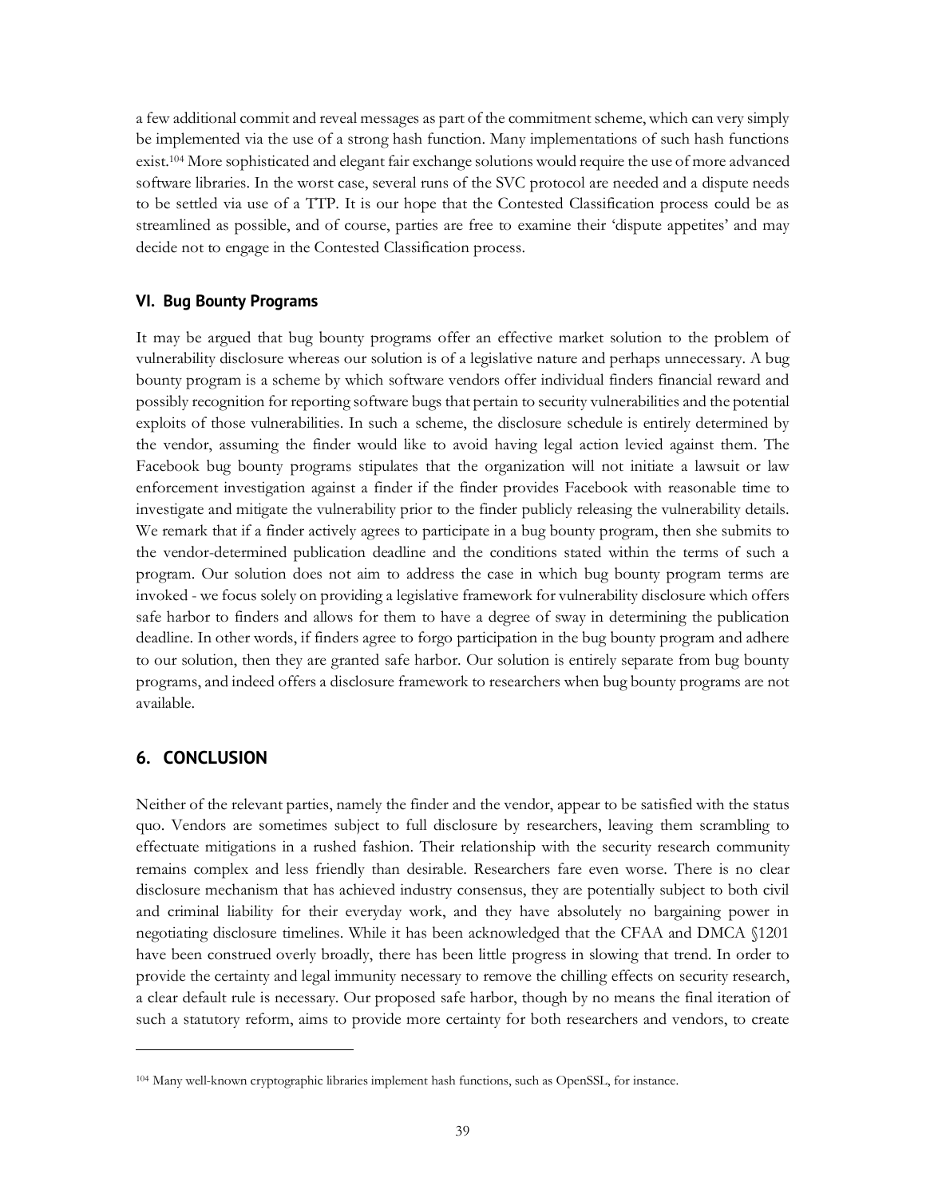a few additional commit and reveal messages as part of the commitment scheme, which can very simply be implemented via the use of a strong hash function. Many implementations of such hash functions exist.[104] More sophisticated and elegant fair exchange solutions would require the use of more advanced software libraries. In the worst case, several runs of the SVC protocol are needed and a dispute needs to be settled via use of a TTP. It is our hope that the Contested Classification process could be as streamlined as possible, and of course, parties are free to examine their 'dispute appetites' and may decide not to engage in the Contested Classification process.

### VI. Bug Bounty Programs

It may be argued that bug bounty programs offer an effective market solution to the problem of vulnerability disclosure whereas our solution is of a legislative nature and perhaps unnecessary. A bug bounty program is a scheme by which software vendors offer individual finders financial reward and possibly recognition for reporting software bugs that pertain to security vulnerabilities and the potential exploits of those vulnerabilities. In such a scheme, the disclosure schedule is entirely determined by the vendor, assuming the finder would like to avoid having legal action levied against them. The Facebook bug bounty programs stipulates that the organization will not initiate a lawsuit or law enforcement investigation against a finder if the finder provides Facebook with reasonable time to investigate and mitigate the vulnerability prior to the finder publicly releasing the vulnerability details. We remark that if a finder actively agrees to participate in a bug bounty program, then she submits to the vendor-determined publication deadline and the conditions stated within the terms of such a program. Our solution does not aim to address the case in which bug bounty program terms are invoked - we focus solely on providing a legislative framework for vulnerability disclosure which offers safe harbor to finders and allows for them to have a degree of sway in determining the publication deadline. In other words, if finders agree to forgo participation in the bug bounty program and adhere to our solution, then they are granted safe harbor. Our solution is entirely separate from bug bounty programs, and indeed offers a disclosure framework to researchers when bug bounty programs are not available.

## 6. CONCLUSION

Neither of the relevant parties, namely the finder and the vendor, appear to be satisfied with the status quo. Vendors are sometimes subject to full disclosure by researchers, leaving them scrambling to effectuate mitigations in a rushed fashion. Their relationship with the security research community remains complex and less friendly than desirable. Researchers fare even worse. There is no clear disclosure mechanism that has achieved industry consensus, they are potentially subject to both civil and criminal liability for their everyday work, and they have absolutely no bargaining power in negotiating disclosure timelines. While it has been acknowledged that the CFAA and DMCA §1201 have been construed overly broadly, there has been little progress in slowing that trend. In order to provide the certainty and legal immunity necessary to remove the chilling effects on security research, a clear default rule is necessary. Our proposed safe harbor, though by no means the final iteration of such a statutory reform, aims to provide more certainty for both researchers and vendors, to create

---

[104] Many well-known cryptographic libraries implement hash functions, such as OpenSSL, for instance.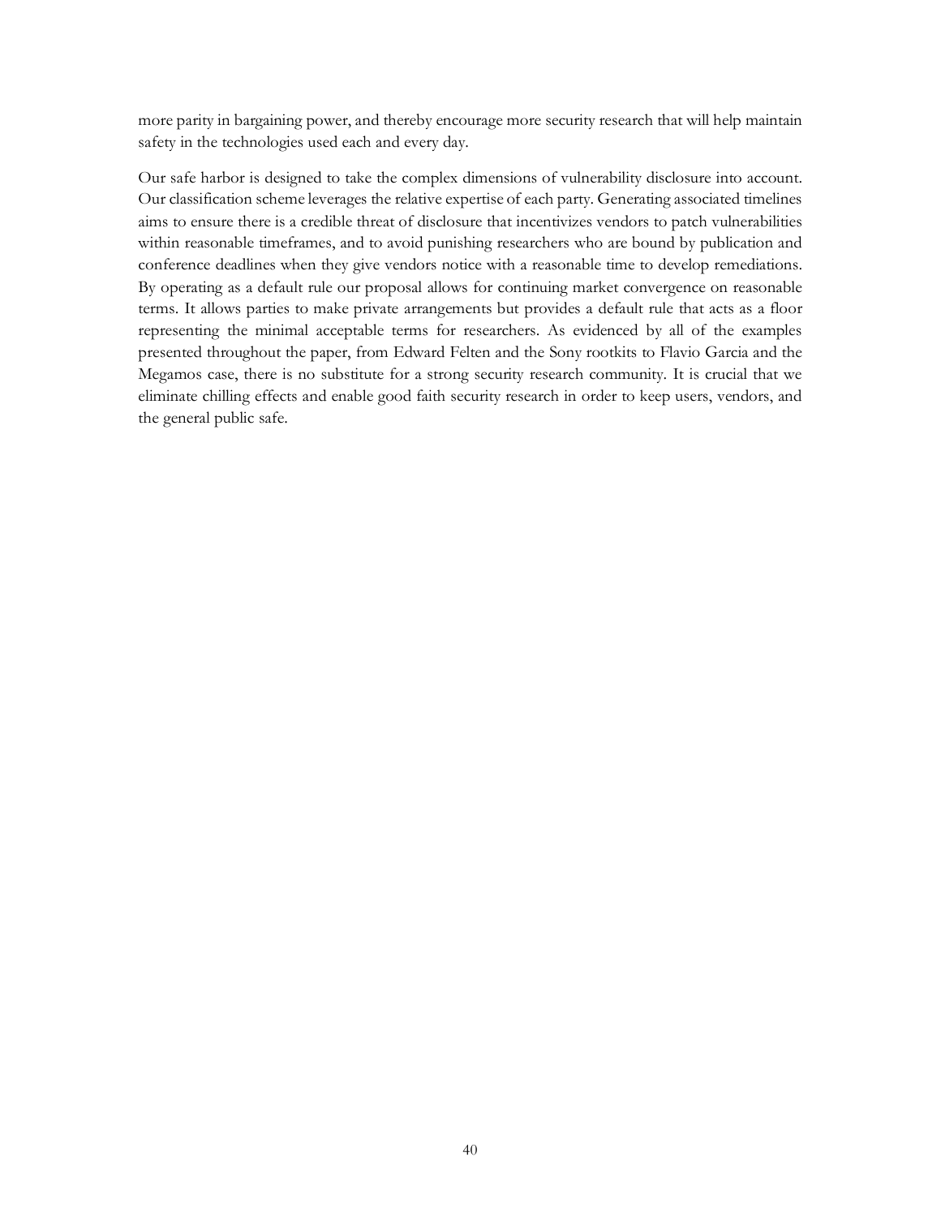more parity in bargaining power, and thereby encourage more security research that will help maintain safety in the technologies used each and every day.

Our safe harbor is designed to take the complex dimensions of vulnerability disclosure into account. Our classification scheme leverages the relative expertise of each party. Generating associated timelines aims to ensure there is a credible threat of disclosure that incentivizes vendors to patch vulnerabilities within reasonable timeframes, and to avoid punishing researchers who are bound by publication and conference deadlines when they give vendors notice with a reasonable time to develop remediations. By operating as a default rule our proposal allows for continuing market convergence on reasonable terms. It allows parties to make private arrangements but provides a default rule that acts as a floor representing the minimal acceptable terms for researchers. As evidenced by all of the examples presented throughout the paper, from Edward Felten and the Sony rootkits to Flavio Garcia and the Megamos case, there is no substitute for a strong security research community. It is crucial that we eliminate chilling effects and enable good faith security research in order to keep users, vendors, and the general public safe.